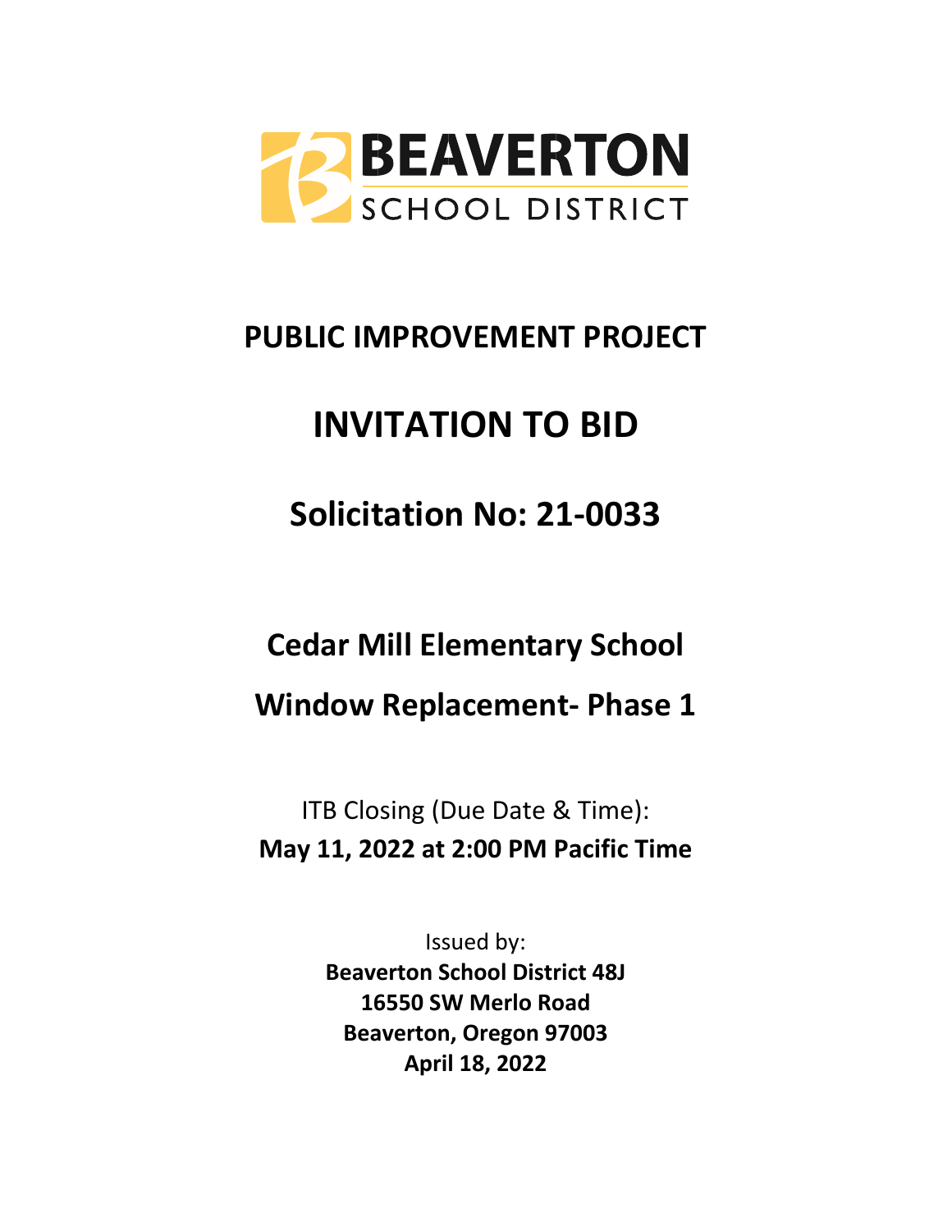BEAVERTON
SCHOOL DISTRICT

# PUBLIC IMPROVEMENT PROJECT

# INVITATION TO BID

## Solicitation No: 21-0033

## Cedar Mill Elementary School

## Window Replacement- Phase 1

ITB Closing (Due Date & Time):
**May 11, 2022 at 2:00 PM Pacific Time**

Issued by:
**Beaverton School District 48J**
**16550 SW Merlo Road**
**Beaverton, Oregon 97003**
**April 18, 2022**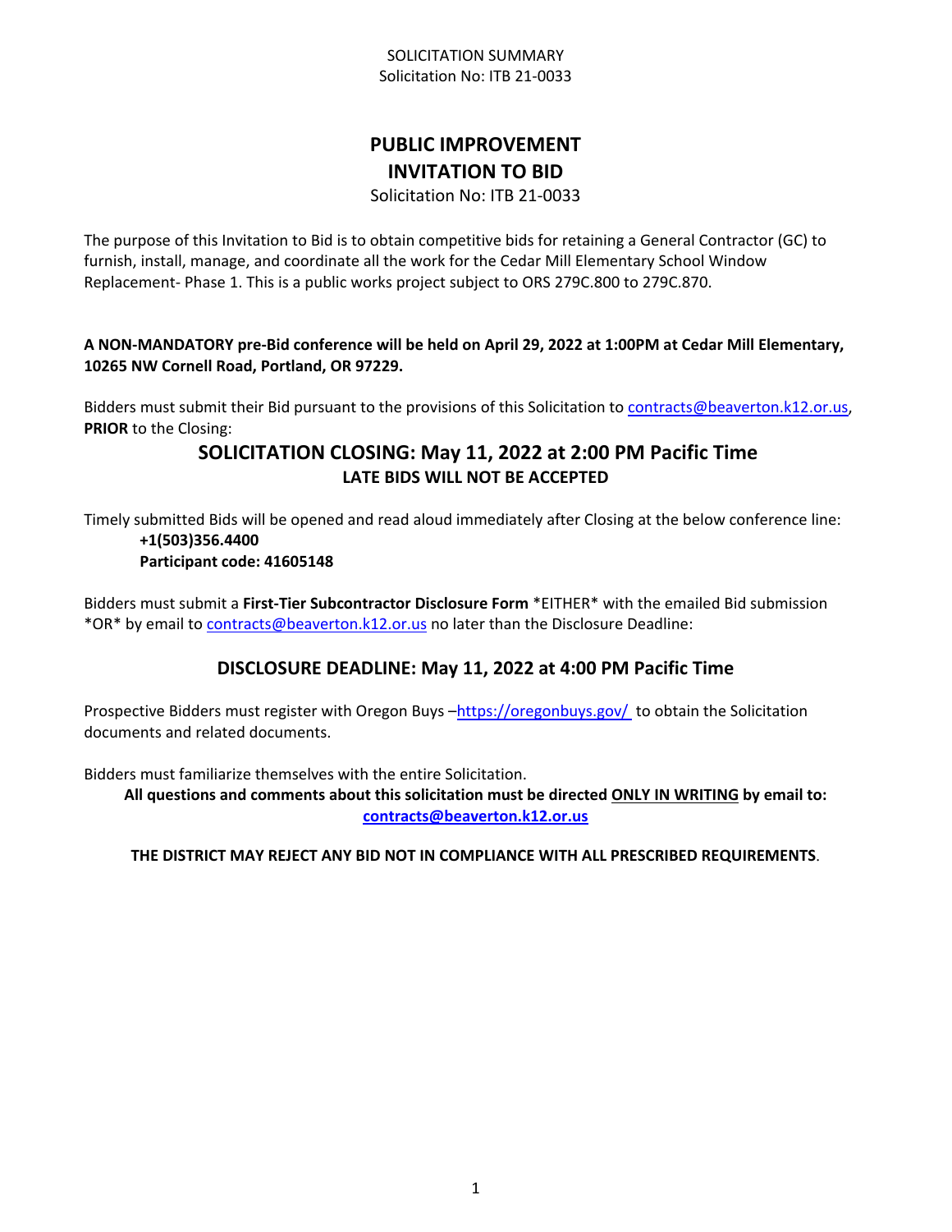SOLICITATION SUMMARY
Solicitation No: ITB 21-0033

# PUBLIC IMPROVEMENT
# INVITATION TO BID

Solicitation No: ITB 21-0033

The purpose of this Invitation to Bid is to obtain competitive bids for retaining a General Contractor (GC) to furnish, install, manage, and coordinate all the work for the Cedar Mill Elementary School Window Replacement- Phase 1. This is a public works project subject to ORS 279C.800 to 279C.870.

**A NON-MANDATORY pre-Bid conference will be held on April 29, 2022 at 1:00PM at Cedar Mill Elementary, 10265 NW Cornell Road, Portland, OR 97229.**

Bidders must submit their Bid pursuant to the provisions of this Solicitation to contracts@beaverton.k12.or.us, **PRIOR** to the Closing:

## SOLICITATION CLOSING: May 11, 2022 at 2:00 PM Pacific Time

**LATE BIDS WILL NOT BE ACCEPTED**

Timely submitted Bids will be opened and read aloud immediately after Closing at the below conference line:

**+1(503)356.4400**
**Participant code: 41605148**

Bidders must submit a **First-Tier Subcontractor Disclosure Form** *EITHER* with the emailed Bid submission *OR* by email to contracts@beaverton.k12.or.us no later than the Disclosure Deadline:

## DISCLOSURE DEADLINE: May 11, 2022 at 4:00 PM Pacific Time

Prospective Bidders must register with Oregon Buys –https://oregonbuys.gov/ to obtain the Solicitation documents and related documents.

Bidders must familiarize themselves with the entire Solicitation.

**All questions and comments about this solicitation must be directed ONLY IN WRITING by email to: contracts@beaverton.k12.or.us**

**THE DISTRICT MAY REJECT ANY BID NOT IN COMPLIANCE WITH ALL PRESCRIBED REQUIREMENTS**.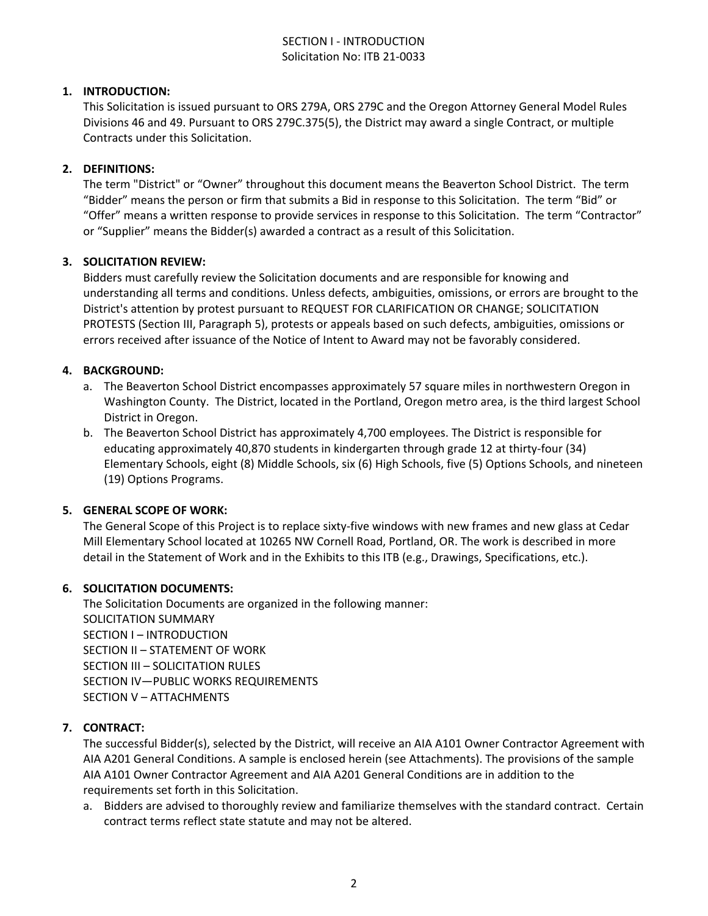# SECTION I - INTRODUCTION
Solicitation No: ITB 21-0033

1. **INTRODUCTION:**
   This Solicitation is issued pursuant to ORS 279A, ORS 279C and the Oregon Attorney General Model Rules Divisions 46 and 49. Pursuant to ORS 279C.375(5), the District may award a single Contract, or multiple Contracts under this Solicitation.

2. **DEFINITIONS:**
   The term "District" or "Owner" throughout this document means the Beaverton School District. The term "Bidder" means the person or firm that submits a Bid in response to this Solicitation. The term "Bid" or "Offer" means a written response to provide services in response to this Solicitation. The term "Contractor" or "Supplier" means the Bidder(s) awarded a contract as a result of this Solicitation.

3. **SOLICITATION REVIEW:**
   Bidders must carefully review the Solicitation documents and are responsible for knowing and understanding all terms and conditions. Unless defects, ambiguities, omissions, or errors are brought to the District's attention by protest pursuant to REQUEST FOR CLARIFICATION OR CHANGE; SOLICITATION PROTESTS (Section III, Paragraph 5), protests or appeals based on such defects, ambiguities, omissions or errors received after issuance of the Notice of Intent to Award may not be favorably considered.

4. **BACKGROUND:**
   a. The Beaverton School District encompasses approximately 57 square miles in northwestern Oregon in Washington County. The District, located in the Portland, Oregon metro area, is the third largest School District in Oregon.
   b. The Beaverton School District has approximately 4,700 employees. The District is responsible for educating approximately 40,870 students in kindergarten through grade 12 at thirty-four (34) Elementary Schools, eight (8) Middle Schools, six (6) High Schools, five (5) Options Schools, and nineteen (19) Options Programs.

5. **GENERAL SCOPE OF WORK:**
   The General Scope of this Project is to replace sixty-five windows with new frames and new glass at Cedar Mill Elementary School located at 10265 NW Cornell Road, Portland, OR. The work is described in more detail in the Statement of Work and in the Exhibits to this ITB (e.g., Drawings, Specifications, etc.).

6. **SOLICITATION DOCUMENTS:**
   The Solicitation Documents are organized in the following manner:
   SOLICITATION SUMMARY
   SECTION I – INTRODUCTION
   SECTION II – STATEMENT OF WORK
   SECTION III – SOLICITATION RULES
   SECTION IV—PUBLIC WORKS REQUIREMENTS
   SECTION V – ATTACHMENTS

7. **CONTRACT:**
   The successful Bidder(s), selected by the District, will receive an AIA A101 Owner Contractor Agreement with AIA A201 General Conditions. A sample is enclosed herein (see Attachments). The provisions of the sample AIA A101 Owner Contractor Agreement and AIA A201 General Conditions are in addition to the requirements set forth in this Solicitation.
   a. Bidders are advised to thoroughly review and familiarize themselves with the standard contract. Certain contract terms reflect state statute and may not be altered.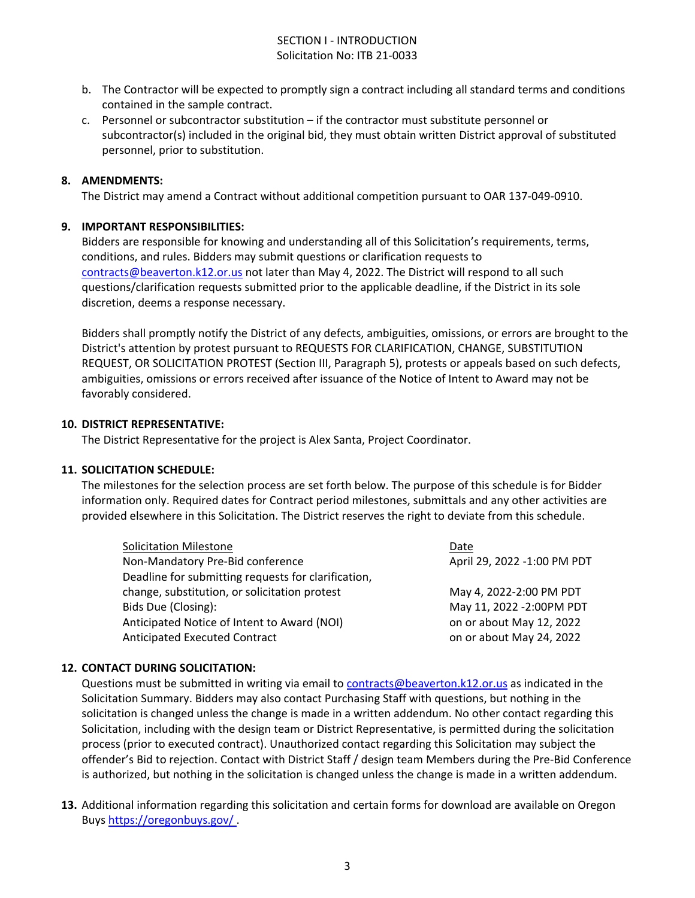b. The Contractor will be expected to promptly sign a contract including all standard terms and conditions contained in the sample contract.
c. Personnel or subcontractor substitution – if the contractor must substitute personnel or subcontractor(s) included in the original bid, they must obtain written District approval of substituted personnel, prior to substitution.

**8. AMENDMENTS:**
The District may amend a Contract without additional competition pursuant to OAR 137-049-0910.

**9. IMPORTANT RESPONSIBILITIES:**
Bidders are responsible for knowing and understanding all of this Solicitation's requirements, terms, conditions, and rules. Bidders may submit questions or clarification requests to contracts@beaverton.k12.or.us not later than May 4, 2022. The District will respond to all such questions/clarification requests submitted prior to the applicable deadline, if the District in its sole discretion, deems a response necessary.

Bidders shall promptly notify the District of any defects, ambiguities, omissions, or errors are brought to the District's attention by protest pursuant to REQUESTS FOR CLARIFICATION, CHANGE, SUBSTITUTION REQUEST, OR SOLICITATION PROTEST (Section III, Paragraph 5), protests or appeals based on such defects, ambiguities, omissions or errors received after issuance of the Notice of Intent to Award may not be favorably considered.

**10. DISTRICT REPRESENTATIVE:**
The District Representative for the project is Alex Santa, Project Coordinator.

**11. SOLICITATION SCHEDULE:**
The milestones for the selection process are set forth below. The purpose of this schedule is for Bidder information only. Required dates for Contract period milestones, submittals and any other activities are provided elsewhere in this Solicitation. The District reserves the right to deviate from this schedule.

| Solicitation Milestone | Date |
|---|---|
| Non-Mandatory Pre-Bid conference | April 29, 2022 -1:00 PM PDT |
| Deadline for submitting requests for clarification, change, substitution, or solicitation protest | May 4, 2022-2:00 PM PDT |
| Bids Due (Closing): | May 11, 2022 -2:00PM PDT |
| Anticipated Notice of Intent to Award (NOI) | on or about May 12, 2022 |
| Anticipated Executed Contract | on or about May 24, 2022 |

**12. CONTACT DURING SOLICITATION:**
Questions must be submitted in writing via email to contracts@beaverton.k12.or.us as indicated in the Solicitation Summary. Bidders may also contact Purchasing Staff with questions, but nothing in the solicitation is changed unless the change is made in a written addendum. No other contact regarding this Solicitation, including with the design team or District Representative, is permitted during the solicitation process (prior to executed contract). Unauthorized contact regarding this Solicitation may subject the offender's Bid to rejection. Contact with District Staff / design team Members during the Pre-Bid Conference is authorized, but nothing in the solicitation is changed unless the change is made in a written addendum.

**13.** Additional information regarding this solicitation and certain forms for download are available on Oregon Buys https://oregonbuys.gov/ .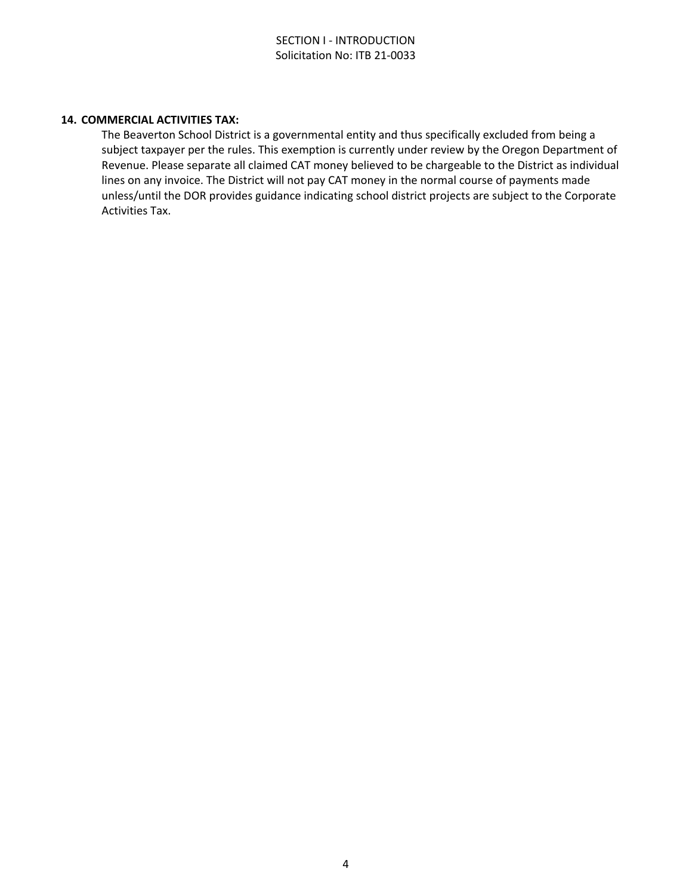**14. COMMERCIAL ACTIVITIES TAX:**

The Beaverton School District is a governmental entity and thus specifically excluded from being a subject taxpayer per the rules. This exemption is currently under review by the Oregon Department of Revenue. Please separate all claimed CAT money believed to be chargeable to the District as individual lines on any invoice. The District will not pay CAT money in the normal course of payments made unless/until the DOR provides guidance indicating school district projects are subject to the Corporate Activities Tax.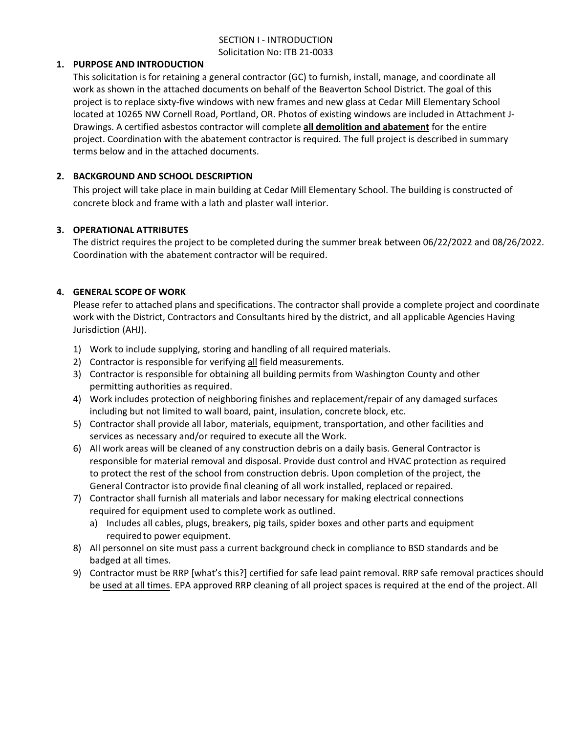SECTION I - INTRODUCTION
Solicitation No: ITB 21-0033

## 1. PURPOSE AND INTRODUCTION

This solicitation is for retaining a general contractor (GC) to furnish, install, manage, and coordinate all work as shown in the attached documents on behalf of the Beaverton School District. The goal of this project is to replace sixty-five windows with new frames and new glass at Cedar Mill Elementary School located at 10265 NW Cornell Road, Portland, OR. Photos of existing windows are included in Attachment J-Drawings. A certified asbestos contractor will complete **all demolition and abatement** for the entire project. Coordination with the abatement contractor is required. The full project is described in summary terms below and in the attached documents.

## 2. BACKGROUND AND SCHOOL DESCRIPTION

This project will take place in main building at Cedar Mill Elementary School. The building is constructed of concrete block and frame with a lath and plaster wall interior.

## 3. OPERATIONAL ATTRIBUTES

The district requires the project to be completed during the summer break between 06/22/2022 and 08/26/2022. Coordination with the abatement contractor will be required.

## 4. GENERAL SCOPE OF WORK

Please refer to attached plans and specifications. The contractor shall provide a complete project and coordinate work with the District, Contractors and Consultants hired by the district, and all applicable Agencies Having Jurisdiction (AHJ).

1) Work to include supplying, storing and handling of all required materials.
2) Contractor is responsible for verifying all field measurements.
3) Contractor is responsible for obtaining all building permits from Washington County and other permitting authorities as required.
4) Work includes protection of neighboring finishes and replacement/repair of any damaged surfaces including but not limited to wall board, paint, insulation, concrete block, etc.
5) Contractor shall provide all labor, materials, equipment, transportation, and other facilities and services as necessary and/or required to execute all the Work.
6) All work areas will be cleaned of any construction debris on a daily basis. General Contractor is responsible for material removal and disposal. Provide dust control and HVAC protection as required to protect the rest of the school from construction debris. Upon completion of the project, the General Contractor isto provide final cleaning of all work installed, replaced or repaired.
7) Contractor shall furnish all materials and labor necessary for making electrical connections required for equipment used to complete work as outlined.
   a) Includes all cables, plugs, breakers, pig tails, spider boxes and other parts and equipment requiredto power equipment.
8) All personnel on site must pass a current background check in compliance to BSD standards and be badged at all times.
9) Contractor must be RRP [what's this?] certified for safe lead paint removal. RRP safe removal practices should be used at all times. EPA approved RRP cleaning of all project spaces is required at the end of the project. All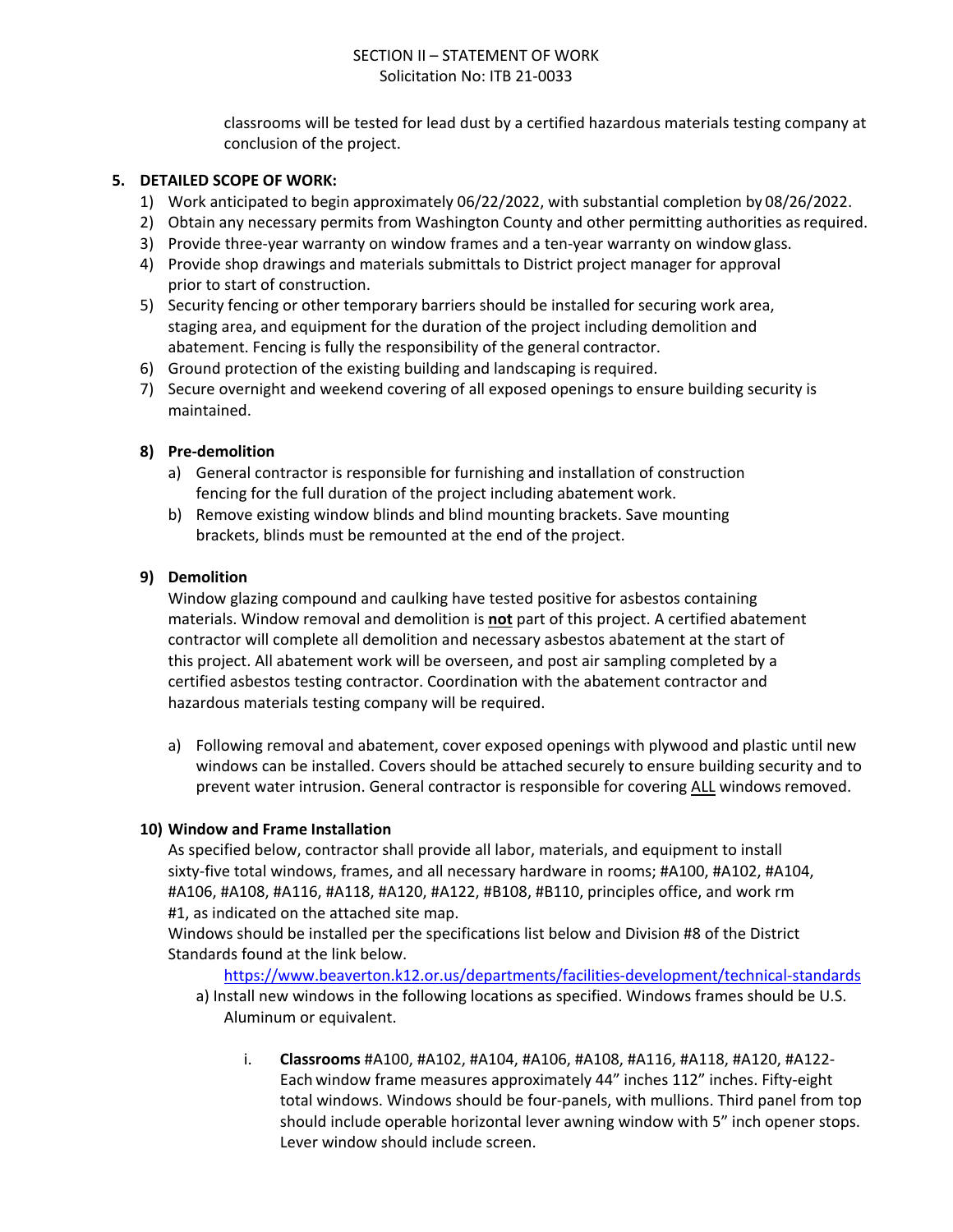classrooms will be tested for lead dust by a certified hazardous materials testing company at conclusion of the project.

## 5. DETAILED SCOPE OF WORK:

1) Work anticipated to begin approximately 06/22/2022, with substantial completion by 08/26/2022.
2) Obtain any necessary permits from Washington County and other permitting authorities as required.
3) Provide three-year warranty on window frames and a ten-year warranty on window glass.
4) Provide shop drawings and materials submittals to District project manager for approval prior to start of construction.
5) Security fencing or other temporary barriers should be installed for securing work area, staging area, and equipment for the duration of the project including demolition and abatement. Fencing is fully the responsibility of the general contractor.
6) Ground protection of the existing building and landscaping is required.
7) Secure overnight and weekend covering of all exposed openings to ensure building security is maintained.

### 8) Pre-demolition

a) General contractor is responsible for furnishing and installation of construction fencing for the full duration of the project including abatement work.

b) Remove existing window blinds and blind mounting brackets. Save mounting brackets, blinds must be remounted at the end of the project.

### 9) Demolition

Window glazing compound and caulking have tested positive for asbestos containing materials. Window removal and demolition is **<u>not</u>** part of this project. A certified abatement contractor will complete all demolition and necessary asbestos abatement at the start of this project. All abatement work will be overseen, and post air sampling completed by a certified asbestos testing contractor. Coordination with the abatement contractor and hazardous materials testing company will be required.

a) Following removal and abatement, cover exposed openings with plywood and plastic until new windows can be installed. Covers should be attached securely to ensure building security and to prevent water intrusion. General contractor is responsible for covering <u>ALL</u> windows removed.

### 10) Window and Frame Installation

As specified below, contractor shall provide all labor, materials, and equipment to install sixty-five total windows, frames, and all necessary hardware in rooms; #A100, #A102, #A104, #A106, #A108, #A116, #A118, #A120, #A122, #B108, #B110, principles office, and work rm #1, as indicated on the attached site map.

Windows should be installed per the specifications list below and Division #8 of the District Standards found at the link below.

https://www.beaverton.k12.or.us/departments/facilities-development/technical-standards

a) Install new windows in the following locations as specified. Windows frames should be U.S. Aluminum or equivalent.

i. **Classrooms** #A100, #A102, #A104, #A106, #A108, #A116, #A118, #A120, #A122- Each window frame measures approximately 44" inches 112" inches. Fifty-eight total windows. Windows should be four-panels, with mullions. Third panel from top should include operable horizontal lever awning window with 5" inch opener stops. Lever window should include screen.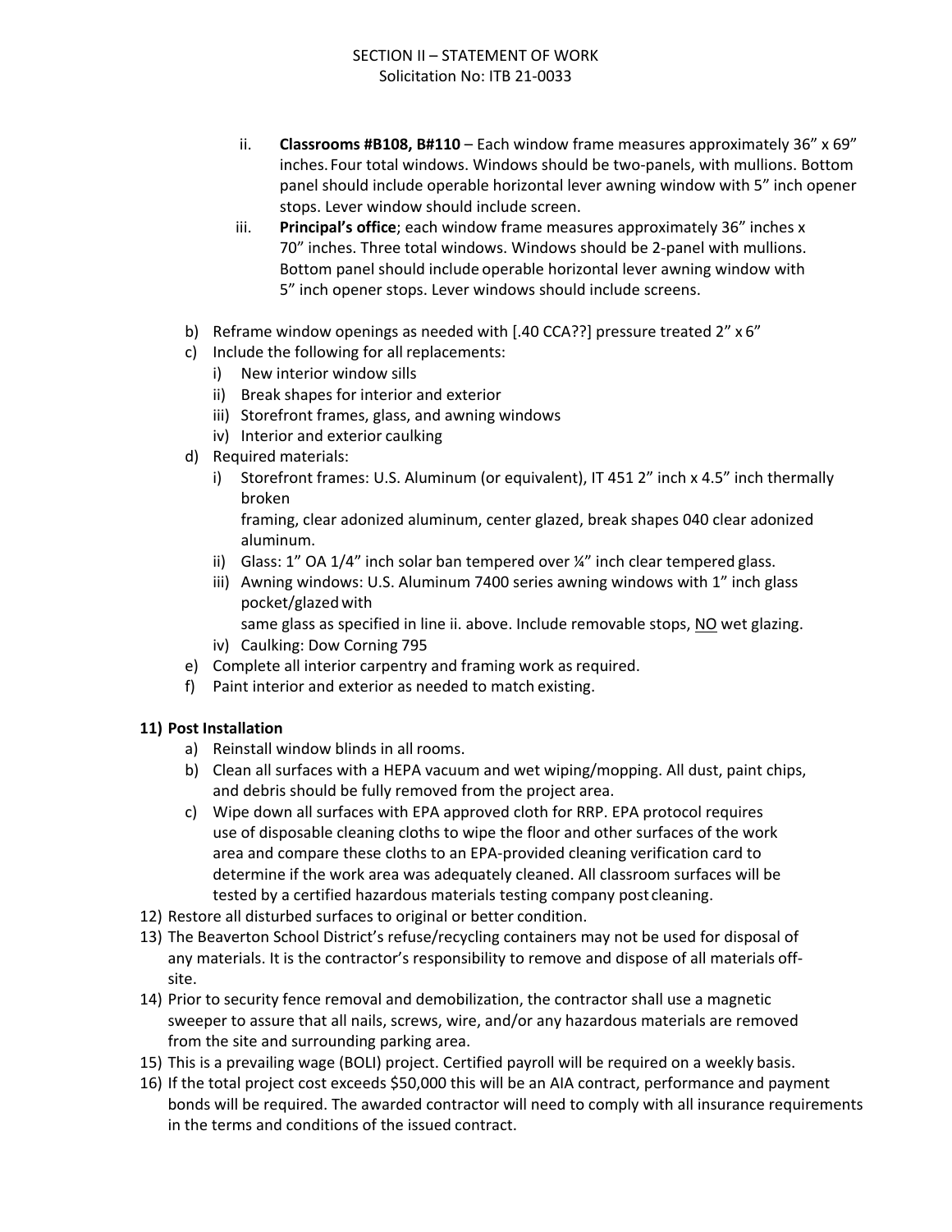SECTION II – STATEMENT OF WORK
Solicitation No: ITB 21-0033

ii. **Classrooms #B108, B#110** – Each window frame measures approximately 36” x 69” inches. Four total windows. Windows should be two-panels, with mullions. Bottom panel should include operable horizontal lever awning window with 5” inch opener stops. Lever window should include screen.

iii. **Principal’s office**; each window frame measures approximately 36” inches x 70” inches. Three total windows. Windows should be 2-panel with mullions. Bottom panel should include operable horizontal lever awning window with 5” inch opener stops. Lever windows should include screens.

b) Reframe window openings as needed with [.40 CCA??] pressure treated 2” x 6”

c) Include the following for all replacements:
   - i) New interior window sills
   - ii) Break shapes for interior and exterior
   - iii) Storefront frames, glass, and awning windows
   - iv) Interior and exterior caulking

d) Required materials:
   - i) Storefront frames: U.S. Aluminum (or equivalent), IT 451 2” inch x 4.5” inch thermally broken framing, clear adonized aluminum, center glazed, break shapes 040 clear adonized aluminum.
   - ii) Glass: 1” OA 1/4” inch solar ban tempered over ¼” inch clear tempered glass.
   - iii) Awning windows: U.S. Aluminum 7400 series awning windows with 1” inch glass pocket/glazed with same glass as specified in line ii. above. Include removable stops, <u>NO</u> wet glazing.
   - iv) Caulking: Dow Corning 795

e) Complete all interior carpentry and framing work as required.

f) Paint interior and exterior as needed to match existing.

**11) Post Installation**

a) Reinstall window blinds in all rooms.

b) Clean all surfaces with a HEPA vacuum and wet wiping/mopping. All dust, paint chips, and debris should be fully removed from the project area.

c) Wipe down all surfaces with EPA approved cloth for RRP. EPA protocol requires use of disposable cleaning cloths to wipe the floor and other surfaces of the work area and compare these cloths to an EPA-provided cleaning verification card to determine if the work area was adequately cleaned. All classroom surfaces will be tested by a certified hazardous materials testing company post cleaning.

12) Restore all disturbed surfaces to original or better condition.

13) The Beaverton School District’s refuse/recycling containers may not be used for disposal of any materials. It is the contractor’s responsibility to remove and dispose of all materials off-site.

14) Prior to security fence removal and demobilization, the contractor shall use a magnetic sweeper to assure that all nails, screws, wire, and/or any hazardous materials are removed from the site and surrounding parking area.

15) This is a prevailing wage (BOLI) project. Certified payroll will be required on a weekly basis.

16) If the total project cost exceeds $50,000 this will be an AIA contract, performance and payment bonds will be required. The awarded contractor will need to comply with all insurance requirements in the terms and conditions of the issued contract.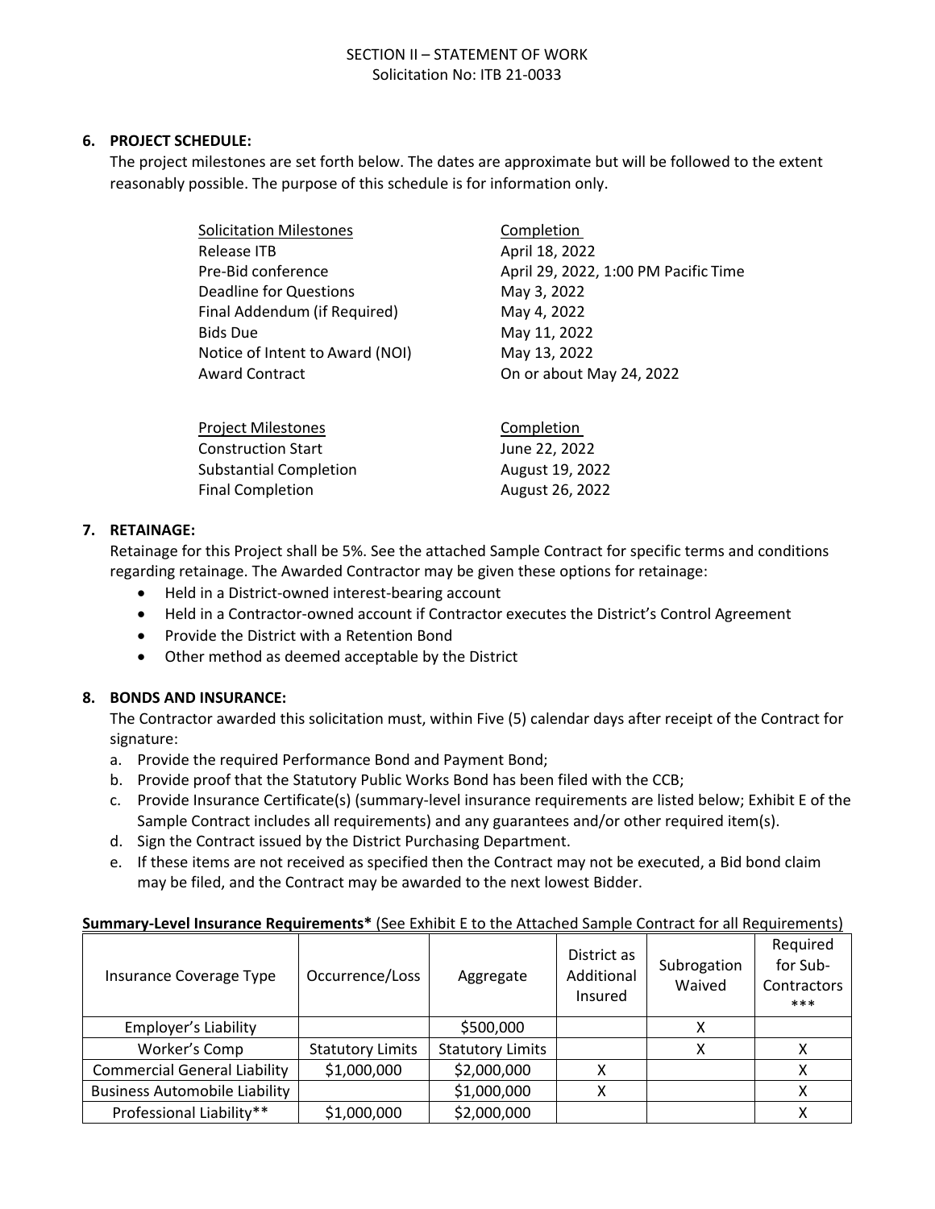SECTION II – STATEMENT OF WORK
Solicitation No: ITB 21-0033

**6. PROJECT SCHEDULE:**

The project milestones are set forth below. The dates are approximate but will be followed to the extent reasonably possible. The purpose of this schedule is for information only.

| Solicitation Milestones | Completion |
|---|---|
| Release ITB | April 18, 2022 |
| Pre-Bid conference | April 29, 2022, 1:00 PM Pacific Time |
| Deadline for Questions | May 3, 2022 |
| Final Addendum (if Required) | May 4, 2022 |
| Bids Due | May 11, 2022 |
| Notice of Intent to Award (NOI) | May 13, 2022 |
| Award Contract | On or about May 24, 2022 |

| Project Milestones | Completion |
|---|---|
| Construction Start | June 22, 2022 |
| Substantial Completion | August 19, 2022 |
| Final Completion | August 26, 2022 |

**7. RETAINAGE:**

Retainage for this Project shall be 5%. See the attached Sample Contract for specific terms and conditions regarding retainage. The Awarded Contractor may be given these options for retainage:

- Held in a District-owned interest-bearing account
- Held in a Contractor-owned account if Contractor executes the District's Control Agreement
- Provide the District with a Retention Bond
- Other method as deemed acceptable by the District

**8. BONDS AND INSURANCE:**

The Contractor awarded this solicitation must, within Five (5) calendar days after receipt of the Contract for signature:

a. Provide the required Performance Bond and Payment Bond;
b. Provide proof that the Statutory Public Works Bond has been filed with the CCB;
c. Provide Insurance Certificate(s) (summary-level insurance requirements are listed below; Exhibit E of the Sample Contract includes all requirements) and any guarantees and/or other required item(s).
d. Sign the Contract issued by the District Purchasing Department.
e. If these items are not received as specified then the Contract may not be executed, a Bid bond claim may be filed, and the Contract may be awarded to the next lowest Bidder.

**Summary-Level Insurance Requirements*** (See Exhibit E to the Attached Sample Contract for all Requirements)

| Insurance Coverage Type | Occurrence/Loss | Aggregate | District as Additional Insured | Subrogation Waived | Required for Sub-Contractors *** |
|---|---|---|---|---|---|
| Employer's Liability | | $500,000 | | X | |
| Worker's Comp | Statutory Limits | Statutory Limits | | X | X |
| Commercial General Liability | $1,000,000 | $2,000,000 | X | | X |
| Business Automobile Liability | | $1,000,000 | X | | X |
| Professional Liability** | $1,000,000 | $2,000,000 | | | X |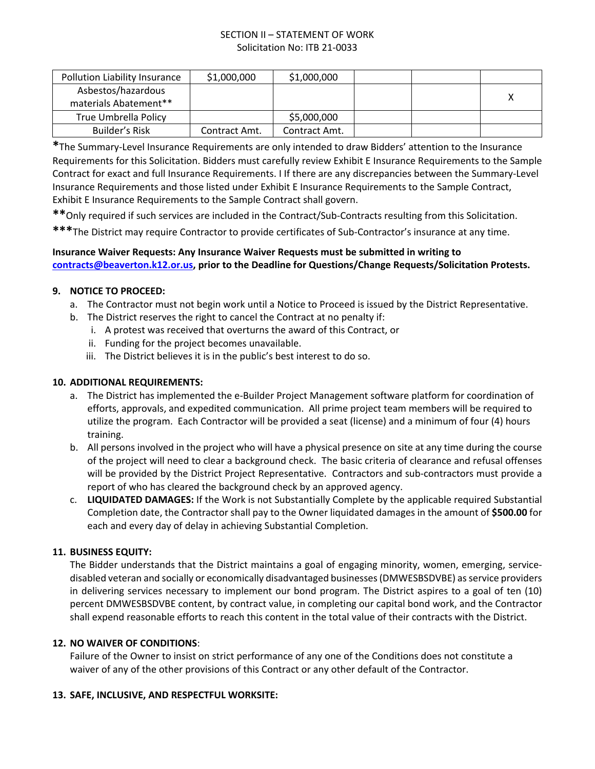SECTION II – STATEMENT OF WORK
Solicitation No: ITB 21-0033

| Pollution Liability Insurance | $1,000,000 | $1,000,000 | | | |
|---|---|---|---|---|---|
| Asbestos/hazardous materials Abatement** | | | | | X |
| True Umbrella Policy | | $5,000,000 | | | |
| Builder's Risk | Contract Amt. | Contract Amt. | | | |

**\***The Summary-Level Insurance Requirements are only intended to draw Bidders' attention to the Insurance Requirements for this Solicitation. Bidders must carefully review Exhibit E Insurance Requirements to the Sample Contract for exact and full Insurance Requirements. I If there are any discrepancies between the Summary-Level Insurance Requirements and those listed under Exhibit E Insurance Requirements to the Sample Contract, Exhibit E Insurance Requirements to the Sample Contract shall govern.

**\*\***Only required if such services are included in the Contract/Sub-Contracts resulting from this Solicitation.

**\*\*\***The District may require Contractor to provide certificates of Sub-Contractor's insurance at any time.

**Insurance Waiver Requests: Any Insurance Waiver Requests must be submitted in writing to contracts@beaverton.k12.or.us, prior to the Deadline for Questions/Change Requests/Solicitation Protests.**

**9. NOTICE TO PROCEED:**

a. The Contractor must not begin work until a Notice to Proceed is issued by the District Representative.
b. The District reserves the right to cancel the Contract at no penalty if:
   i. A protest was received that overturns the award of this Contract, or
   ii. Funding for the project becomes unavailable.
   iii. The District believes it is in the public's best interest to do so.

**10. ADDITIONAL REQUIREMENTS:**

a. The District has implemented the e-Builder Project Management software platform for coordination of efforts, approvals, and expedited communication. All prime project team members will be required to utilize the program. Each Contractor will be provided a seat (license) and a minimum of four (4) hours training.
b. All persons involved in the project who will have a physical presence on site at any time during the course of the project will need to clear a background check. The basic criteria of clearance and refusal offenses will be provided by the District Project Representative. Contractors and sub-contractors must provide a report of who has cleared the background check by an approved agency.
c. **LIQUIDATED DAMAGES:** If the Work is not Substantially Complete by the applicable required Substantial Completion date, the Contractor shall pay to the Owner liquidated damages in the amount of **$500.00** for each and every day of delay in achieving Substantial Completion.

**11. BUSINESS EQUITY:**

The Bidder understands that the District maintains a goal of engaging minority, women, emerging, service-disabled veteran and socially or economically disadvantaged businesses (DMWESBSDVBE) as service providers in delivering services necessary to implement our bond program. The District aspires to a goal of ten (10) percent DMWESBSDVBE content, by contract value, in completing our capital bond work, and the Contractor shall expend reasonable efforts to reach this content in the total value of their contracts with the District.

**12. NO WAIVER OF CONDITIONS**:

Failure of the Owner to insist on strict performance of any one of the Conditions does not constitute a waiver of any of the other provisions of this Contract or any other default of the Contractor.

**13. SAFE, INCLUSIVE, AND RESPECTFUL WORKSITE:**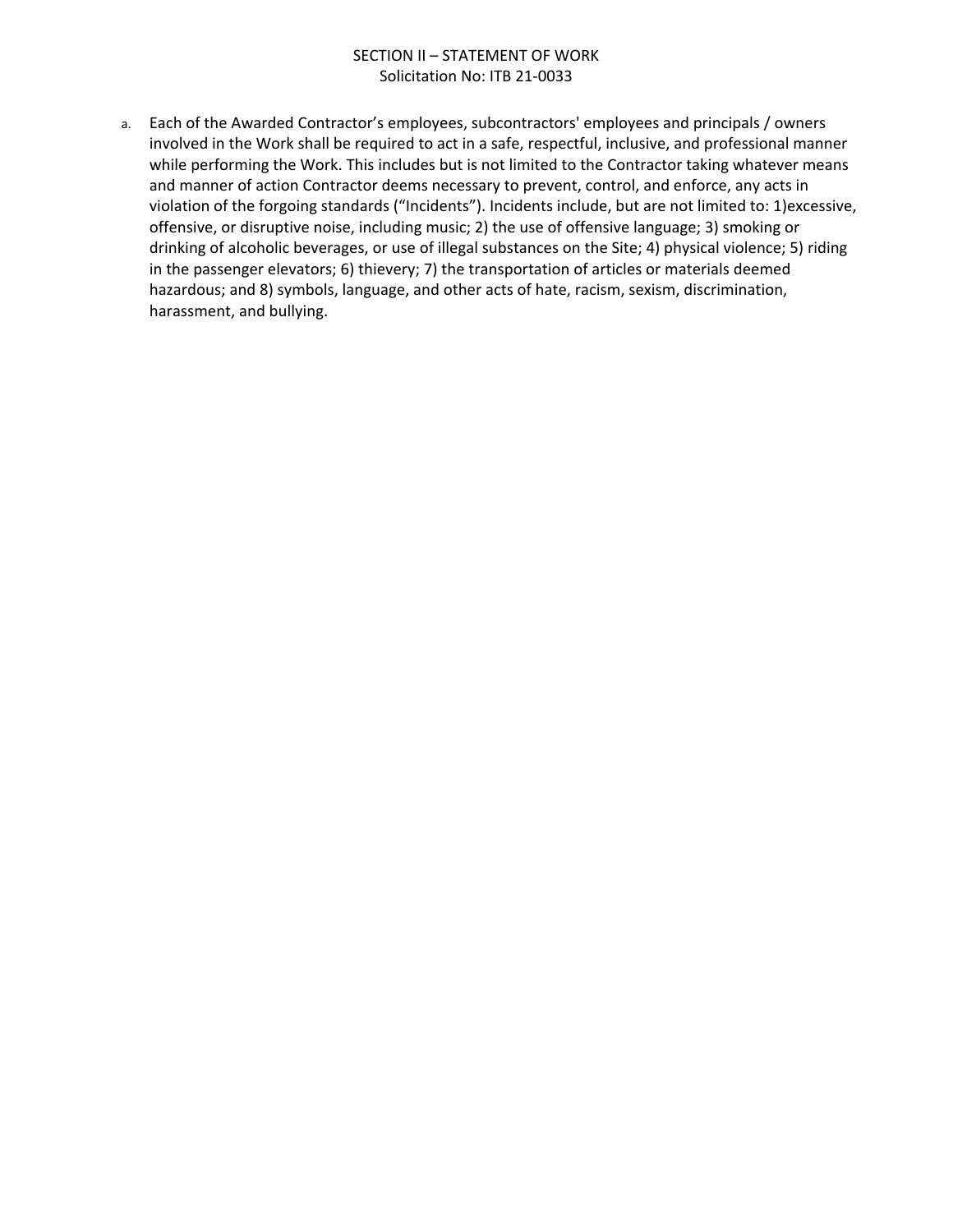a. Each of the Awarded Contractor's employees, subcontractors' employees and principals / owners involved in the Work shall be required to act in a safe, respectful, inclusive, and professional manner while performing the Work. This includes but is not limited to the Contractor taking whatever means and manner of action Contractor deems necessary to prevent, control, and enforce, any acts in violation of the forgoing standards ("Incidents"). Incidents include, but are not limited to: 1)excessive, offensive, or disruptive noise, including music; 2) the use of offensive language; 3) smoking or drinking of alcoholic beverages, or use of illegal substances on the Site; 4) physical violence; 5) riding in the passenger elevators; 6) thievery; 7) the transportation of articles or materials deemed hazardous; and 8) symbols, language, and other acts of hate, racism, sexism, discrimination, harassment, and bullying.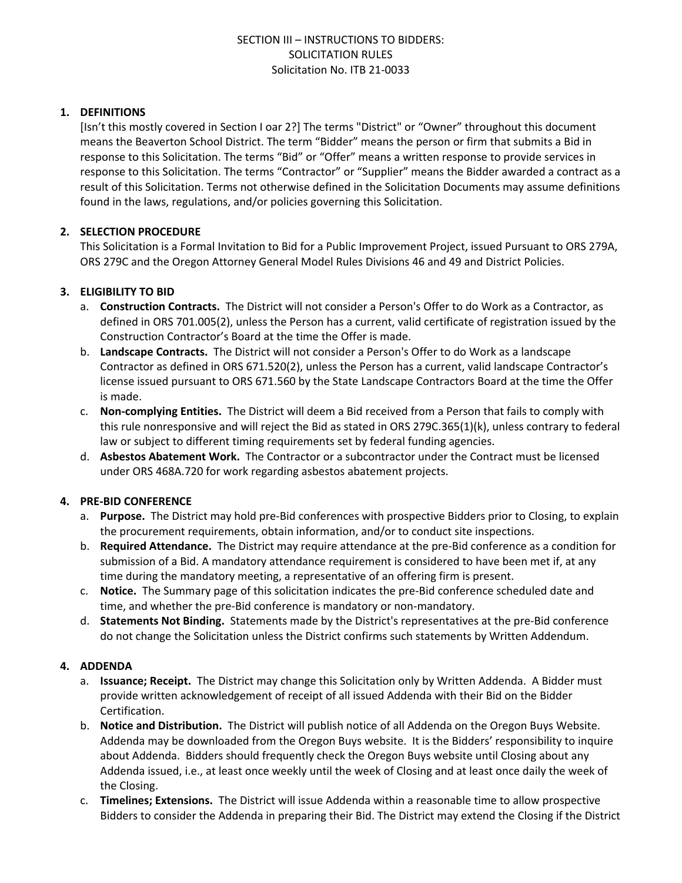SECTION III – INSTRUCTIONS TO BIDDERS:
SOLICITATION RULES
Solicitation No. ITB 21-0033

## 1. DEFINITIONS

[Isn't this mostly covered in Section I oar 2?] The terms "District" or "Owner" throughout this document means the Beaverton School District. The term "Bidder" means the person or firm that submits a Bid in response to this Solicitation. The terms "Bid" or "Offer" means a written response to provide services in response to this Solicitation. The terms "Contractor" or "Supplier" means the Bidder awarded a contract as a result of this Solicitation. Terms not otherwise defined in the Solicitation Documents may assume definitions found in the laws, regulations, and/or policies governing this Solicitation.

## 2. SELECTION PROCEDURE

This Solicitation is a Formal Invitation to Bid for a Public Improvement Project, issued Pursuant to ORS 279A, ORS 279C and the Oregon Attorney General Model Rules Divisions 46 and 49 and District Policies.

## 3. ELIGIBILITY TO BID

a. **Construction Contracts.** The District will not consider a Person's Offer to do Work as a Contractor, as defined in ORS 701.005(2), unless the Person has a current, valid certificate of registration issued by the Construction Contractor's Board at the time the Offer is made.

b. **Landscape Contracts.** The District will not consider a Person's Offer to do Work as a landscape Contractor as defined in ORS 671.520(2), unless the Person has a current, valid landscape Contractor's license issued pursuant to ORS 671.560 by the State Landscape Contractors Board at the time the Offer is made.

c. **Non-complying Entities.** The District will deem a Bid received from a Person that fails to comply with this rule nonresponsive and will reject the Bid as stated in ORS 279C.365(1)(k), unless contrary to federal law or subject to different timing requirements set by federal funding agencies.

d. **Asbestos Abatement Work.** The Contractor or a subcontractor under the Contract must be licensed under ORS 468A.720 for work regarding asbestos abatement projects.

## 4. PRE-BID CONFERENCE

a. **Purpose.** The District may hold pre-Bid conferences with prospective Bidders prior to Closing, to explain the procurement requirements, obtain information, and/or to conduct site inspections.

b. **Required Attendance.** The District may require attendance at the pre-Bid conference as a condition for submission of a Bid. A mandatory attendance requirement is considered to have been met if, at any time during the mandatory meeting, a representative of an offering firm is present.

c. **Notice.** The Summary page of this solicitation indicates the pre-Bid conference scheduled date and time, and whether the pre-Bid conference is mandatory or non-mandatory.

d. **Statements Not Binding.** Statements made by the District's representatives at the pre-Bid conference do not change the Solicitation unless the District confirms such statements by Written Addendum.

## 4. ADDENDA

a. **Issuance; Receipt.** The District may change this Solicitation only by Written Addenda. A Bidder must provide written acknowledgement of receipt of all issued Addenda with their Bid on the Bidder Certification.

b. **Notice and Distribution.** The District will publish notice of all Addenda on the Oregon Buys Website. Addenda may be downloaded from the Oregon Buys website. It is the Bidders' responsibility to inquire about Addenda. Bidders should frequently check the Oregon Buys website until Closing about any Addenda issued, i.e., at least once weekly until the week of Closing and at least once daily the week of the Closing.

c. **Timelines; Extensions.** The District will issue Addenda within a reasonable time to allow prospective Bidders to consider the Addenda in preparing their Bid. The District may extend the Closing if the District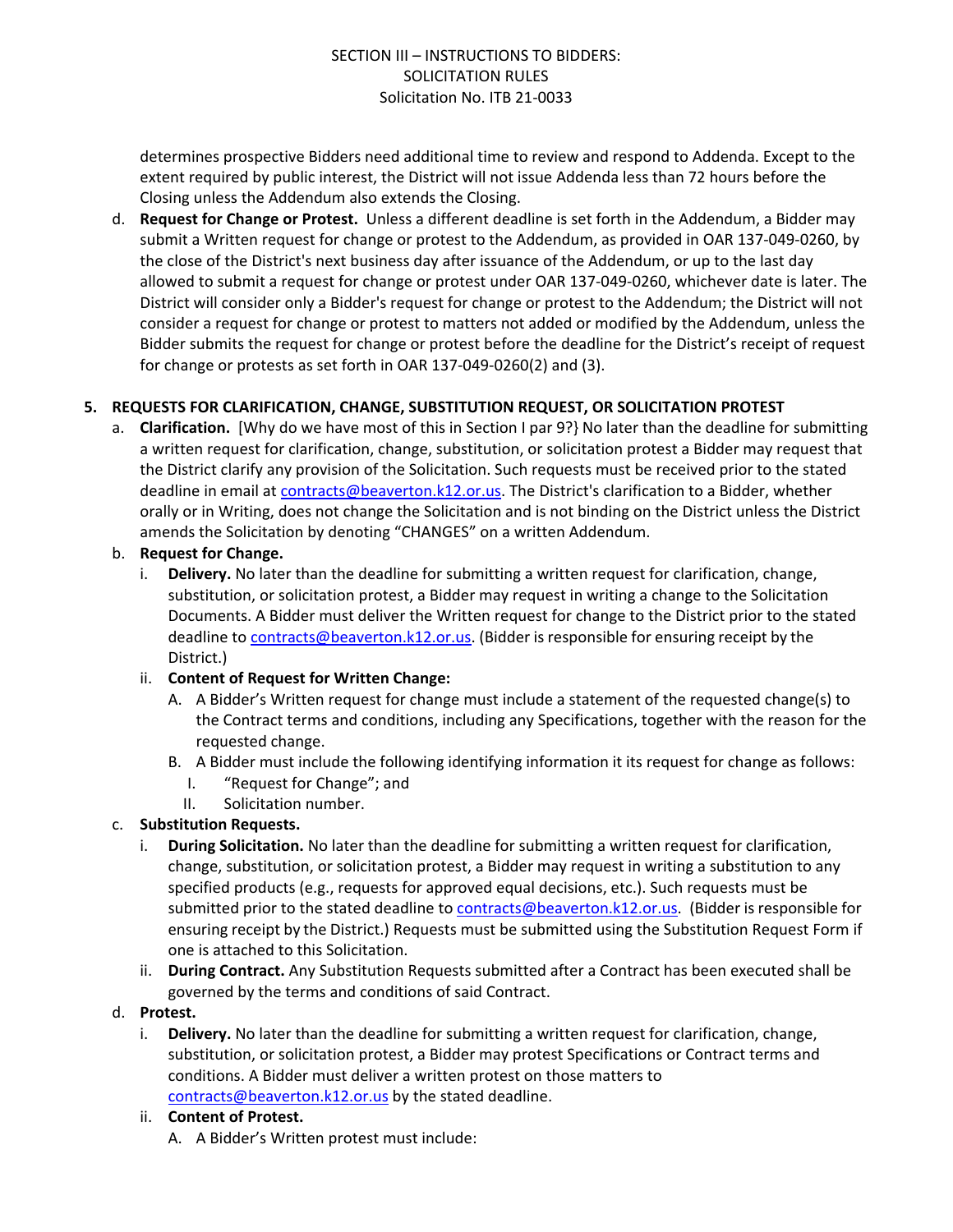determines prospective Bidders need additional time to review and respond to Addenda. Except to the extent required by public interest, the District will not issue Addenda less than 72 hours before the Closing unless the Addendum also extends the Closing.

d. **Request for Change or Protest.** Unless a different deadline is set forth in the Addendum, a Bidder may submit a Written request for change or protest to the Addendum, as provided in OAR 137-049-0260, by the close of the District's next business day after issuance of the Addendum, or up to the last day allowed to submit a request for change or protest under OAR 137-049-0260, whichever date is later. The District will consider only a Bidder's request for change or protest to the Addendum; the District will not consider a request for change or protest to matters not added or modified by the Addendum, unless the Bidder submits the request for change or protest before the deadline for the District's receipt of request for change or protests as set forth in OAR 137-049-0260(2) and (3).

**5. REQUESTS FOR CLARIFICATION, CHANGE, SUBSTITUTION REQUEST, OR SOLICITATION PROTEST**

a. **Clarification.** [Why do we have most of this in Section I par 9?} No later than the deadline for submitting a written request for clarification, change, substitution, or solicitation protest a Bidder may request that the District clarify any provision of the Solicitation. Such requests must be received prior to the stated deadline in email at contracts@beaverton.k12.or.us. The District's clarification to a Bidder, whether orally or in Writing, does not change the Solicitation and is not binding on the District unless the District amends the Solicitation by denoting "CHANGES" on a written Addendum.

b. **Request for Change.**
   i. **Delivery.** No later than the deadline for submitting a written request for clarification, change, substitution, or solicitation protest, a Bidder may request in writing a change to the Solicitation Documents. A Bidder must deliver the Written request for change to the District prior to the stated deadline to contracts@beaverton.k12.or.us. (Bidder is responsible for ensuring receipt by the District.)
   ii. **Content of Request for Written Change:**
      A. A Bidder's Written request for change must include a statement of the requested change(s) to the Contract terms and conditions, including any Specifications, together with the reason for the requested change.
      B. A Bidder must include the following identifying information it its request for change as follows:
         I. "Request for Change"; and
         II. Solicitation number.

c. **Substitution Requests.**
   i. **During Solicitation.** No later than the deadline for submitting a written request for clarification, change, substitution, or solicitation protest, a Bidder may request in writing a substitution to any specified products (e.g., requests for approved equal decisions, etc.). Such requests must be submitted prior to the stated deadline to contracts@beaverton.k12.or.us. (Bidder is responsible for ensuring receipt by the District.) Requests must be submitted using the Substitution Request Form if one is attached to this Solicitation.
   ii. **During Contract.** Any Substitution Requests submitted after a Contract has been executed shall be governed by the terms and conditions of said Contract.

d. **Protest.**
   i. **Delivery.** No later than the deadline for submitting a written request for clarification, change, substitution, or solicitation protest, a Bidder may protest Specifications or Contract terms and conditions. A Bidder must deliver a written protest on those matters to contracts@beaverton.k12.or.us by the stated deadline.
   ii. **Content of Protest.**
      A. A Bidder's Written protest must include: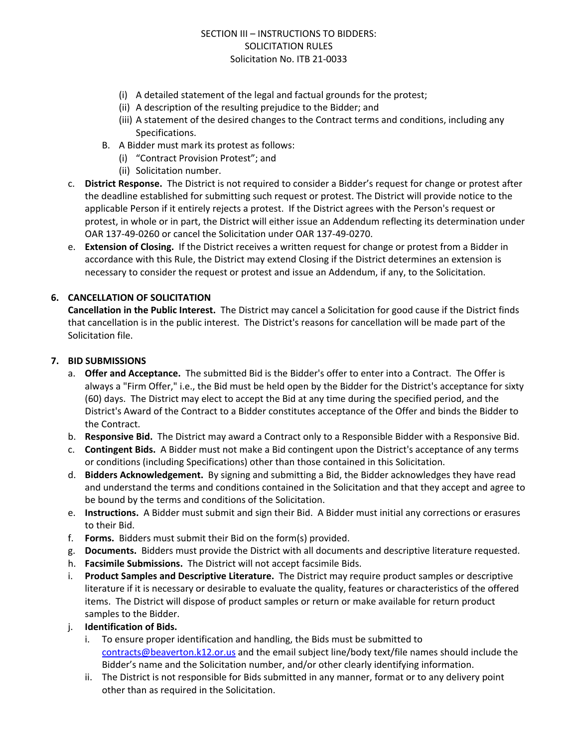(i) A detailed statement of the legal and factual grounds for the protest;

(ii) A description of the resulting prejudice to the Bidder; and

(iii) A statement of the desired changes to the Contract terms and conditions, including any Specifications.

B. A Bidder must mark its protest as follows:

(i) "Contract Provision Protest"; and

(ii) Solicitation number.

c. **District Response.** The District is not required to consider a Bidder's request for change or protest after the deadline established for submitting such request or protest. The District will provide notice to the applicable Person if it entirely rejects a protest. If the District agrees with the Person's request or protest, in whole or in part, the District will either issue an Addendum reflecting its determination under OAR 137-49-0260 or cancel the Solicitation under OAR 137-49-0270.

e. **Extension of Closing.** If the District receives a written request for change or protest from a Bidder in accordance with this Rule, the District may extend Closing if the District determines an extension is necessary to consider the request or protest and issue an Addendum, if any, to the Solicitation.

**6. CANCELLATION OF SOLICITATION**

**Cancellation in the Public Interest.** The District may cancel a Solicitation for good cause if the District finds that cancellation is in the public interest. The District's reasons for cancellation will be made part of the Solicitation file.

**7. BID SUBMISSIONS**

a. **Offer and Acceptance.** The submitted Bid is the Bidder's offer to enter into a Contract. The Offer is always a "Firm Offer," i.e., the Bid must be held open by the Bidder for the District's acceptance for sixty (60) days. The District may elect to accept the Bid at any time during the specified period, and the District's Award of the Contract to a Bidder constitutes acceptance of the Offer and binds the Bidder to the Contract.

b. **Responsive Bid.** The District may award a Contract only to a Responsible Bidder with a Responsive Bid.

c. **Contingent Bids.** A Bidder must not make a Bid contingent upon the District's acceptance of any terms or conditions (including Specifications) other than those contained in this Solicitation.

d. **Bidders Acknowledgement.** By signing and submitting a Bid, the Bidder acknowledges they have read and understand the terms and conditions contained in the Solicitation and that they accept and agree to be bound by the terms and conditions of the Solicitation.

e. **Instructions.** A Bidder must submit and sign their Bid. A Bidder must initial any corrections or erasures to their Bid.

f. **Forms.** Bidders must submit their Bid on the form(s) provided.

g. **Documents.** Bidders must provide the District with all documents and descriptive literature requested.

h. **Facsimile Submissions.** The District will not accept facsimile Bids.

i. **Product Samples and Descriptive Literature.** The District may require product samples or descriptive literature if it is necessary or desirable to evaluate the quality, features or characteristics of the offered items. The District will dispose of product samples or return or make available for return product samples to the Bidder.

j. **Identification of Bids.**

i. To ensure proper identification and handling, the Bids must be submitted to contracts@beaverton.k12.or.us and the email subject line/body text/file names should include the Bidder's name and the Solicitation number, and/or other clearly identifying information.

ii. The District is not responsible for Bids submitted in any manner, format or to any delivery point other than as required in the Solicitation.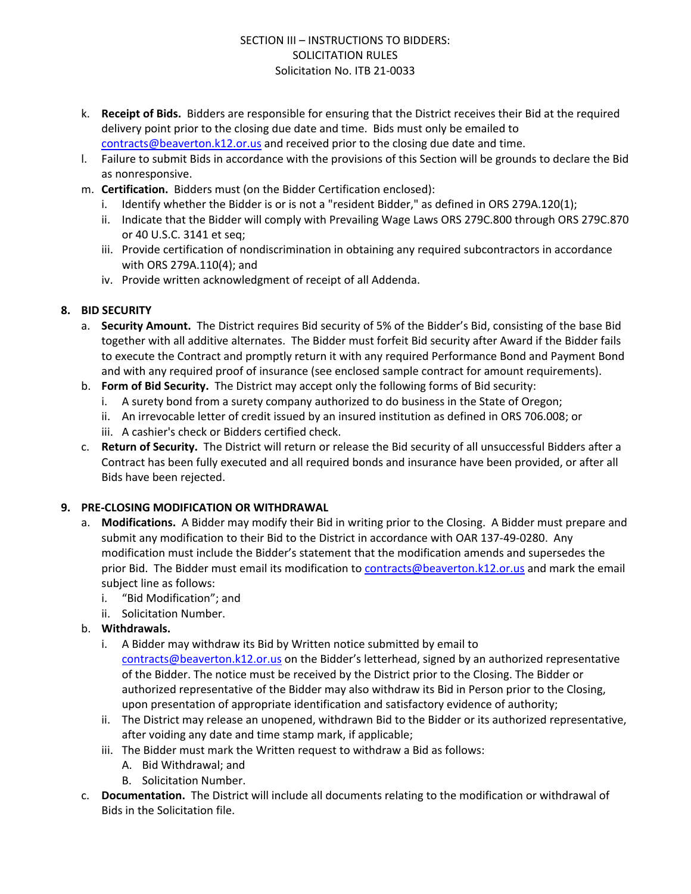k. **Receipt of Bids.** Bidders are responsible for ensuring that the District receives their Bid at the required delivery point prior to the closing due date and time. Bids must only be emailed to contracts@beaverton.k12.or.us and received prior to the closing due date and time.

l. Failure to submit Bids in accordance with the provisions of this Section will be grounds to declare the Bid as nonresponsive.

m. **Certification.** Bidders must (on the Bidder Certification enclosed):

   i. Identify whether the Bidder is or is not a "resident Bidder," as defined in ORS 279A.120(1);
   
   ii. Indicate that the Bidder will comply with Prevailing Wage Laws ORS 279C.800 through ORS 279C.870 or 40 U.S.C. 3141 et seq;
   
   iii. Provide certification of nondiscrimination in obtaining any required subcontractors in accordance with ORS 279A.110(4); and
   
   iv. Provide written acknowledgment of receipt of all Addenda.

## 8. BID SECURITY

a. **Security Amount.** The District requires Bid security of 5% of the Bidder's Bid, consisting of the base Bid together with all additive alternates. The Bidder must forfeit Bid security after Award if the Bidder fails to execute the Contract and promptly return it with any required Performance Bond and Payment Bond and with any required proof of insurance (see enclosed sample contract for amount requirements).

b. **Form of Bid Security.** The District may accept only the following forms of Bid security:

   i. A surety bond from a surety company authorized to do business in the State of Oregon;
   
   ii. An irrevocable letter of credit issued by an insured institution as defined in ORS 706.008; or
   
   iii. A cashier's check or Bidders certified check.

c. **Return of Security.** The District will return or release the Bid security of all unsuccessful Bidders after a Contract has been fully executed and all required bonds and insurance have been provided, or after all Bids have been rejected.

## 9. PRE-CLOSING MODIFICATION OR WITHDRAWAL

a. **Modifications.** A Bidder may modify their Bid in writing prior to the Closing. A Bidder must prepare and submit any modification to their Bid to the District in accordance with OAR 137-49-0280. Any modification must include the Bidder's statement that the modification amends and supersedes the prior Bid. The Bidder must email its modification to contracts@beaverton.k12.or.us and mark the email subject line as follows:

   i. "Bid Modification"; and
   
   ii. Solicitation Number.

b. **Withdrawals.**

   i. A Bidder may withdraw its Bid by Written notice submitted by email to contracts@beaverton.k12.or.us on the Bidder's letterhead, signed by an authorized representative of the Bidder. The notice must be received by the District prior to the Closing. The Bidder or authorized representative of the Bidder may also withdraw its Bid in Person prior to the Closing, upon presentation of appropriate identification and satisfactory evidence of authority;
   
   ii. The District may release an unopened, withdrawn Bid to the Bidder or its authorized representative, after voiding any date and time stamp mark, if applicable;
   
   iii. The Bidder must mark the Written request to withdraw a Bid as follows:
   
      A. Bid Withdrawal; and
      
      B. Solicitation Number.

c. **Documentation.** The District will include all documents relating to the modification or withdrawal of Bids in the Solicitation file.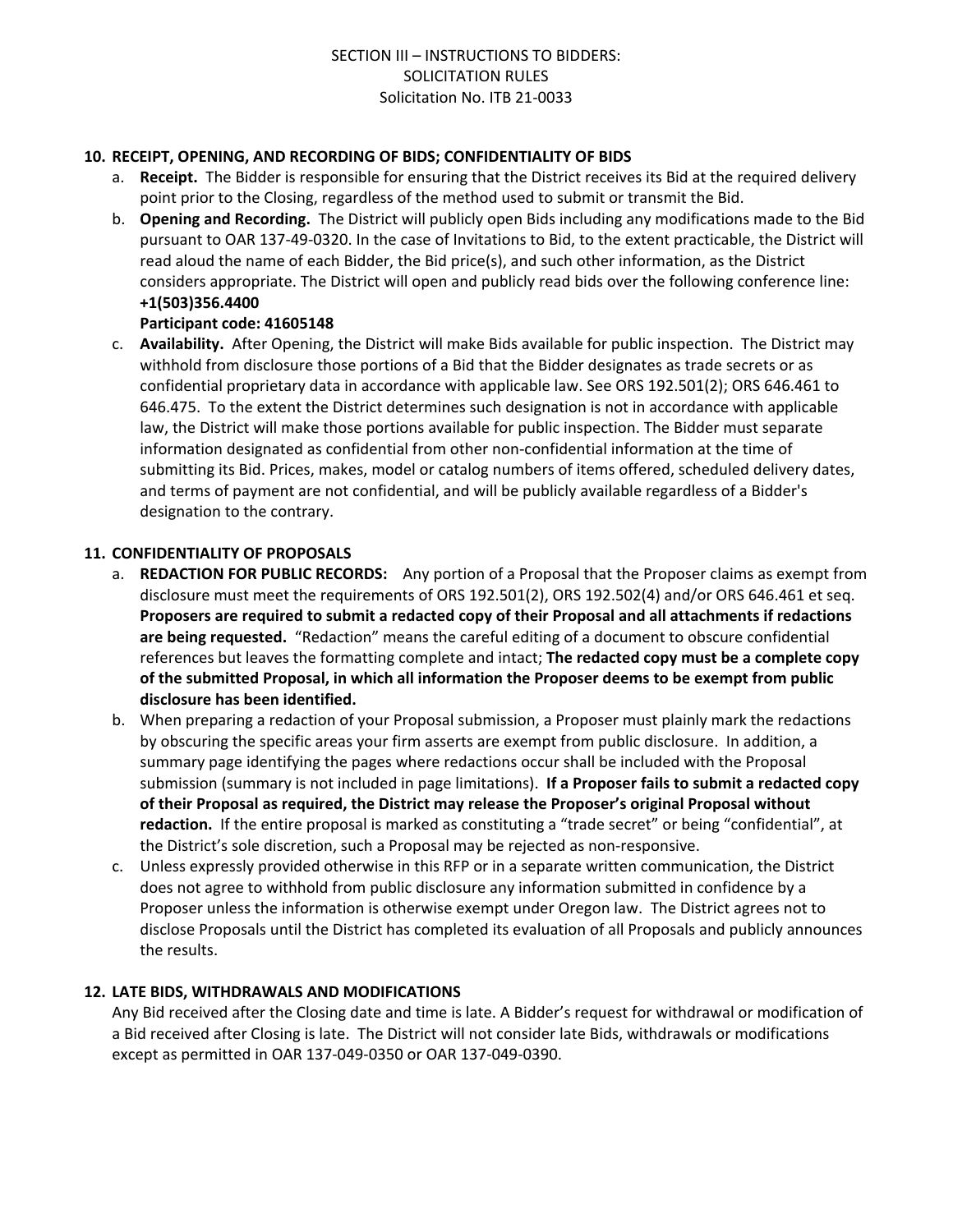## 10. RECEIPT, OPENING, AND RECORDING OF BIDS; CONFIDENTIALITY OF BIDS

a. **Receipt.** The Bidder is responsible for ensuring that the District receives its Bid at the required delivery point prior to the Closing, regardless of the method used to submit or transmit the Bid.

b. **Opening and Recording.** The District will publicly open Bids including any modifications made to the Bid pursuant to OAR 137-49-0320. In the case of Invitations to Bid, to the extent practicable, the District will read aloud the name of each Bidder, the Bid price(s), and such other information, as the District considers appropriate. The District will open and publicly read bids over the following conference line:
**+1(503)356.4400**
**Participant code: 41605148**

c. **Availability.** After Opening, the District will make Bids available for public inspection. The District may withhold from disclosure those portions of a Bid that the Bidder designates as trade secrets or as confidential proprietary data in accordance with applicable law. See ORS 192.501(2); ORS 646.461 to 646.475. To the extent the District determines such designation is not in accordance with applicable law, the District will make those portions available for public inspection. The Bidder must separate information designated as confidential from other non-confidential information at the time of submitting its Bid. Prices, makes, model or catalog numbers of items offered, scheduled delivery dates, and terms of payment are not confidential, and will be publicly available regardless of a Bidder's designation to the contrary.

## 11. CONFIDENTIALITY OF PROPOSALS

a. **REDACTION FOR PUBLIC RECORDS:** Any portion of a Proposal that the Proposer claims as exempt from disclosure must meet the requirements of ORS 192.501(2), ORS 192.502(4) and/or ORS 646.461 et seq. **Proposers are required to submit a redacted copy of their Proposal and all attachments if redactions are being requested.** "Redaction" means the careful editing of a document to obscure confidential references but leaves the formatting complete and intact; **The redacted copy must be a complete copy of the submitted Proposal, in which all information the Proposer deems to be exempt from public disclosure has been identified.**

b. When preparing a redaction of your Proposal submission, a Proposer must plainly mark the redactions by obscuring the specific areas your firm asserts are exempt from public disclosure. In addition, a summary page identifying the pages where redactions occur shall be included with the Proposal submission (summary is not included in page limitations). **If a Proposer fails to submit a redacted copy of their Proposal as required, the District may release the Proposer's original Proposal without redaction.** If the entire proposal is marked as constituting a "trade secret" or being "confidential", at the District's sole discretion, such a Proposal may be rejected as non-responsive.

c. Unless expressly provided otherwise in this RFP or in a separate written communication, the District does not agree to withhold from public disclosure any information submitted in confidence by a Proposer unless the information is otherwise exempt under Oregon law. The District agrees not to disclose Proposals until the District has completed its evaluation of all Proposals and publicly announces the results.

## 12. LATE BIDS, WITHDRAWALS AND MODIFICATIONS

Any Bid received after the Closing date and time is late. A Bidder's request for withdrawal or modification of a Bid received after Closing is late. The District will not consider late Bids, withdrawals or modifications except as permitted in OAR 137-049-0350 or OAR 137-049-0390.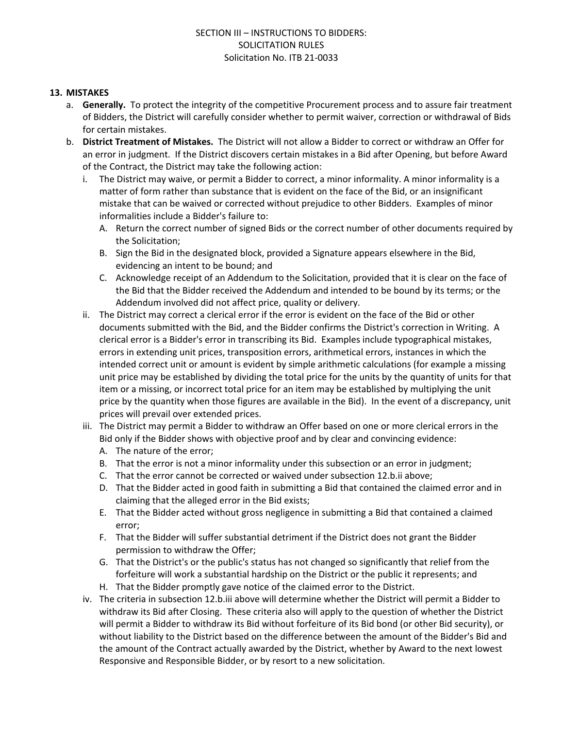SECTION III – INSTRUCTIONS TO BIDDERS:
SOLICITATION RULES
Solicitation No. ITB 21-0033

**13. MISTAKES**

a. **Generally.** To protect the integrity of the competitive Procurement process and to assure fair treatment of Bidders, the District will carefully consider whether to permit waiver, correction or withdrawal of Bids for certain mistakes.

b. **District Treatment of Mistakes.** The District will not allow a Bidder to correct or withdraw an Offer for an error in judgment. If the District discovers certain mistakes in a Bid after Opening, but before Award of the Contract, the District may take the following action:

   i. The District may waive, or permit a Bidder to correct, a minor informality. A minor informality is a matter of form rather than substance that is evident on the face of the Bid, or an insignificant mistake that can be waived or corrected without prejudice to other Bidders. Examples of minor informalities include a Bidder's failure to:

      A. Return the correct number of signed Bids or the correct number of other documents required by the Solicitation;

      B. Sign the Bid in the designated block, provided a Signature appears elsewhere in the Bid, evidencing an intent to be bound; and

      C. Acknowledge receipt of an Addendum to the Solicitation, provided that it is clear on the face of the Bid that the Bidder received the Addendum and intended to be bound by its terms; or the Addendum involved did not affect price, quality or delivery.

   ii. The District may correct a clerical error if the error is evident on the face of the Bid or other documents submitted with the Bid, and the Bidder confirms the District's correction in Writing. A clerical error is a Bidder's error in transcribing its Bid. Examples include typographical mistakes, errors in extending unit prices, transposition errors, arithmetical errors, instances in which the intended correct unit or amount is evident by simple arithmetic calculations (for example a missing unit price may be established by dividing the total price for the units by the quantity of units for that item or a missing, or incorrect total price for an item may be established by multiplying the unit price by the quantity when those figures are available in the Bid). In the event of a discrepancy, unit prices will prevail over extended prices.

   iii. The District may permit a Bidder to withdraw an Offer based on one or more clerical errors in the Bid only if the Bidder shows with objective proof and by clear and convincing evidence:

      A. The nature of the error;

      B. That the error is not a minor informality under this subsection or an error in judgment;

      C. That the error cannot be corrected or waived under subsection 12.b.ii above;

      D. That the Bidder acted in good faith in submitting a Bid that contained the claimed error and in claiming that the alleged error in the Bid exists;

      E. That the Bidder acted without gross negligence in submitting a Bid that contained a claimed error;

      F. That the Bidder will suffer substantial detriment if the District does not grant the Bidder permission to withdraw the Offer;

      G. That the District's or the public's status has not changed so significantly that relief from the forfeiture will work a substantial hardship on the District or the public it represents; and

      H. That the Bidder promptly gave notice of the claimed error to the District.

   iv. The criteria in subsection 12.b.iii above will determine whether the District will permit a Bidder to withdraw its Bid after Closing. These criteria also will apply to the question of whether the District will permit a Bidder to withdraw its Bid without forfeiture of its Bid bond (or other Bid security), or without liability to the District based on the difference between the amount of the Bidder's Bid and the amount of the Contract actually awarded by the District, whether by Award to the next lowest Responsive and Responsible Bidder, or by resort to a new solicitation.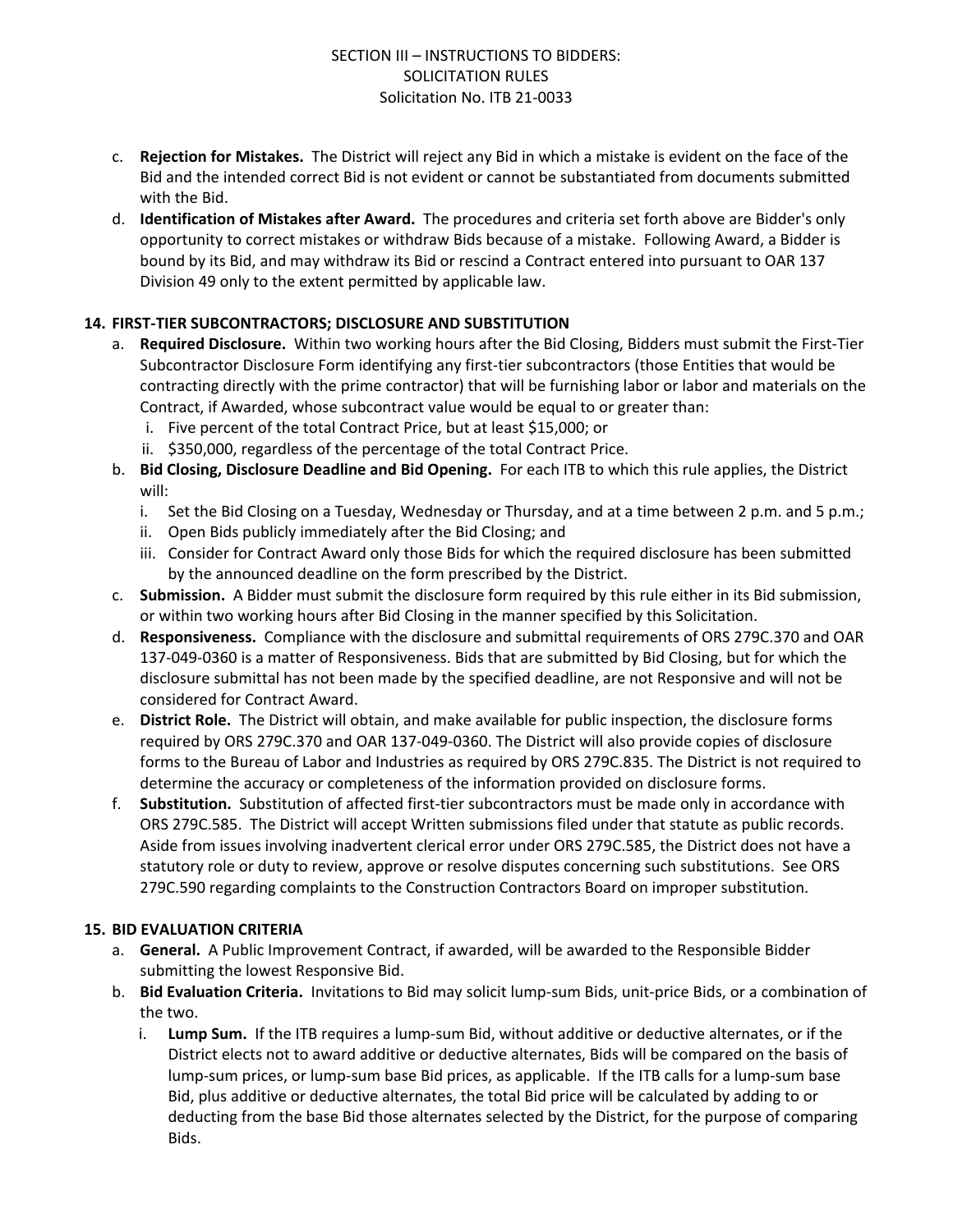c. **Rejection for Mistakes.** The District will reject any Bid in which a mistake is evident on the face of the Bid and the intended correct Bid is not evident or cannot be substantiated from documents submitted with the Bid.

d. **Identification of Mistakes after Award.** The procedures and criteria set forth above are Bidder's only opportunity to correct mistakes or withdraw Bids because of a mistake. Following Award, a Bidder is bound by its Bid, and may withdraw its Bid or rescind a Contract entered into pursuant to OAR 137 Division 49 only to the extent permitted by applicable law.

**14. FIRST-TIER SUBCONTRACTORS; DISCLOSURE AND SUBSTITUTION**

a. **Required Disclosure.** Within two working hours after the Bid Closing, Bidders must submit the First-Tier Subcontractor Disclosure Form identifying any first-tier subcontractors (those Entities that would be contracting directly with the prime contractor) that will be furnishing labor or labor and materials on the Contract, if Awarded, whose subcontract value would be equal to or greater than:

   i. Five percent of the total Contract Price, but at least $15,000; or
   ii. $350,000, regardless of the percentage of the total Contract Price.

b. **Bid Closing, Disclosure Deadline and Bid Opening.** For each ITB to which this rule applies, the District will:

   i. Set the Bid Closing on a Tuesday, Wednesday or Thursday, and at a time between 2 p.m. and 5 p.m.;
   ii. Open Bids publicly immediately after the Bid Closing; and
   iii. Consider for Contract Award only those Bids for which the required disclosure has been submitted by the announced deadline on the form prescribed by the District.

c. **Submission.** A Bidder must submit the disclosure form required by this rule either in its Bid submission, or within two working hours after Bid Closing in the manner specified by this Solicitation.

d. **Responsiveness.** Compliance with the disclosure and submittal requirements of ORS 279C.370 and OAR 137-049-0360 is a matter of Responsiveness. Bids that are submitted by Bid Closing, but for which the disclosure submittal has not been made by the specified deadline, are not Responsive and will not be considered for Contract Award.

e. **District Role.** The District will obtain, and make available for public inspection, the disclosure forms required by ORS 279C.370 and OAR 137-049-0360. The District will also provide copies of disclosure forms to the Bureau of Labor and Industries as required by ORS 279C.835. The District is not required to determine the accuracy or completeness of the information provided on disclosure forms.

f. **Substitution.** Substitution of affected first-tier subcontractors must be made only in accordance with ORS 279C.585. The District will accept Written submissions filed under that statute as public records. Aside from issues involving inadvertent clerical error under ORS 279C.585, the District does not have a statutory role or duty to review, approve or resolve disputes concerning such substitutions. See ORS 279C.590 regarding complaints to the Construction Contractors Board on improper substitution.

**15. BID EVALUATION CRITERIA**

a. **General.** A Public Improvement Contract, if awarded, will be awarded to the Responsible Bidder submitting the lowest Responsive Bid.

b. **Bid Evaluation Criteria.** Invitations to Bid may solicit lump-sum Bids, unit-price Bids, or a combination of the two.

   i. **Lump Sum.** If the ITB requires a lump-sum Bid, without additive or deductive alternates, or if the District elects not to award additive or deductive alternates, Bids will be compared on the basis of lump-sum prices, or lump-sum base Bid prices, as applicable. If the ITB calls for a lump-sum base Bid, plus additive or deductive alternates, the total Bid price will be calculated by adding to or deducting from the base Bid those alternates selected by the District, for the purpose of comparing Bids.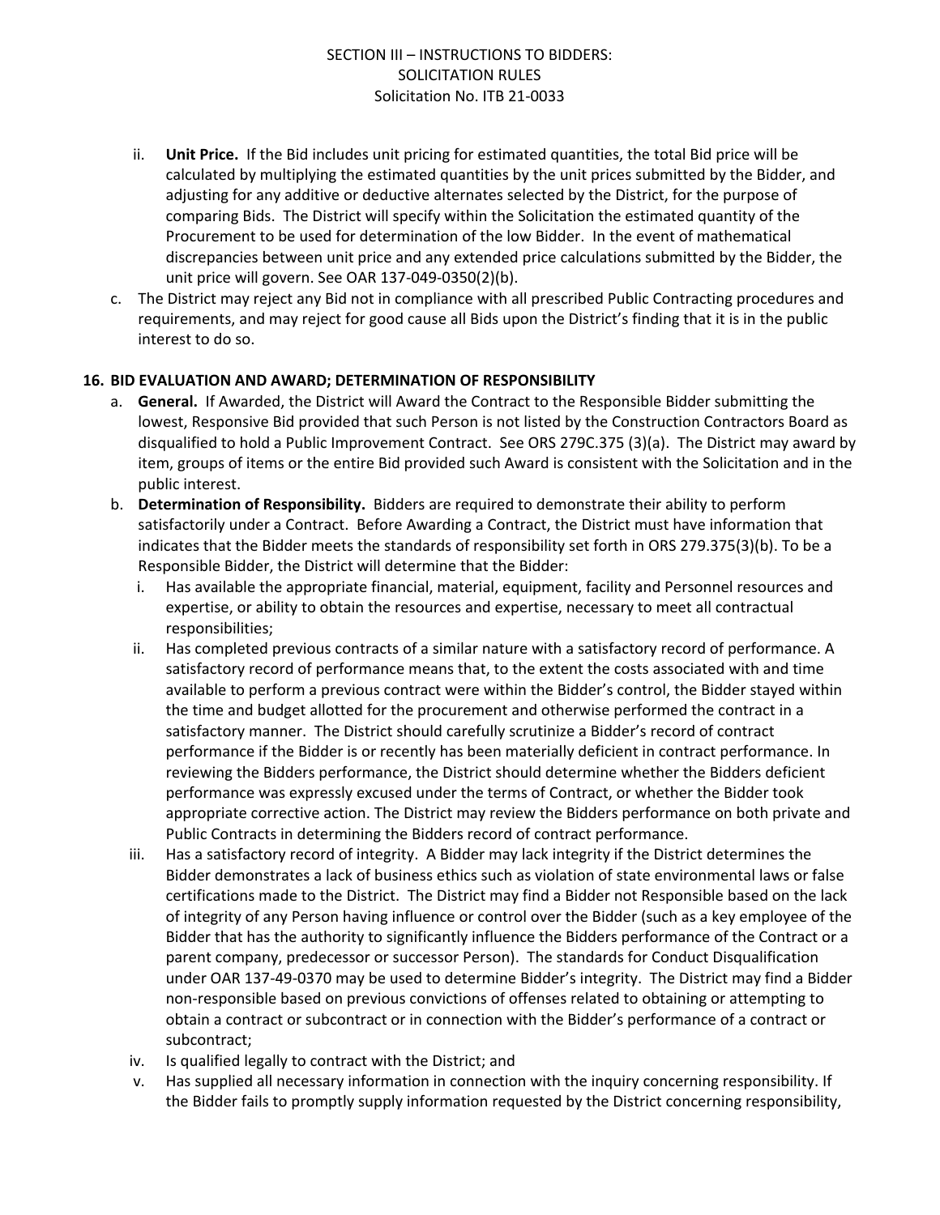ii. **Unit Price.** If the Bid includes unit pricing for estimated quantities, the total Bid price will be calculated by multiplying the estimated quantities by the unit prices submitted by the Bidder, and adjusting for any additive or deductive alternates selected by the District, for the purpose of comparing Bids. The District will specify within the Solicitation the estimated quantity of the Procurement to be used for determination of the low Bidder. In the event of mathematical discrepancies between unit price and any extended price calculations submitted by the Bidder, the unit price will govern. See OAR 137-049-0350(2)(b).

c. The District may reject any Bid not in compliance with all prescribed Public Contracting procedures and requirements, and may reject for good cause all Bids upon the District's finding that it is in the public interest to do so.

## 16. BID EVALUATION AND AWARD; DETERMINATION OF RESPONSIBILITY

a. **General.** If Awarded, the District will Award the Contract to the Responsible Bidder submitting the lowest, Responsive Bid provided that such Person is not listed by the Construction Contractors Board as disqualified to hold a Public Improvement Contract. See ORS 279C.375 (3)(a). The District may award by item, groups of items or the entire Bid provided such Award is consistent with the Solicitation and in the public interest.

b. **Determination of Responsibility.** Bidders are required to demonstrate their ability to perform satisfactorily under a Contract. Before Awarding a Contract, the District must have information that indicates that the Bidder meets the standards of responsibility set forth in ORS 279.375(3)(b). To be a Responsible Bidder, the District will determine that the Bidder:

   i. Has available the appropriate financial, material, equipment, facility and Personnel resources and expertise, or ability to obtain the resources and expertise, necessary to meet all contractual responsibilities;

   ii. Has completed previous contracts of a similar nature with a satisfactory record of performance. A satisfactory record of performance means that, to the extent the costs associated with and time available to perform a previous contract were within the Bidder's control, the Bidder stayed within the time and budget allotted for the procurement and otherwise performed the contract in a satisfactory manner. The District should carefully scrutinize a Bidder's record of contract performance if the Bidder is or recently has been materially deficient in contract performance. In reviewing the Bidders performance, the District should determine whether the Bidders deficient performance was expressly excused under the terms of Contract, or whether the Bidder took appropriate corrective action. The District may review the Bidders performance on both private and Public Contracts in determining the Bidders record of contract performance.

   iii. Has a satisfactory record of integrity. A Bidder may lack integrity if the District determines the Bidder demonstrates a lack of business ethics such as violation of state environmental laws or false certifications made to the District. The District may find a Bidder not Responsible based on the lack of integrity of any Person having influence or control over the Bidder (such as a key employee of the Bidder that has the authority to significantly influence the Bidders performance of the Contract or a parent company, predecessor or successor Person). The standards for Conduct Disqualification under OAR 137-49-0370 may be used to determine Bidder's integrity. The District may find a Bidder non-responsible based on previous convictions of offenses related to obtaining or attempting to obtain a contract or subcontract or in connection with the Bidder's performance of a contract or subcontract;

   iv. Is qualified legally to contract with the District; and

   v. Has supplied all necessary information in connection with the inquiry concerning responsibility. If the Bidder fails to promptly supply information requested by the District concerning responsibility,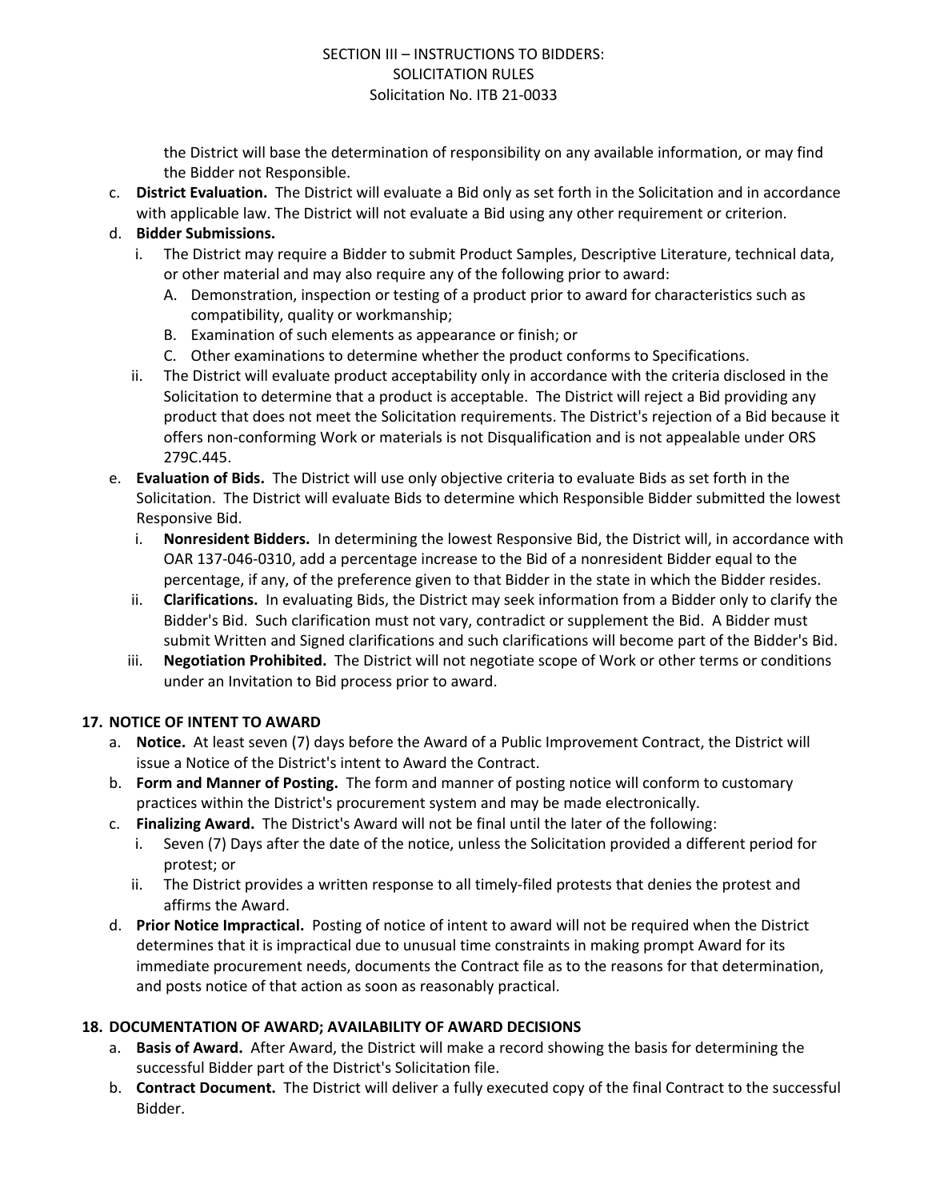the District will base the determination of responsibility on any available information, or may find the Bidder not Responsible.

c. **District Evaluation.** The District will evaluate a Bid only as set forth in the Solicitation and in accordance with applicable law. The District will not evaluate a Bid using any other requirement or criterion.

d. **Bidder Submissions.**
   i. The District may require a Bidder to submit Product Samples, Descriptive Literature, technical data, or other material and may also require any of the following prior to award:
      A. Demonstration, inspection or testing of a product prior to award for characteristics such as compatibility, quality or workmanship;
      B. Examination of such elements as appearance or finish; or
      C. Other examinations to determine whether the product conforms to Specifications.
   ii. The District will evaluate product acceptability only in accordance with the criteria disclosed in the Solicitation to determine that a product is acceptable. The District will reject a Bid providing any product that does not meet the Solicitation requirements. The District's rejection of a Bid because it offers non-conforming Work or materials is not Disqualification and is not appealable under ORS 279C.445.

e. **Evaluation of Bids.** The District will use only objective criteria to evaluate Bids as set forth in the Solicitation. The District will evaluate Bids to determine which Responsible Bidder submitted the lowest Responsive Bid.
   i. **Nonresident Bidders.** In determining the lowest Responsive Bid, the District will, in accordance with OAR 137-046-0310, add a percentage increase to the Bid of a nonresident Bidder equal to the percentage, if any, of the preference given to that Bidder in the state in which the Bidder resides.
   ii. **Clarifications.** In evaluating Bids, the District may seek information from a Bidder only to clarify the Bidder's Bid. Such clarification must not vary, contradict or supplement the Bid. A Bidder must submit Written and Signed clarifications and such clarifications will become part of the Bidder's Bid.
   iii. **Negotiation Prohibited.** The District will not negotiate scope of Work or other terms or conditions under an Invitation to Bid process prior to award.

## 17. NOTICE OF INTENT TO AWARD

a. **Notice.** At least seven (7) days before the Award of a Public Improvement Contract, the District will issue a Notice of the District's intent to Award the Contract.

b. **Form and Manner of Posting.** The form and manner of posting notice will conform to customary practices within the District's procurement system and may be made electronically.

c. **Finalizing Award.** The District's Award will not be final until the later of the following:
   i. Seven (7) Days after the date of the notice, unless the Solicitation provided a different period for protest; or
   ii. The District provides a written response to all timely-filed protests that denies the protest and affirms the Award.

d. **Prior Notice Impractical.** Posting of notice of intent to award will not be required when the District determines that it is impractical due to unusual time constraints in making prompt Award for its immediate procurement needs, documents the Contract file as to the reasons for that determination, and posts notice of that action as soon as reasonably practical.

## 18. DOCUMENTATION OF AWARD; AVAILABILITY OF AWARD DECISIONS

a. **Basis of Award.** After Award, the District will make a record showing the basis for determining the successful Bidder part of the District's Solicitation file.

b. **Contract Document.** The District will deliver a fully executed copy of the final Contract to the successful Bidder.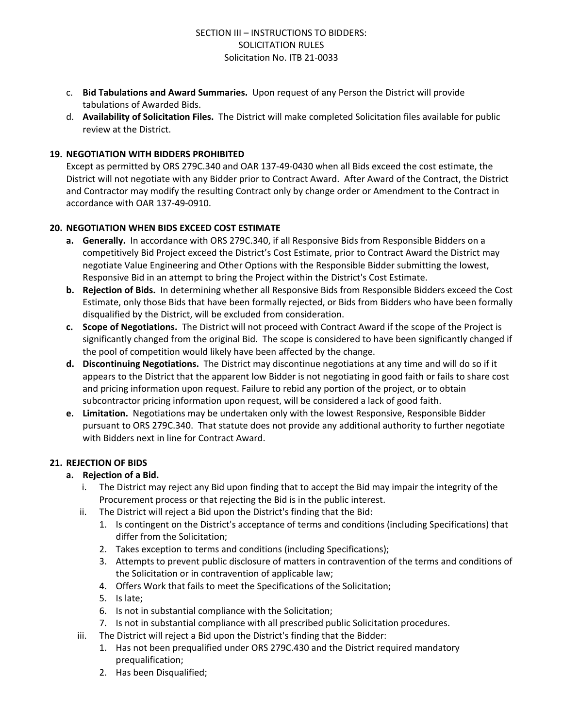c. **Bid Tabulations and Award Summaries.** Upon request of any Person the District will provide tabulations of Awarded Bids.

d. **Availability of Solicitation Files.** The District will make completed Solicitation files available for public review at the District.

## 19. NEGOTIATION WITH BIDDERS PROHIBITED

Except as permitted by ORS 279C.340 and OAR 137-49-0430 when all Bids exceed the cost estimate, the District will not negotiate with any Bidder prior to Contract Award. After Award of the Contract, the District and Contractor may modify the resulting Contract only by change order or Amendment to the Contract in accordance with OAR 137-49-0910.

## 20. NEGOTIATION WHEN BIDS EXCEED COST ESTIMATE

**a. Generally.** In accordance with ORS 279C.340, if all Responsive Bids from Responsible Bidders on a competitively Bid Project exceed the District's Cost Estimate, prior to Contract Award the District may negotiate Value Engineering and Other Options with the Responsible Bidder submitting the lowest, Responsive Bid in an attempt to bring the Project within the District's Cost Estimate.

**b. Rejection of Bids.** In determining whether all Responsive Bids from Responsible Bidders exceed the Cost Estimate, only those Bids that have been formally rejected, or Bids from Bidders who have been formally disqualified by the District, will be excluded from consideration.

**c. Scope of Negotiations.** The District will not proceed with Contract Award if the scope of the Project is significantly changed from the original Bid. The scope is considered to have been significantly changed if the pool of competition would likely have been affected by the change.

**d. Discontinuing Negotiations.** The District may discontinue negotiations at any time and will do so if it appears to the District that the apparent low Bidder is not negotiating in good faith or fails to share cost and pricing information upon request. Failure to rebid any portion of the project, or to obtain subcontractor pricing information upon request, will be considered a lack of good faith.

**e. Limitation.** Negotiations may be undertaken only with the lowest Responsive, Responsible Bidder pursuant to ORS 279C.340. That statute does not provide any additional authority to further negotiate with Bidders next in line for Contract Award.

## 21. REJECTION OF BIDS

**a. Rejection of a Bid.**

i. The District may reject any Bid upon finding that to accept the Bid may impair the integrity of the Procurement process or that rejecting the Bid is in the public interest.

ii. The District will reject a Bid upon the District's finding that the Bid:

1. Is contingent on the District's acceptance of terms and conditions (including Specifications) that differ from the Solicitation;
2. Takes exception to terms and conditions (including Specifications);
3. Attempts to prevent public disclosure of matters in contravention of the terms and conditions of the Solicitation or in contravention of applicable law;
4. Offers Work that fails to meet the Specifications of the Solicitation;
5. Is late;
6. Is not in substantial compliance with the Solicitation;
7. Is not in substantial compliance with all prescribed public Solicitation procedures.

iii. The District will reject a Bid upon the District's finding that the Bidder:

1. Has not been prequalified under ORS 279C.430 and the District required mandatory prequalification;
2. Has been Disqualified;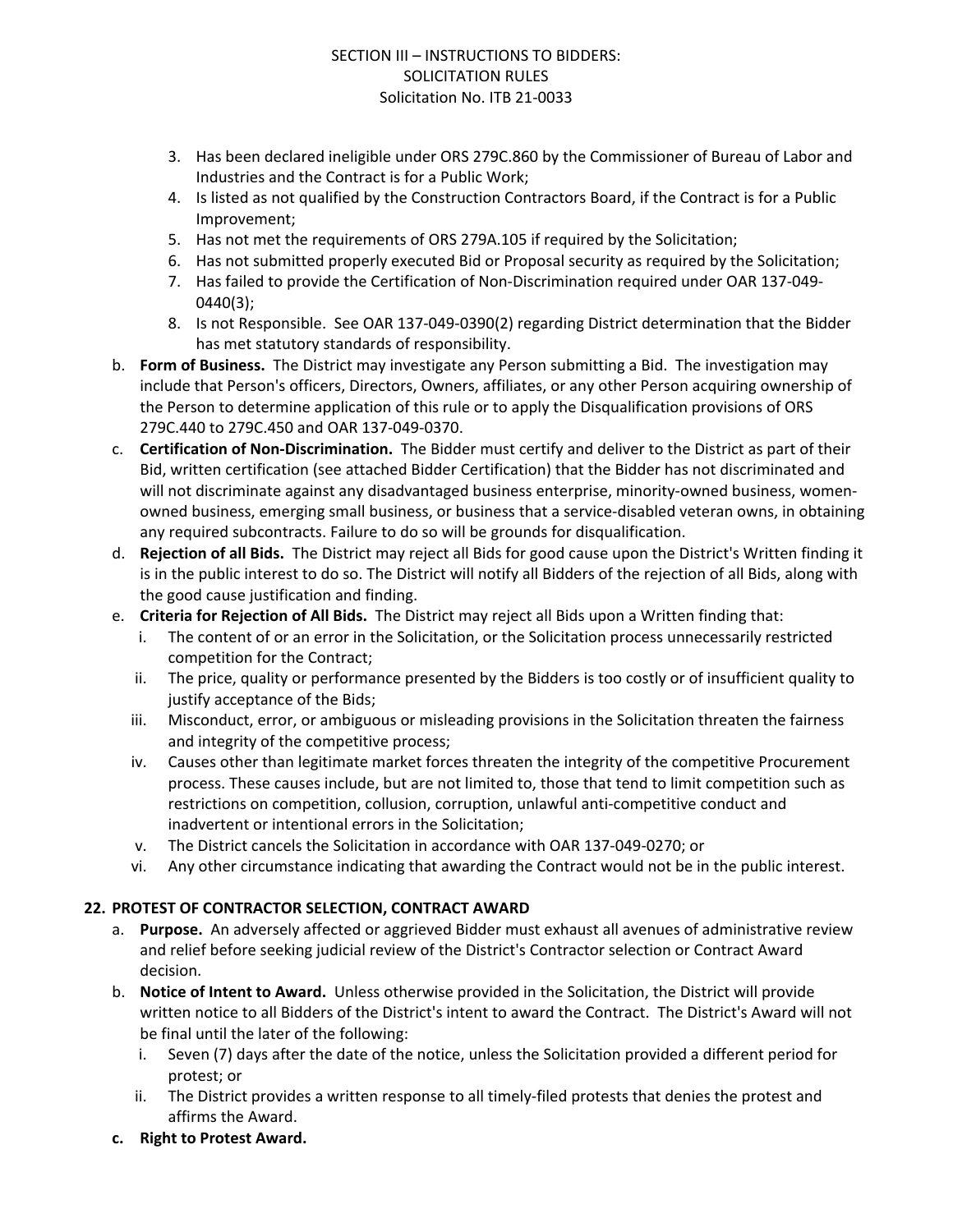3. Has been declared ineligible under ORS 279C.860 by the Commissioner of Bureau of Labor and Industries and the Contract is for a Public Work;
4. Is listed as not qualified by the Construction Contractors Board, if the Contract is for a Public Improvement;
5. Has not met the requirements of ORS 279A.105 if required by the Solicitation;
6. Has not submitted properly executed Bid or Proposal security as required by the Solicitation;
7. Has failed to provide the Certification of Non-Discrimination required under OAR 137-049-0440(3);
8. Is not Responsible. See OAR 137-049-0390(2) regarding District determination that the Bidder has met statutory standards of responsibility.

b. **Form of Business.** The District may investigate any Person submitting a Bid. The investigation may include that Person's officers, Directors, Owners, affiliates, or any other Person acquiring ownership of the Person to determine application of this rule or to apply the Disqualification provisions of ORS 279C.440 to 279C.450 and OAR 137-049-0370.

c. **Certification of Non-Discrimination.** The Bidder must certify and deliver to the District as part of their Bid, written certification (see attached Bidder Certification) that the Bidder has not discriminated and will not discriminate against any disadvantaged business enterprise, minority-owned business, women-owned business, emerging small business, or business that a service-disabled veteran owns, in obtaining any required subcontracts. Failure to do so will be grounds for disqualification.

d. **Rejection of all Bids.** The District may reject all Bids for good cause upon the District's Written finding it is in the public interest to do so. The District will notify all Bidders of the rejection of all Bids, along with the good cause justification and finding.

e. **Criteria for Rejection of All Bids.** The District may reject all Bids upon a Written finding that:
   i. The content of or an error in the Solicitation, or the Solicitation process unnecessarily restricted competition for the Contract;
   ii. The price, quality or performance presented by the Bidders is too costly or of insufficient quality to justify acceptance of the Bids;
   iii. Misconduct, error, or ambiguous or misleading provisions in the Solicitation threaten the fairness and integrity of the competitive process;
   iv. Causes other than legitimate market forces threaten the integrity of the competitive Procurement process. These causes include, but are not limited to, those that tend to limit competition such as restrictions on competition, collusion, corruption, unlawful anti-competitive conduct and inadvertent or intentional errors in the Solicitation;
   v. The District cancels the Solicitation in accordance with OAR 137-049-0270; or
   vi. Any other circumstance indicating that awarding the Contract would not be in the public interest.

## 22. PROTEST OF CONTRACTOR SELECTION, CONTRACT AWARD

a. **Purpose.** An adversely affected or aggrieved Bidder must exhaust all avenues of administrative review and relief before seeking judicial review of the District's Contractor selection or Contract Award decision.

b. **Notice of Intent to Award.** Unless otherwise provided in the Solicitation, the District will provide written notice to all Bidders of the District's intent to award the Contract. The District's Award will not be final until the later of the following:
   i. Seven (7) days after the date of the notice, unless the Solicitation provided a different period for protest; or
   ii. The District provides a written response to all timely-filed protests that denies the protest and affirms the Award.

c. **Right to Protest Award.**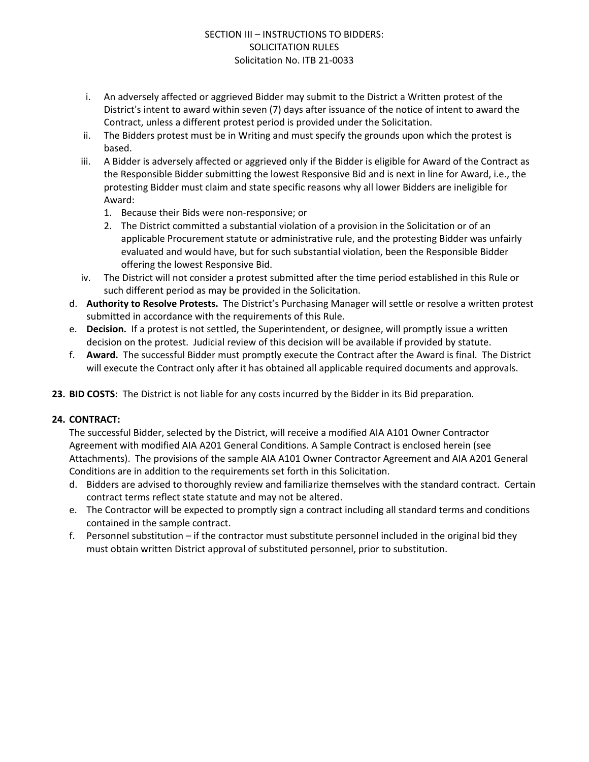i. An adversely affected or aggrieved Bidder may submit to the District a Written protest of the District's intent to award within seven (7) days after issuance of the notice of intent to award the Contract, unless a different protest period is provided under the Solicitation.

ii. The Bidders protest must be in Writing and must specify the grounds upon which the protest is based.

iii. A Bidder is adversely affected or aggrieved only if the Bidder is eligible for Award of the Contract as the Responsible Bidder submitting the lowest Responsive Bid and is next in line for Award, i.e., the protesting Bidder must claim and state specific reasons why all lower Bidders are ineligible for Award:
   1. Because their Bids were non-responsive; or
   2. The District committed a substantial violation of a provision in the Solicitation or of an applicable Procurement statute or administrative rule, and the protesting Bidder was unfairly evaluated and would have, but for such substantial violation, been the Responsible Bidder offering the lowest Responsive Bid.

iv. The District will not consider a protest submitted after the time period established in this Rule or such different period as may be provided in the Solicitation.

d. **Authority to Resolve Protests.** The District's Purchasing Manager will settle or resolve a written protest submitted in accordance with the requirements of this Rule.

e. **Decision.** If a protest is not settled, the Superintendent, or designee, will promptly issue a written decision on the protest. Judicial review of this decision will be available if provided by statute.

f. **Award.** The successful Bidder must promptly execute the Contract after the Award is final. The District will execute the Contract only after it has obtained all applicable required documents and approvals.

**23. BID COSTS**: The District is not liable for any costs incurred by the Bidder in its Bid preparation.

**24. CONTRACT:**

The successful Bidder, selected by the District, will receive a modified AIA A101 Owner Contractor Agreement with modified AIA A201 General Conditions. A Sample Contract is enclosed herein (see Attachments). The provisions of the sample AIA A101 Owner Contractor Agreement and AIA A201 General Conditions are in addition to the requirements set forth in this Solicitation.

d. Bidders are advised to thoroughly review and familiarize themselves with the standard contract. Certain contract terms reflect state statute and may not be altered.

e. The Contractor will be expected to promptly sign a contract including all standard terms and conditions contained in the sample contract.

f. Personnel substitution – if the contractor must substitute personnel included in the original bid they must obtain written District approval of substituted personnel, prior to substitution.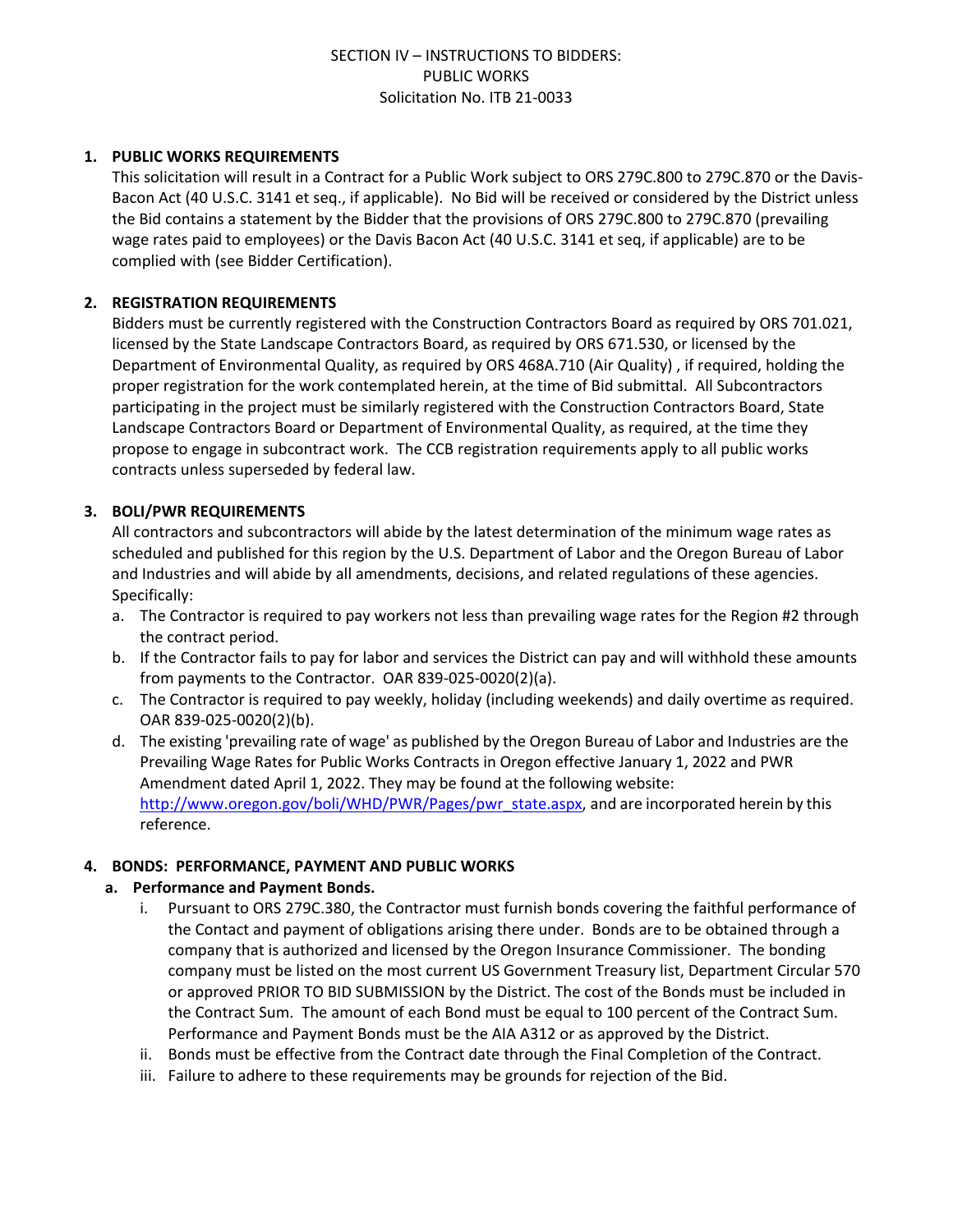# SECTION IV – INSTRUCTIONS TO BIDDERS: PUBLIC WORKS
## Solicitation No. ITB 21-0033

**1. PUBLIC WORKS REQUIREMENTS**

This solicitation will result in a Contract for a Public Work subject to ORS 279C.800 to 279C.870 or the Davis-Bacon Act (40 U.S.C. 3141 et seq., if applicable). No Bid will be received or considered by the District unless the Bid contains a statement by the Bidder that the provisions of ORS 279C.800 to 279C.870 (prevailing wage rates paid to employees) or the Davis Bacon Act (40 U.S.C. 3141 et seq, if applicable) are to be complied with (see Bidder Certification).

**2. REGISTRATION REQUIREMENTS**

Bidders must be currently registered with the Construction Contractors Board as required by ORS 701.021, licensed by the State Landscape Contractors Board, as required by ORS 671.530, or licensed by the Department of Environmental Quality, as required by ORS 468A.710 (Air Quality) , if required, holding the proper registration for the work contemplated herein, at the time of Bid submittal. All Subcontractors participating in the project must be similarly registered with the Construction Contractors Board, State Landscape Contractors Board or Department of Environmental Quality, as required, at the time they propose to engage in subcontract work. The CCB registration requirements apply to all public works contracts unless superseded by federal law.

**3. BOLI/PWR REQUIREMENTS**

All contractors and subcontractors will abide by the latest determination of the minimum wage rates as scheduled and published for this region by the U.S. Department of Labor and the Oregon Bureau of Labor and Industries and will abide by all amendments, decisions, and related regulations of these agencies. Specifically:

a. The Contractor is required to pay workers not less than prevailing wage rates for the Region #2 through the contract period.

b. If the Contractor fails to pay for labor and services the District can pay and will withhold these amounts from payments to the Contractor. OAR 839-025-0020(2)(a).

c. The Contractor is required to pay weekly, holiday (including weekends) and daily overtime as required. OAR 839-025-0020(2)(b).

d. The existing 'prevailing rate of wage' as published by the Oregon Bureau of Labor and Industries are the Prevailing Wage Rates for Public Works Contracts in Oregon effective January 1, 2022 and PWR Amendment dated April 1, 2022. They may be found at the following website: http://www.oregon.gov/boli/WHD/PWR/Pages/pwr_state.aspx, and are incorporated herein by this reference.

**4. BONDS: PERFORMANCE, PAYMENT AND PUBLIC WORKS**

**a. Performance and Payment Bonds.**

i. Pursuant to ORS 279C.380, the Contractor must furnish bonds covering the faithful performance of the Contact and payment of obligations arising there under. Bonds are to be obtained through a company that is authorized and licensed by the Oregon Insurance Commissioner. The bonding company must be listed on the most current US Government Treasury list, Department Circular 570 or approved PRIOR TO BID SUBMISSION by the District. The cost of the Bonds must be included in the Contract Sum. The amount of each Bond must be equal to 100 percent of the Contract Sum. Performance and Payment Bonds must be the AIA A312 or as approved by the District.

ii. Bonds must be effective from the Contract date through the Final Completion of the Contract.

iii. Failure to adhere to these requirements may be grounds for rejection of the Bid.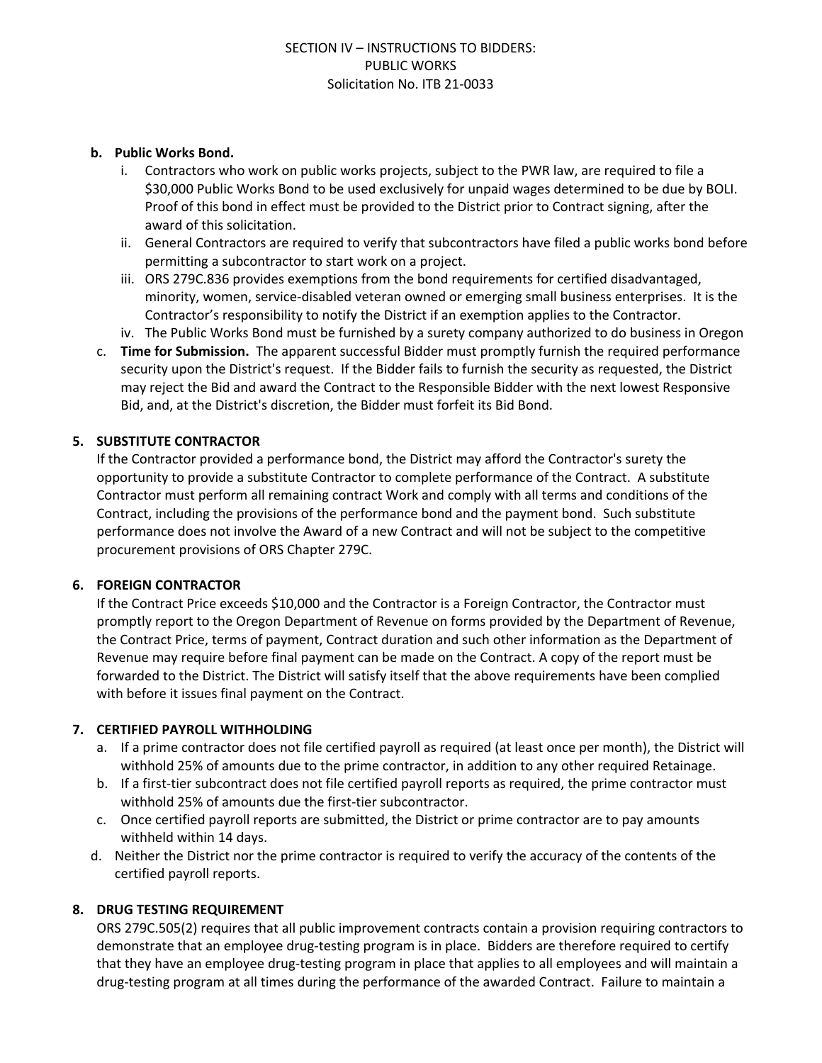**b. Public Works Bond.**

i. Contractors who work on public works projects, subject to the PWR law, are required to file a $30,000 Public Works Bond to be used exclusively for unpaid wages determined to be due by BOLI. Proof of this bond in effect must be provided to the District prior to Contract signing, after the award of this solicitation.

ii. General Contractors are required to verify that subcontractors have filed a public works bond before permitting a subcontractor to start work on a project.

iii. ORS 279C.836 provides exemptions from the bond requirements for certified disadvantaged, minority, women, service-disabled veteran owned or emerging small business enterprises. It is the Contractor's responsibility to notify the District if an exemption applies to the Contractor.

iv. The Public Works Bond must be furnished by a surety company authorized to do business in Oregon

c. **Time for Submission.** The apparent successful Bidder must promptly furnish the required performance security upon the District's request. If the Bidder fails to furnish the security as requested, the District may reject the Bid and award the Contract to the Responsible Bidder with the next lowest Responsive Bid, and, at the District's discretion, the Bidder must forfeit its Bid Bond.

## 5. SUBSTITUTE CONTRACTOR

If the Contractor provided a performance bond, the District may afford the Contractor's surety the opportunity to provide a substitute Contractor to complete performance of the Contract. A substitute Contractor must perform all remaining contract Work and comply with all terms and conditions of the Contract, including the provisions of the performance bond and the payment bond. Such substitute performance does not involve the Award of a new Contract and will not be subject to the competitive procurement provisions of ORS Chapter 279C.

## 6. FOREIGN CONTRACTOR

If the Contract Price exceeds $10,000 and the Contractor is a Foreign Contractor, the Contractor must promptly report to the Oregon Department of Revenue on forms provided by the Department of Revenue, the Contract Price, terms of payment, Contract duration and such other information as the Department of Revenue may require before final payment can be made on the Contract. A copy of the report must be forwarded to the District. The District will satisfy itself that the above requirements have been complied with before it issues final payment on the Contract.

## 7. CERTIFIED PAYROLL WITHHOLDING

a. If a prime contractor does not file certified payroll as required (at least once per month), the District will withhold 25% of amounts due to the prime contractor, in addition to any other required Retainage.

b. If a first-tier subcontract does not file certified payroll reports as required, the prime contractor must withhold 25% of amounts due the first-tier subcontractor.

c. Once certified payroll reports are submitted, the District or prime contractor are to pay amounts withheld within 14 days.

d. Neither the District nor the prime contractor is required to verify the accuracy of the contents of the certified payroll reports.

## 8. DRUG TESTING REQUIREMENT

ORS 279C.505(2) requires that all public improvement contracts contain a provision requiring contractors to demonstrate that an employee drug-testing program is in place. Bidders are therefore required to certify that they have an employee drug-testing program in place that applies to all employees and will maintain a drug-testing program at all times during the performance of the awarded Contract. Failure to maintain a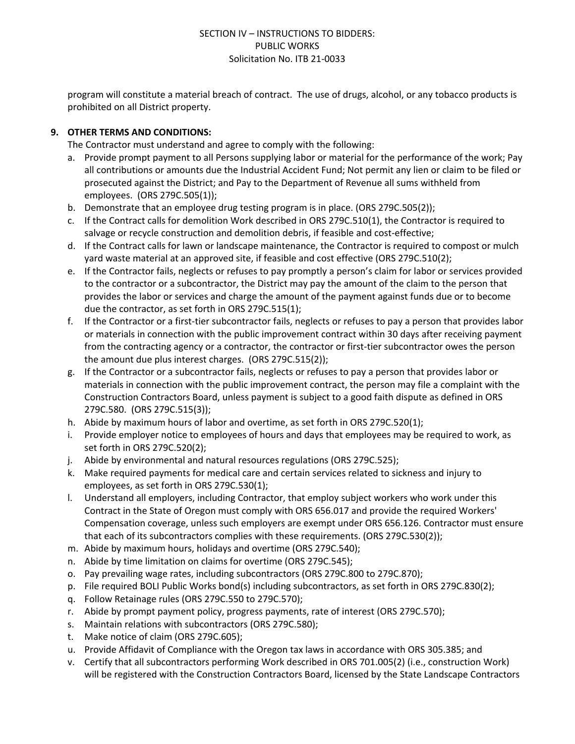program will constitute a material breach of contract. The use of drugs, alcohol, or any tobacco products is prohibited on all District property.

**9. OTHER TERMS AND CONDITIONS:**

The Contractor must understand and agree to comply with the following:

a. Provide prompt payment to all Persons supplying labor or material for the performance of the work; Pay all contributions or amounts due the Industrial Accident Fund; Not permit any lien or claim to be filed or prosecuted against the District; and Pay to the Department of Revenue all sums withheld from employees. (ORS 279C.505(1));
b. Demonstrate that an employee drug testing program is in place. (ORS 279C.505(2));
c. If the Contract calls for demolition Work described in ORS 279C.510(1), the Contractor is required to salvage or recycle construction and demolition debris, if feasible and cost-effective;
d. If the Contract calls for lawn or landscape maintenance, the Contractor is required to compost or mulch yard waste material at an approved site, if feasible and cost effective (ORS 279C.510(2);
e. If the Contractor fails, neglects or refuses to pay promptly a person's claim for labor or services provided to the contractor or a subcontractor, the District may pay the amount of the claim to the person that provides the labor or services and charge the amount of the payment against funds due or to become due the contractor, as set forth in ORS 279C.515(1);
f. If the Contractor or a first-tier subcontractor fails, neglects or refuses to pay a person that provides labor or materials in connection with the public improvement contract within 30 days after receiving payment from the contracting agency or a contractor, the contractor or first-tier subcontractor owes the person the amount due plus interest charges. (ORS 279C.515(2));
g. If the Contractor or a subcontractor fails, neglects or refuses to pay a person that provides labor or materials in connection with the public improvement contract, the person may file a complaint with the Construction Contractors Board, unless payment is subject to a good faith dispute as defined in ORS 279C.580. (ORS 279C.515(3));
h. Abide by maximum hours of labor and overtime, as set forth in ORS 279C.520(1);
i. Provide employer notice to employees of hours and days that employees may be required to work, as set forth in ORS 279C.520(2);
j. Abide by environmental and natural resources regulations (ORS 279C.525);
k. Make required payments for medical care and certain services related to sickness and injury to employees, as set forth in ORS 279C.530(1);
l. Understand all employers, including Contractor, that employ subject workers who work under this Contract in the State of Oregon must comply with ORS 656.017 and provide the required Workers' Compensation coverage, unless such employers are exempt under ORS 656.126. Contractor must ensure that each of its subcontractors complies with these requirements. (ORS 279C.530(2));
m. Abide by maximum hours, holidays and overtime (ORS 279C.540);
n. Abide by time limitation on claims for overtime (ORS 279C.545);
o. Pay prevailing wage rates, including subcontractors (ORS 279C.800 to 279C.870);
p. File required BOLI Public Works bond(s) including subcontractors, as set forth in ORS 279C.830(2);
q. Follow Retainage rules (ORS 279C.550 to 279C.570);
r. Abide by prompt payment policy, progress payments, rate of interest (ORS 279C.570);
s. Maintain relations with subcontractors (ORS 279C.580);
t. Make notice of claim (ORS 279C.605);
u. Provide Affidavit of Compliance with the Oregon tax laws in accordance with ORS 305.385; and
v. Certify that all subcontractors performing Work described in ORS 701.005(2) (i.e., construction Work) will be registered with the Construction Contractors Board, licensed by the State Landscape Contractors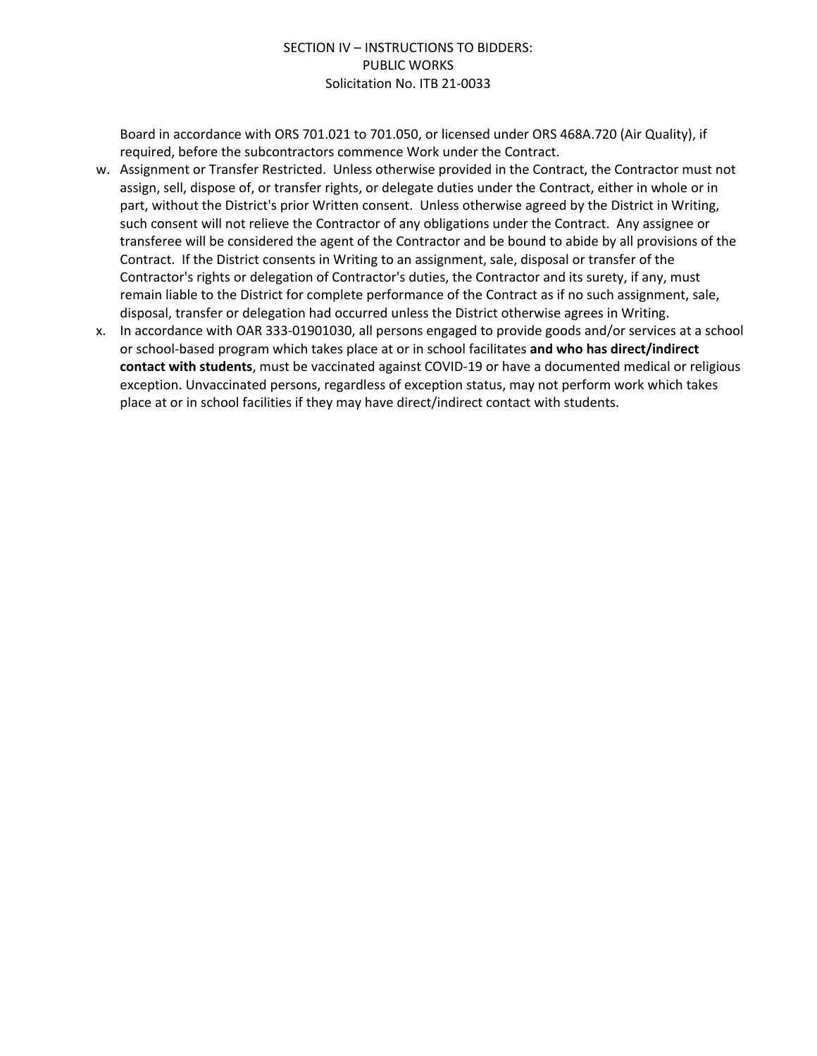Board in accordance with ORS 701.021 to 701.050, or licensed under ORS 468A.720 (Air Quality), if required, before the subcontractors commence Work under the Contract.

w. Assignment or Transfer Restricted. Unless otherwise provided in the Contract, the Contractor must not assign, sell, dispose of, or transfer rights, or delegate duties under the Contract, either in whole or in part, without the District's prior Written consent. Unless otherwise agreed by the District in Writing, such consent will not relieve the Contractor of any obligations under the Contract. Any assignee or transferee will be considered the agent of the Contractor and be bound to abide by all provisions of the Contract. If the District consents in Writing to an assignment, sale, disposal or transfer of the Contractor's rights or delegation of Contractor's duties, the Contractor and its surety, if any, must remain liable to the District for complete performance of the Contract as if no such assignment, sale, disposal, transfer or delegation had occurred unless the District otherwise agrees in Writing.

x. In accordance with OAR 333-01901030, all persons engaged to provide goods and/or services at a school or school-based program which takes place at or in school facilitates **and who has direct/indirect contact with students**, must be vaccinated against COVID-19 or have a documented medical or religious exception. Unvaccinated persons, regardless of exception status, may not perform work which takes place at or in school facilities if they may have direct/indirect contact with students.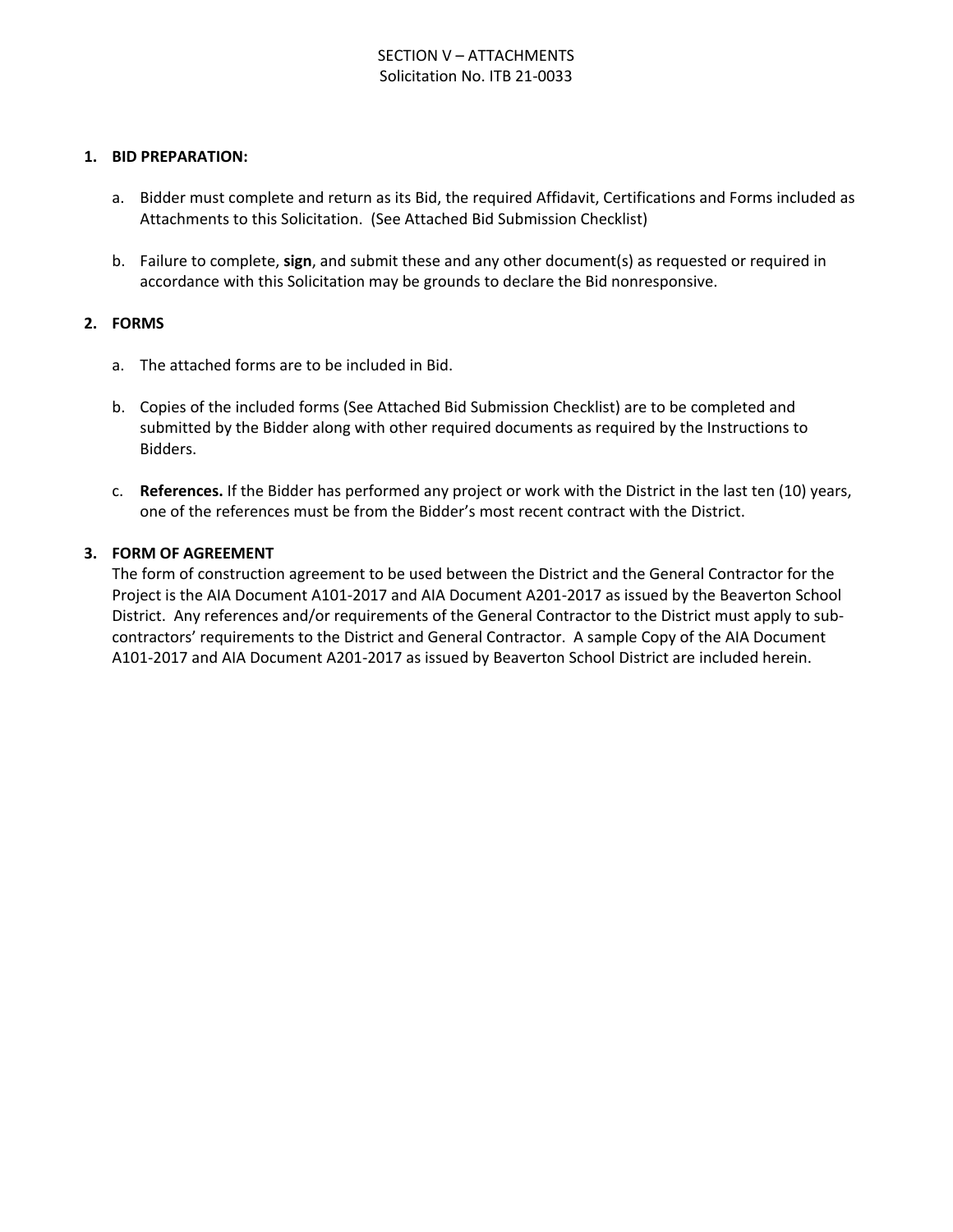# SECTION V – ATTACHMENTS
## Solicitation No. ITB 21-0033

1. **BID PREPARATION:**

   a. Bidder must complete and return as its Bid, the required Affidavit, Certifications and Forms included as Attachments to this Solicitation. (See Attached Bid Submission Checklist)

   b. Failure to complete, **sign**, and submit these and any other document(s) as requested or required in accordance with this Solicitation may be grounds to declare the Bid nonresponsive.

2. **FORMS**

   a. The attached forms are to be included in Bid.

   b. Copies of the included forms (See Attached Bid Submission Checklist) are to be completed and submitted by the Bidder along with other required documents as required by the Instructions to Bidders.

   c. **References.** If the Bidder has performed any project or work with the District in the last ten (10) years, one of the references must be from the Bidder's most recent contract with the District.

3. **FORM OF AGREEMENT**

   The form of construction agreement to be used between the District and the General Contractor for the Project is the AIA Document A101-2017 and AIA Document A201-2017 as issued by the Beaverton School District. Any references and/or requirements of the General Contractor to the District must apply to sub-contractors' requirements to the District and General Contractor. A sample Copy of the AIA Document A101-2017 and AIA Document A201-2017 as issued by Beaverton School District are included herein.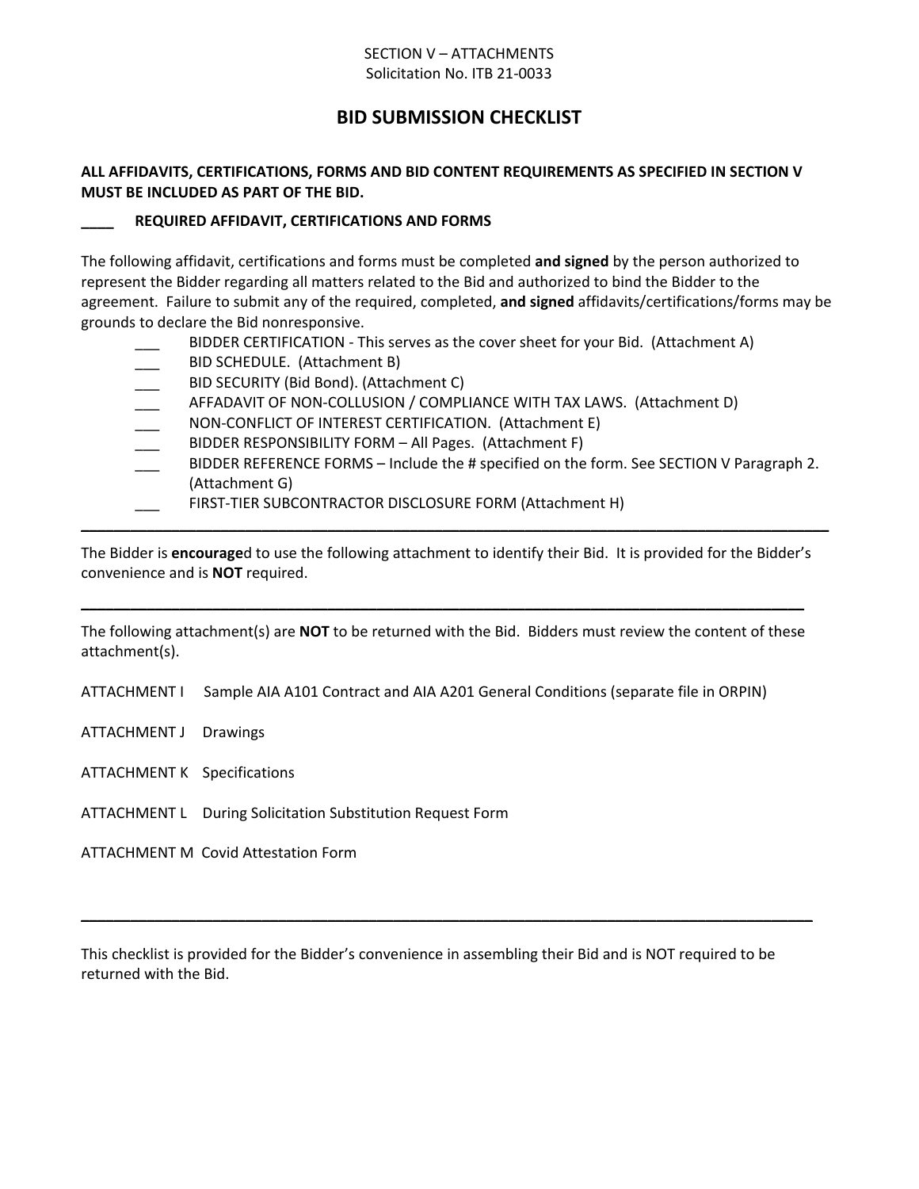SECTION V – ATTACHMENTS
Solicitation No. ITB 21-0033

# BID SUBMISSION CHECKLIST

**ALL AFFIDAVITS, CERTIFICATIONS, FORMS AND BID CONTENT REQUIREMENTS AS SPECIFIED IN SECTION V MUST BE INCLUDED AS PART OF THE BID.**

**____ REQUIRED AFFIDAVIT, CERTIFICATIONS AND FORMS**

The following affidavit, certifications and forms must be completed **and signed** by the person authorized to represent the Bidder regarding all matters related to the Bid and authorized to bind the Bidder to the agreement. Failure to submit any of the required, completed, **and signed** affidavits/certifications/forms may be grounds to declare the Bid nonresponsive.

- ___ BIDDER CERTIFICATION - This serves as the cover sheet for your Bid. (Attachment A)
- ___ BID SCHEDULE. (Attachment B)
- ___ BID SECURITY (Bid Bond). (Attachment C)
- ___ AFFADAVIT OF NON-COLLUSION / COMPLIANCE WITH TAX LAWS. (Attachment D)
- ___ NON-CONFLICT OF INTEREST CERTIFICATION. (Attachment E)
- ___ BIDDER RESPONSIBILITY FORM – All Pages. (Attachment F)
- ___ BIDDER REFERENCE FORMS – Include the # specified on the form. See SECTION V Paragraph 2. (Attachment G)
- ___ FIRST-TIER SUBCONTRACTOR DISCLOSURE FORM (Attachment H)

---

The Bidder is **encourage**d to use the following attachment to identify their Bid. It is provided for the Bidder's convenience and is **NOT** required.

---

The following attachment(s) are **NOT** to be returned with the Bid. Bidders must review the content of these attachment(s).

ATTACHMENT I Sample AIA A101 Contract and AIA A201 General Conditions (separate file in ORPIN)

ATTACHMENT J Drawings

ATTACHMENT K Specifications

ATTACHMENT L During Solicitation Substitution Request Form

ATTACHMENT M Covid Attestation Form

---

This checklist is provided for the Bidder's convenience in assembling their Bid and is NOT required to be returned with the Bid.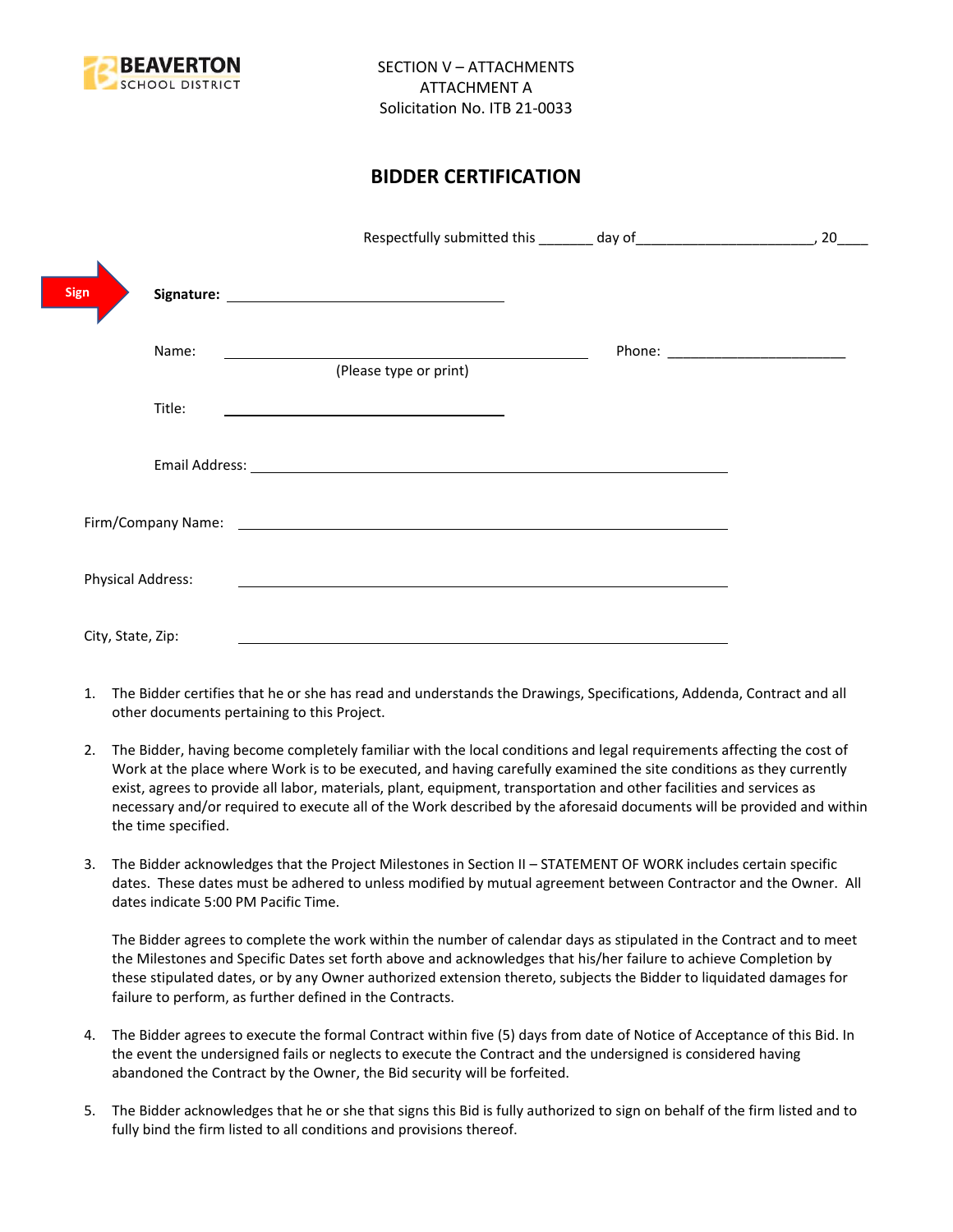BEAVERTON SCHOOL DISTRICT

SECTION V – ATTACHMENTS
ATTACHMENT A
Solicitation No. ITB 21-0033

## BIDDER CERTIFICATION

Respectfully submitted this _______ day of_______________________, 20____

Sign **Signature:** ___________________________________

Name: ______________________________________________ Phone: _______________________
(Please type or print)

Title: ___________________________________

Email Address: ______________________________________________________________

Firm/Company Name: ______________________________________________________________

Physical Address: ______________________________________________________________

City, State, Zip: ______________________________________________________________

1. The Bidder certifies that he or she has read and understands the Drawings, Specifications, Addenda, Contract and all other documents pertaining to this Project.

2. The Bidder, having become completely familiar with the local conditions and legal requirements affecting the cost of Work at the place where Work is to be executed, and having carefully examined the site conditions as they currently exist, agrees to provide all labor, materials, plant, equipment, transportation and other facilities and services as necessary and/or required to execute all of the Work described by the aforesaid documents will be provided and within the time specified.

3. The Bidder acknowledges that the Project Milestones in Section II – STATEMENT OF WORK includes certain specific dates. These dates must be adhered to unless modified by mutual agreement between Contractor and the Owner. All dates indicate 5:00 PM Pacific Time.

   The Bidder agrees to complete the work within the number of calendar days as stipulated in the Contract and to meet the Milestones and Specific Dates set forth above and acknowledges that his/her failure to achieve Completion by these stipulated dates, or by any Owner authorized extension thereto, subjects the Bidder to liquidated damages for failure to perform, as further defined in the Contracts.

4. The Bidder agrees to execute the formal Contract within five (5) days from date of Notice of Acceptance of this Bid. In the event the undersigned fails or neglects to execute the Contract and the undersigned is considered having abandoned the Contract by the Owner, the Bid security will be forfeited.

5. The Bidder acknowledges that he or she that signs this Bid is fully authorized to sign on behalf of the firm listed and to fully bind the firm listed to all conditions and provisions thereof.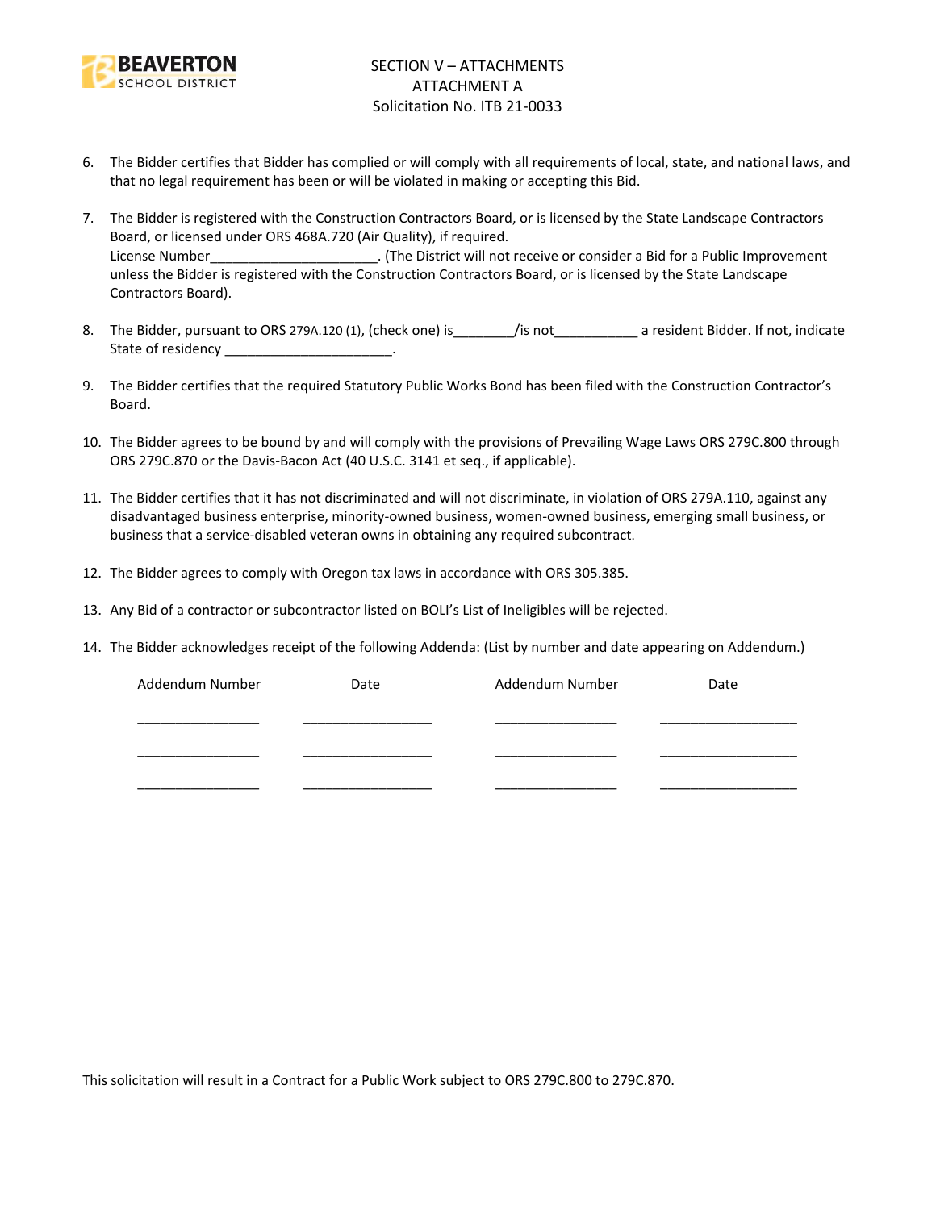SECTION V – ATTACHMENTS
ATTACHMENT A
Solicitation No. ITB 21-0033

6. The Bidder certifies that Bidder has complied or will comply with all requirements of local, state, and national laws, and that no legal requirement has been or will be violated in making or accepting this Bid.

7. The Bidder is registered with the Construction Contractors Board, or is licensed by the State Landscape Contractors Board, or licensed under ORS 468A.720 (Air Quality), if required.
   License Number______________________. (The District will not receive or consider a Bid for a Public Improvement unless the Bidder is registered with the Construction Contractors Board, or is licensed by the State Landscape Contractors Board).

8. The Bidder, pursuant to ORS 279A.120 (1), (check one) is________/is not___________ a resident Bidder. If not, indicate State of residency ______________________.

9. The Bidder certifies that the required Statutory Public Works Bond has been filed with the Construction Contractor's Board.

10. The Bidder agrees to be bound by and will comply with the provisions of Prevailing Wage Laws ORS 279C.800 through ORS 279C.870 or the Davis-Bacon Act (40 U.S.C. 3141 et seq., if applicable).

11. The Bidder certifies that it has not discriminated and will not discriminate, in violation of ORS 279A.110, against any disadvantaged business enterprise, minority-owned business, women-owned business, emerging small business, or business that a service-disabled veteran owns in obtaining any required subcontract.

12. The Bidder agrees to comply with Oregon tax laws in accordance with ORS 305.385.

13. Any Bid of a contractor or subcontractor listed on BOLI's List of Ineligibles will be rejected.

14. The Bidder acknowledges receipt of the following Addenda: (List by number and date appearing on Addendum.)

| Addendum Number | Date | Addendum Number | Date |
|---|---|---|---|
| ________________ | __________________ | ________________ | ___________________ |
| ________________ | __________________ | ________________ | ___________________ |
| ________________ | __________________ | ________________ | ___________________ |

This solicitation will result in a Contract for a Public Work subject to ORS 279C.800 to 279C.870.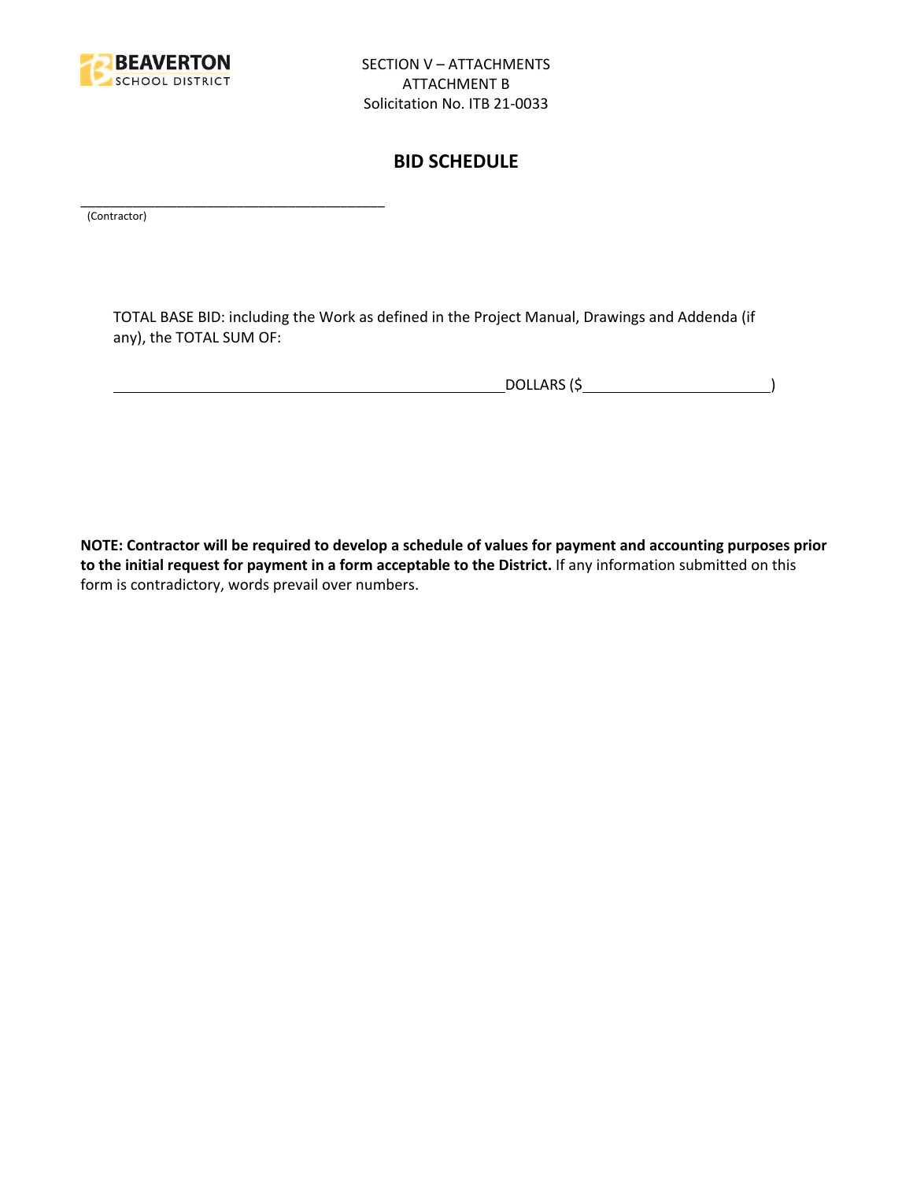SECTION V – ATTACHMENTS
ATTACHMENT B
Solicitation No. ITB 21-0033

## BID SCHEDULE

\_\_\_\_\_\_\_\_\_\_\_\_\_\_\_\_\_\_\_\_\_\_\_\_\_\_\_\_\_\_\_\_\_\_\_\_\_\_\_\_\_\_
(Contractor)

TOTAL BASE BID: including the Work as defined in the Project Manual, Drawings and Addenda (if any), the TOTAL SUM OF:

\_\_\_\_\_\_\_\_\_\_\_\_\_\_\_\_\_\_\_\_\_\_\_\_\_\_\_\_\_\_\_\_\_\_\_\_\_\_\_\_\_\_\_\_\_\_\_\_DOLLARS ($\_\_\_\_\_\_\_\_\_\_\_\_\_\_\_\_\_\_\_\_\_\_\_)

**NOTE: Contractor will be required to develop a schedule of values for payment and accounting purposes prior to the initial request for payment in a form acceptable to the District.** If any information submitted on this form is contradictory, words prevail over numbers.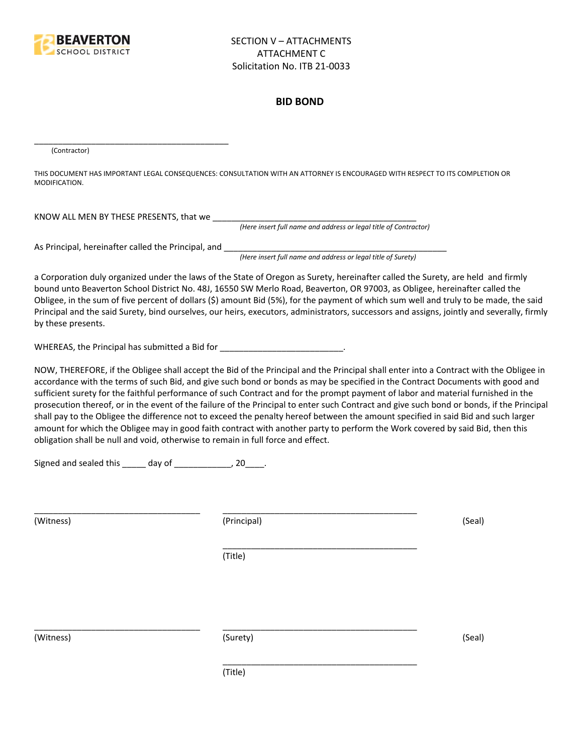BEAVERTON SCHOOL DISTRICT

SECTION V – ATTACHMENTS
ATTACHMENT C
Solicitation No. ITB 21-0033

## BID BOND

___________________________________________
(Contractor)

THIS DOCUMENT HAS IMPORTANT LEGAL CONSEQUENCES: CONSULTATION WITH AN ATTORNEY IS ENCOURAGED WITH RESPECT TO ITS COMPLETION OR MODIFICATION.

KNOW ALL MEN BY THESE PRESENTS, that we ___________________________________________
*(Here insert full name and address or legal title of Contractor)*

As Principal, hereinafter called the Principal, and _______________________________________________
*(Here insert full name and address or legal title of Surety)*

a Corporation duly organized under the laws of the State of Oregon as Surety, hereinafter called the Surety, are held and firmly bound unto Beaverton School District No. 48J, 16550 SW Merlo Road, Beaverton, OR 97003, as Obligee, hereinafter called the Obligee, in the sum of five percent of dollars ($) amount Bid (5%), for the payment of which sum well and truly to be made, the said Principal and the said Surety, bind ourselves, our heirs, executors, administrators, successors and assigns, jointly and severally, firmly by these presents.

WHEREAS, the Principal has submitted a Bid for __________________________.

NOW, THEREFORE, if the Obligee shall accept the Bid of the Principal and the Principal shall enter into a Contract with the Obligee in accordance with the terms of such Bid, and give such bond or bonds as may be specified in the Contract Documents with good and sufficient surety for the faithful performance of such Contract and for the prompt payment of labor and material furnished in the prosecution thereof, or in the event of the failure of the Principal to enter such Contract and give such bond or bonds, if the Principal shall pay to the Obligee the difference not to exceed the penalty hereof between the amount specified in said Bid and such larger amount for which the Obligee may in good faith contract with another party to perform the Work covered by said Bid, then this obligation shall be null and void, otherwise to remain in full force and effect.

Signed and sealed this _____ day of ____________, 20____.

___________________________________ ___________________________________________
(Witness) (Principal) (Seal)

___________________________________________
(Title)

___________________________________ ___________________________________________
(Witness) (Surety) (Seal)

___________________________________________
(Title)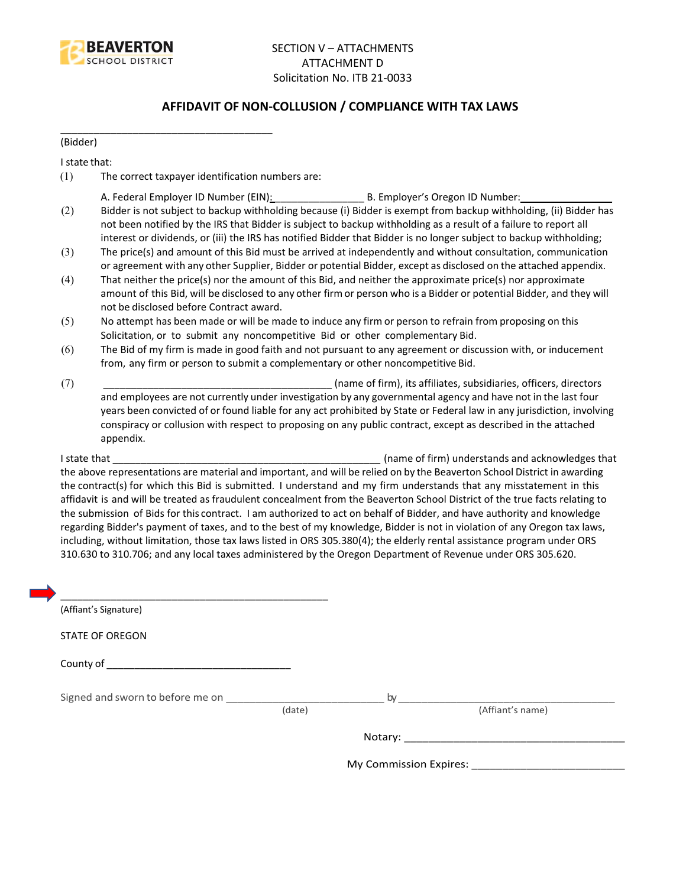SECTION V – ATTACHMENTS
ATTACHMENT D
Solicitation No. ITB 21-0033

## AFFIDAVIT OF NON-COLLUSION / COMPLIANCE WITH TAX LAWS

______________________________________
(Bidder)

I state that:

(1) The correct taxpayer identification numbers are:

A. Federal Employer ID Number (EIN): ________________ B. Employer's Oregon ID Number: ________________

(2) Bidder is not subject to backup withholding because (i) Bidder is exempt from backup withholding, (ii) Bidder has not been notified by the IRS that Bidder is subject to backup withholding as a result of a failure to report all interest or dividends, or (iii) the IRS has notified Bidder that Bidder is no longer subject to backup withholding;

(3) The price(s) and amount of this Bid must be arrived at independently and without consultation, communication or agreement with any other Supplier, Bidder or potential Bidder, except as disclosed on the attached appendix.

(4) That neither the price(s) nor the amount of this Bid, and neither the approximate price(s) nor approximate amount of this Bid, will be disclosed to any other firm or person who is a Bidder or potential Bidder, and they will not be disclosed before Contract award.

(5) No attempt has been made or will be made to induce any firm or person to refrain from proposing on this Solicitation, or to submit any noncompetitive Bid or other complementary Bid.

(6) The Bid of my firm is made in good faith and not pursuant to any agreement or discussion with, or inducement from, any firm or person to submit a complementary or other noncompetitive Bid.

(7) ________________________________________ (name of firm), its affiliates, subsidiaries, officers, directors and employees are not currently under investigation by any governmental agency and have not in the last four years been convicted of or found liable for any act prohibited by State or Federal law in any jurisdiction, involving conspiracy or collusion with respect to proposing on any public contract, except as described in the attached appendix.

I state that ________________________________________________ (name of firm) understands and acknowledges that the above representations are material and important, and will be relied on by the Beaverton School District in awarding the contract(s) for which this Bid is submitted. I understand and my firm understands that any misstatement in this affidavit is and will be treated as fraudulent concealment from the Beaverton School District of the true facts relating to the submission of Bids for this contract. I am authorized to act on behalf of Bidder, and have authority and knowledge regarding Bidder's payment of taxes, and to the best of my knowledge, Bidder is not in violation of any Oregon tax laws, including, without limitation, those tax laws listed in ORS 305.380(4); the elderly rental assistance program under ORS 310.630 to 310.706; and any local taxes administered by the Oregon Department of Revenue under ORS 305.620.

________________________________________________
(Affiant's Signature)

STATE OF OREGON

County of ________________________________

Signed and sworn to before me on ____________________________ by ________________________________________
(date) (Affiant's name)

Notary: ______________________________________

My Commission Expires: __________________________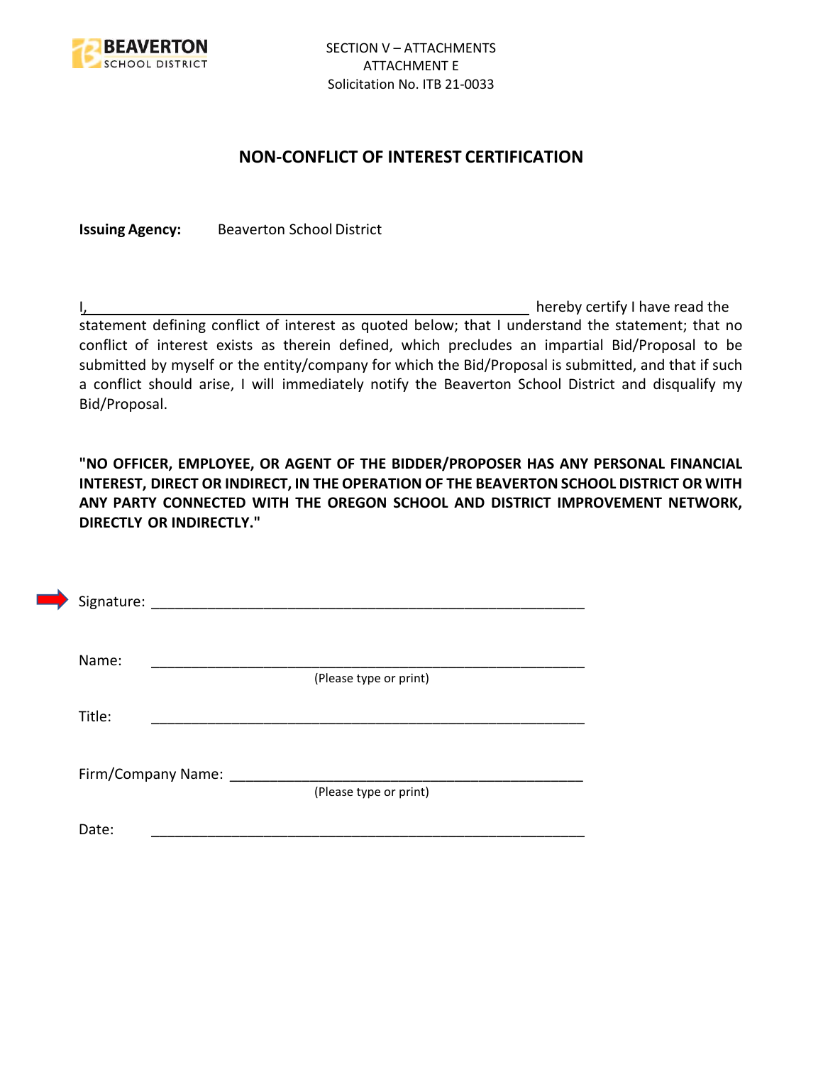SECTION V – ATTACHMENTS
ATTACHMENT E
Solicitation No. ITB 21-0033

## NON-CONFLICT OF INTEREST CERTIFICATION

**Issuing Agency:** Beaverton School District

I,\_\_\_\_\_\_\_\_\_\_\_\_\_\_\_\_\_\_\_\_\_\_\_\_\_\_\_\_\_\_\_\_\_\_\_\_\_\_\_\_\_\_\_\_\_\_\_\_ hereby certify I have read the statement defining conflict of interest as quoted below; that I understand the statement; that no conflict of interest exists as therein defined, which precludes an impartial Bid/Proposal to be submitted by myself or the entity/company for which the Bid/Proposal is submitted, and that if such a conflict should arise, I will immediately notify the Beaverton School District and disqualify my Bid/Proposal.

**"NO OFFICER, EMPLOYEE, OR AGENT OF THE BIDDER/PROPOSER HAS ANY PERSONAL FINANCIAL INTEREST, DIRECT OR INDIRECT, IN THE OPERATION OF THE BEAVERTON SCHOOL DISTRICT OR WITH ANY PARTY CONNECTED WITH THE OREGON SCHOOL AND DISTRICT IMPROVEMENT NETWORK, DIRECTLY OR INDIRECTLY."**

Signature: \_\_\_\_\_\_\_\_\_\_\_\_\_\_\_\_\_\_\_\_\_\_\_\_\_\_\_\_\_\_\_\_\_\_\_\_\_\_\_\_\_\_\_\_\_\_\_\_

Name: \_\_\_\_\_\_\_\_\_\_\_\_\_\_\_\_\_\_\_\_\_\_\_\_\_\_\_\_\_\_\_\_\_\_\_\_\_\_\_\_\_\_\_\_\_\_\_\_
(Please type or print)

Title: \_\_\_\_\_\_\_\_\_\_\_\_\_\_\_\_\_\_\_\_\_\_\_\_\_\_\_\_\_\_\_\_\_\_\_\_\_\_\_\_\_\_\_\_\_\_\_\_

Firm/Company Name: \_\_\_\_\_\_\_\_\_\_\_\_\_\_\_\_\_\_\_\_\_\_\_\_\_\_\_\_\_\_\_\_\_\_\_\_\_\_\_\_
(Please type or print)

Date: \_\_\_\_\_\_\_\_\_\_\_\_\_\_\_\_\_\_\_\_\_\_\_\_\_\_\_\_\_\_\_\_\_\_\_\_\_\_\_\_\_\_\_\_\_\_\_\_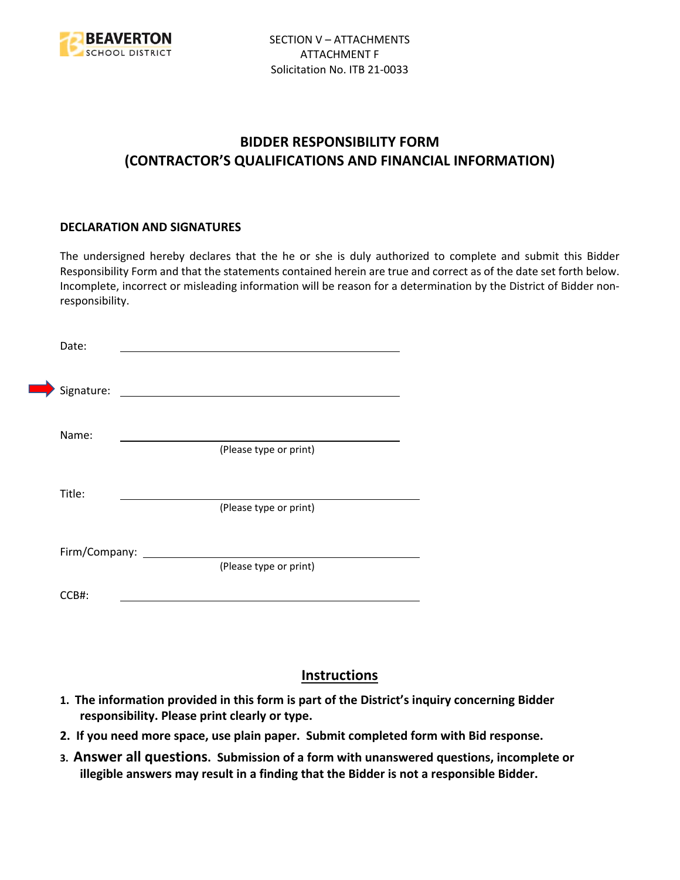SECTION V – ATTACHMENTS
ATTACHMENT F
Solicitation No. ITB 21-0033

# BIDDER RESPONSIBILITY FORM
# (CONTRACTOR'S QUALIFICATIONS AND FINANCIAL INFORMATION)

### DECLARATION AND SIGNATURES

The undersigned hereby declares that the he or she is duly authorized to complete and submit this Bidder Responsibility Form and that the statements contained herein are true and correct as of the date set forth below. Incomplete, incorrect or misleading information will be reason for a determination by the District of Bidder non-responsibility.

Date: ______________________________

Signature: ______________________________

Name: ______________________________
(Please type or print)

Title: ______________________________
(Please type or print)

Firm/Company: ______________________________
(Please type or print)

CCB#: ______________________________

## Instructions

1. **The information provided in this form is part of the District's inquiry concerning Bidder responsibility. Please print clearly or type.**
2. **If you need more space, use plain paper. Submit completed form with Bid response.**
3. **Answer all questions. Submission of a form with unanswered questions, incomplete or illegible answers may result in a finding that the Bidder is not a responsible Bidder.**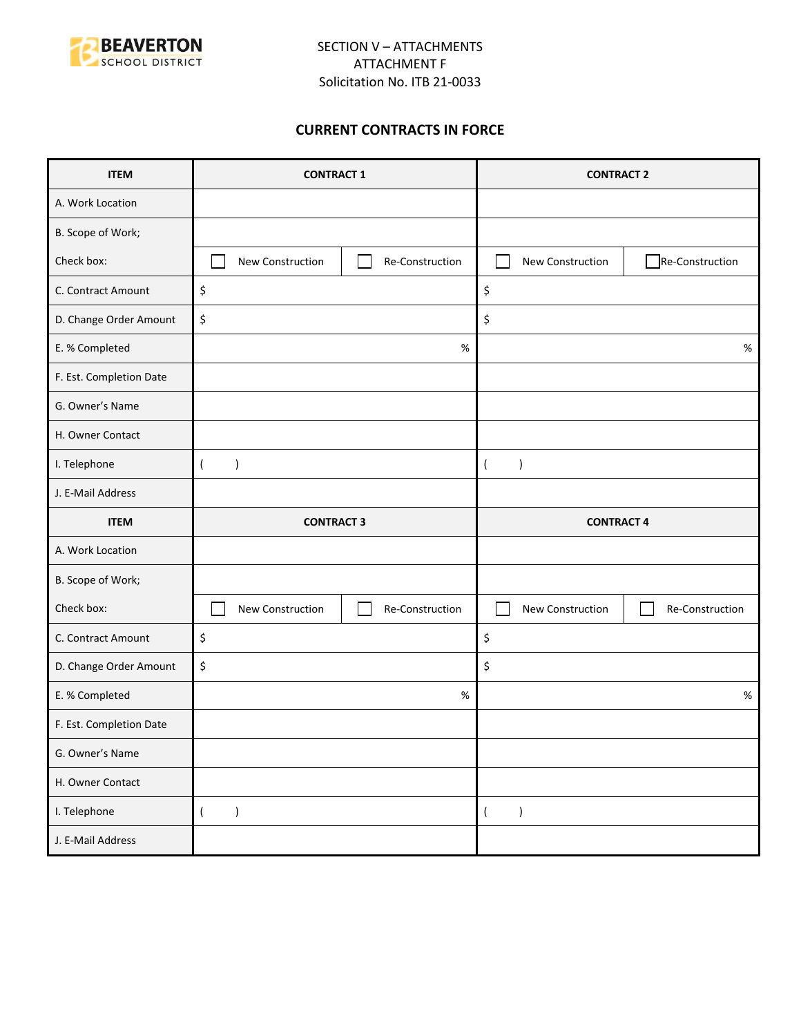SECTION V – ATTACHMENTS
ATTACHMENT F
Solicitation No. ITB 21-0033

## CURRENT CONTRACTS IN FORCE

| ITEM | CONTRACT 1 | | CONTRACT 2 | |
|---|---|---|---|---|
| A. Work Location | | | | |
| B. Scope of Work; | | | | |
| Check box: | ☐ New Construction | ☐ Re-Construction | ☐ New Construction | ☐ Re-Construction |
| C. Contract Amount | $ | | $ | |
| D. Change Order Amount | $ | | $ | |
| E. % Completed | % | | % | |
| F. Est. Completion Date | | | | |
| G. Owner's Name | | | | |
| H. Owner Contact | | | | |
| I. Telephone | (     ) | | (     ) | |
| J. E-Mail Address | | | | |
| **ITEM** | **CONTRACT 3** | | **CONTRACT 4** | |
| A. Work Location | | | | |
| B. Scope of Work; | | | | |
| Check box: | ☐ New Construction | ☐ Re-Construction | ☐ New Construction | ☐ Re-Construction |
| C. Contract Amount | $ | | $ | |
| D. Change Order Amount | $ | | $ | |
| E. % Completed | % | | % | |
| F. Est. Completion Date | | | | |
| G. Owner's Name | | | | |
| H. Owner Contact | | | | |
| I. Telephone | (     ) | | (     ) | |
| J. E-Mail Address | | | | |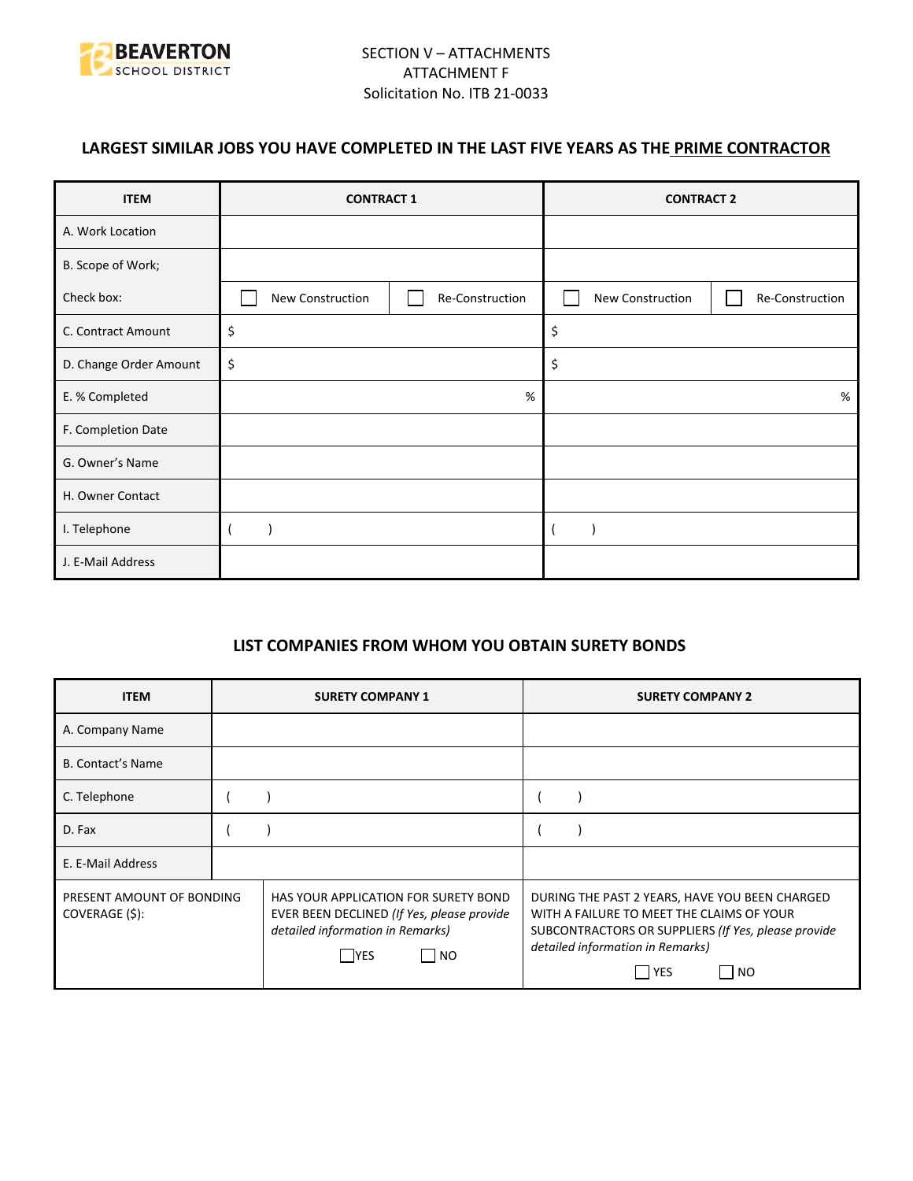SECTION V – ATTACHMENTS
ATTACHMENT F
Solicitation No. ITB 21-0033

## LARGEST SIMILAR JOBS YOU HAVE COMPLETED IN THE LAST FIVE YEARS AS THE PRIME CONTRACTOR

| ITEM | CONTRACT 1 | | CONTRACT 2 | |
|---|---|---|---|---|
| A. Work Location | | | | |
| B. Scope of Work; | | | | |
| Check box: | ☐ New Construction | ☐ Re-Construction | ☐ New Construction | ☐ Re-Construction |
| C. Contract Amount | $ | | $ | |
| D. Change Order Amount | $ | | $ | |
| E. % Completed | % | | % | |
| F. Completion Date | | | | |
| G. Owner's Name | | | | |
| H. Owner Contact | | | | |
| I. Telephone | ( ) | | ( ) | |
| J. E-Mail Address | | | | |

## LIST COMPANIES FROM WHOM YOU OBTAIN SURETY BONDS

| ITEM | SURETY COMPANY 1 | SURETY COMPANY 2 |
|---|---|---|
| A. Company Name | | |
| B. Contact's Name | | |
| C. Telephone | ( ) | ( ) |
| D. Fax | ( ) | ( ) |
| E. E-Mail Address | | |
| PRESENT AMOUNT OF BONDING COVERAGE ($): | HAS YOUR APPLICATION FOR SURETY BOND EVER BEEN DECLINED *(If Yes, please provide detailed information in Remarks)* ☐ YES ☐ NO | DURING THE PAST 2 YEARS, HAVE YOU BEEN CHARGED WITH A FAILURE TO MEET THE CLAIMS OF YOUR SUBCONTRACTORS OR SUPPLIERS *(If Yes, please provide detailed information in Remarks)* ☐ YES ☐ NO |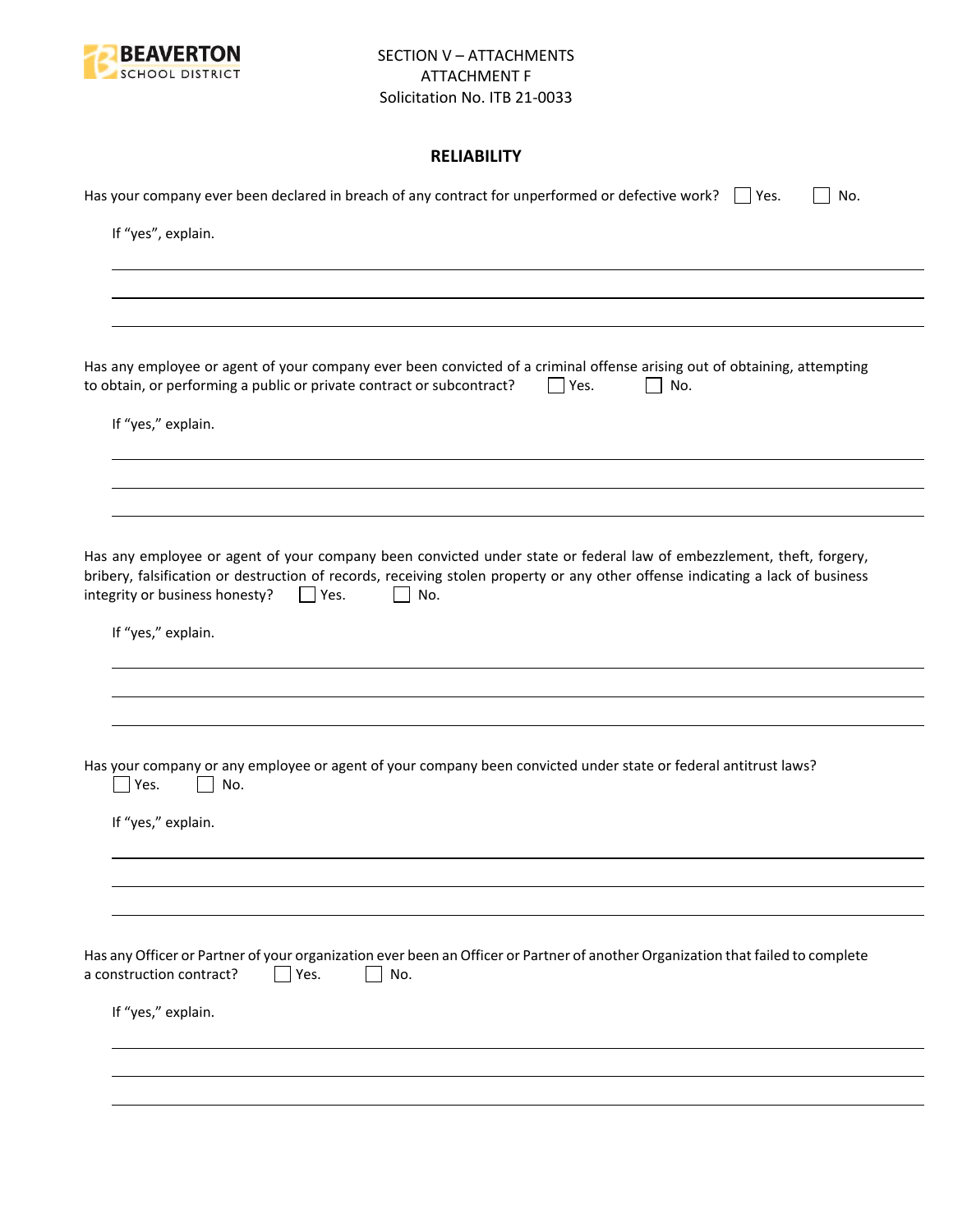SECTION V – ATTACHMENTS
ATTACHMENT F
Solicitation No. ITB 21-0033

## RELIABILITY

Has your company ever been declared in breach of any contract for unperformed or defective work? ☐ Yes. ☐ No.

If "yes", explain.

_______________________________________________

_______________________________________________

_______________________________________________

Has any employee or agent of your company ever been convicted of a criminal offense arising out of obtaining, attempting to obtain, or performing a public or private contract or subcontract? ☐ Yes. ☐ No.

If "yes," explain.

_______________________________________________

_______________________________________________

_______________________________________________

Has any employee or agent of your company been convicted under state or federal law of embezzlement, theft, forgery, bribery, falsification or destruction of records, receiving stolen property or any other offense indicating a lack of business integrity or business honesty? ☐ Yes. ☐ No.

If "yes," explain.

_______________________________________________

_______________________________________________

_______________________________________________

Has your company or any employee or agent of your company been convicted under state or federal antitrust laws?
☐ Yes. ☐ No.

If "yes," explain.

_______________________________________________

_______________________________________________

_______________________________________________

Has any Officer or Partner of your organization ever been an Officer or Partner of another Organization that failed to complete a construction contract? ☐ Yes. ☐ No.

If "yes," explain.

_______________________________________________

_______________________________________________

_______________________________________________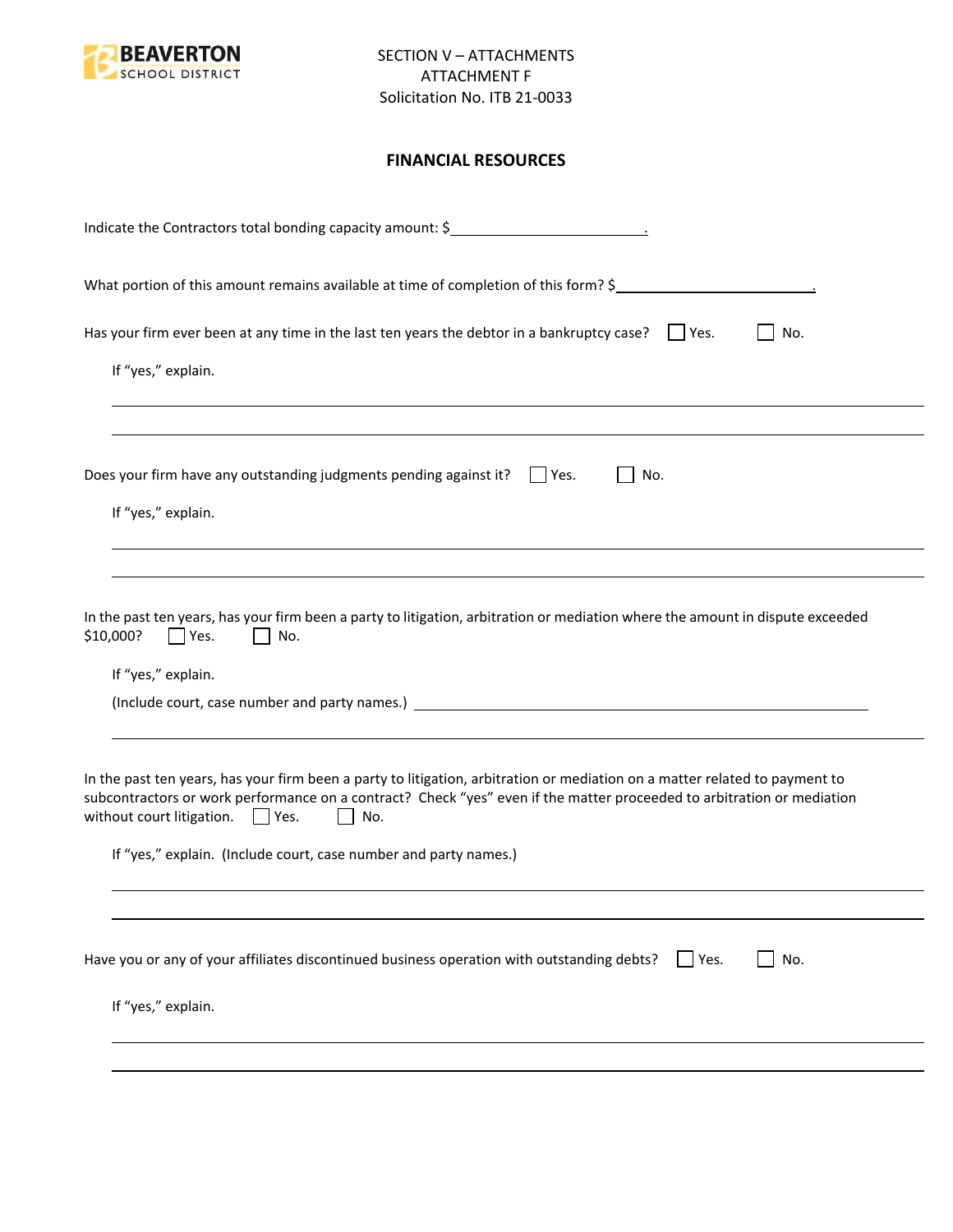SECTION V – ATTACHMENTS
ATTACHMENT F
Solicitation No. ITB 21-0033

## FINANCIAL RESOURCES

Indicate the Contractors total bonding capacity amount: $\_\_\_\_\_\_\_\_\_\_\_\_\_\_\_\_\_\_\_\_\_\_\_\_.

What portion of this amount remains available at time of completion of this form? $\_\_\_\_\_\_\_\_\_\_\_\_\_\_\_\_\_\_\_\_\_\_\_\_.

Has your firm ever been at any time in the last ten years the debtor in a bankruptcy case? ☐ Yes. ☐ No.

If "yes," explain.

\_\_\_\_\_\_\_\_\_\_\_\_\_\_\_\_\_\_\_\_\_\_\_\_\_\_\_\_\_\_\_\_\_\_\_\_\_\_\_\_\_\_\_\_\_\_\_\_\_\_\_\_\_\_\_\_\_\_\_\_

\_\_\_\_\_\_\_\_\_\_\_\_\_\_\_\_\_\_\_\_\_\_\_\_\_\_\_\_\_\_\_\_\_\_\_\_\_\_\_\_\_\_\_\_\_\_\_\_\_\_\_\_\_\_\_\_\_\_\_\_

Does your firm have any outstanding judgments pending against it? ☐ Yes. ☐ No.

If "yes," explain.

\_\_\_\_\_\_\_\_\_\_\_\_\_\_\_\_\_\_\_\_\_\_\_\_\_\_\_\_\_\_\_\_\_\_\_\_\_\_\_\_\_\_\_\_\_\_\_\_\_\_\_\_\_\_\_\_\_\_\_\_

\_\_\_\_\_\_\_\_\_\_\_\_\_\_\_\_\_\_\_\_\_\_\_\_\_\_\_\_\_\_\_\_\_\_\_\_\_\_\_\_\_\_\_\_\_\_\_\_\_\_\_\_\_\_\_\_\_\_\_\_

In the past ten years, has your firm been a party to litigation, arbitration or mediation where the amount in dispute exceeded $10,000? ☐ Yes. ☐ No.

If "yes," explain.

(Include court, case number and party names.) \_\_\_\_\_\_\_\_\_\_\_\_\_\_\_\_\_\_\_\_\_\_\_\_\_\_\_\_\_\_\_\_\_\_\_\_\_\_\_\_

\_\_\_\_\_\_\_\_\_\_\_\_\_\_\_\_\_\_\_\_\_\_\_\_\_\_\_\_\_\_\_\_\_\_\_\_\_\_\_\_\_\_\_\_\_\_\_\_\_\_\_\_\_\_\_\_\_\_\_\_

In the past ten years, has your firm been a party to litigation, arbitration or mediation on a matter related to payment to subcontractors or work performance on a contract? Check "yes" even if the matter proceeded to arbitration or mediation without court litigation. ☐ Yes. ☐ No.

If "yes," explain. (Include court, case number and party names.)

\_\_\_\_\_\_\_\_\_\_\_\_\_\_\_\_\_\_\_\_\_\_\_\_\_\_\_\_\_\_\_\_\_\_\_\_\_\_\_\_\_\_\_\_\_\_\_\_\_\_\_\_\_\_\_\_\_\_\_\_

\_\_\_\_\_\_\_\_\_\_\_\_\_\_\_\_\_\_\_\_\_\_\_\_\_\_\_\_\_\_\_\_\_\_\_\_\_\_\_\_\_\_\_\_\_\_\_\_\_\_\_\_\_\_\_\_\_\_\_\_

Have you or any of your affiliates discontinued business operation with outstanding debts? ☐ Yes. ☐ No.

If "yes," explain.

\_\_\_\_\_\_\_\_\_\_\_\_\_\_\_\_\_\_\_\_\_\_\_\_\_\_\_\_\_\_\_\_\_\_\_\_\_\_\_\_\_\_\_\_\_\_\_\_\_\_\_\_\_\_\_\_\_\_\_\_

\_\_\_\_\_\_\_\_\_\_\_\_\_\_\_\_\_\_\_\_\_\_\_\_\_\_\_\_\_\_\_\_\_\_\_\_\_\_\_\_\_\_\_\_\_\_\_\_\_\_\_\_\_\_\_\_\_\_\_\_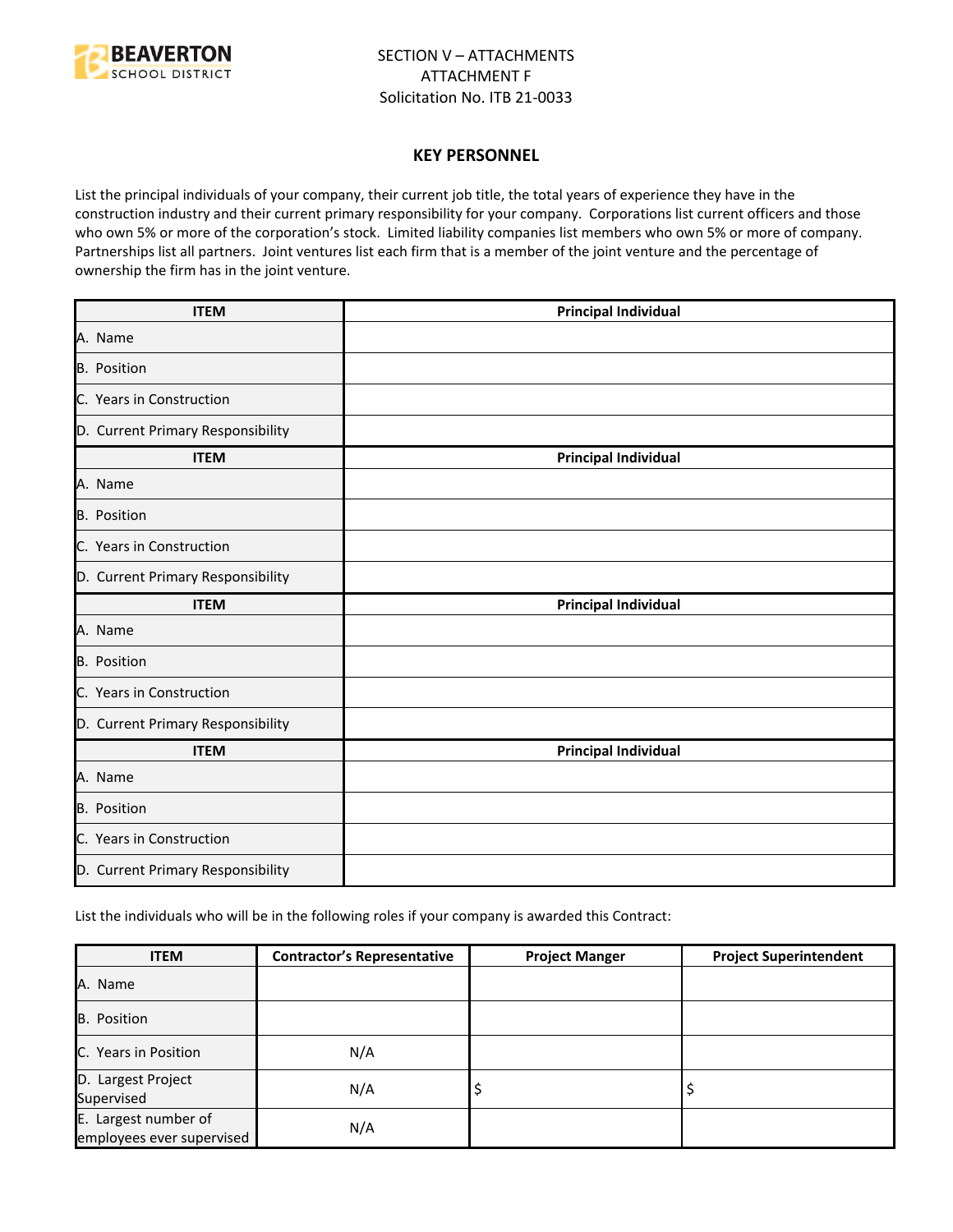BEAVERTON SCHOOL DISTRICT

SECTION V – ATTACHMENTS
ATTACHMENT F
Solicitation No. ITB 21-0033

## KEY PERSONNEL

List the principal individuals of your company, their current job title, the total years of experience they have in the construction industry and their current primary responsibility for your company. Corporations list current officers and those who own 5% or more of the corporation's stock. Limited liability companies list members who own 5% or more of company. Partnerships list all partners. Joint ventures list each firm that is a member of the joint venture and the percentage of ownership the firm has in the joint venture.

| ITEM | Principal Individual |
|---|---|
| A. Name | |
| B. Position | |
| C. Years in Construction | |
| D. Current Primary Responsibility | |
| **ITEM** | **Principal Individual** |
| A. Name | |
| B. Position | |
| C. Years in Construction | |
| D. Current Primary Responsibility | |
| **ITEM** | **Principal Individual** |
| A. Name | |
| B. Position | |
| C. Years in Construction | |
| D. Current Primary Responsibility | |
| **ITEM** | **Principal Individual** |
| A. Name | |
| B. Position | |
| C. Years in Construction | |
| D. Current Primary Responsibility | |

List the individuals who will be in the following roles if your company is awarded this Contract:

| ITEM | Contractor's Representative | Project Manger | Project Superintendent |
|---|---|---|---|
| A. Name | | | |
| B. Position | | | |
| C. Years in Position | N/A | | |
| D. Largest Project Supervised | N/A | $ | $ |
| E. Largest number of employees ever supervised | N/A | | |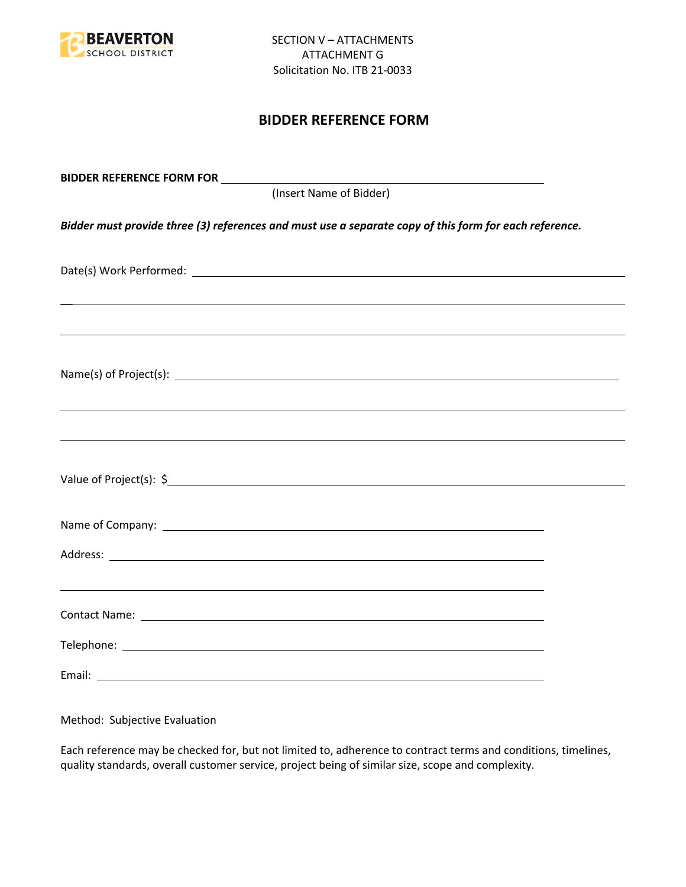SECTION V – ATTACHMENTS
ATTACHMENT G
Solicitation No. ITB 21-0033

## BIDDER REFERENCE FORM

**BIDDER REFERENCE FORM FOR** ______________________________________________
(Insert Name of Bidder)

***Bidder must provide three (3) references and must use a separate copy of this form for each reference.***

Date(s) Work Performed: ______________________________________________

______________________________________________

______________________________________________

Name(s) of Project(s): ______________________________________________

______________________________________________

______________________________________________

Value of Project(s): $______________________________________________

Name of Company: ______________________________________________

Address: ______________________________________________

______________________________________________

Contact Name: ______________________________________________

Telephone: ______________________________________________

Email: ______________________________________________

Method: Subjective Evaluation

Each reference may be checked for, but not limited to, adherence to contract terms and conditions, timelines, quality standards, overall customer service, project being of similar size, scope and complexity.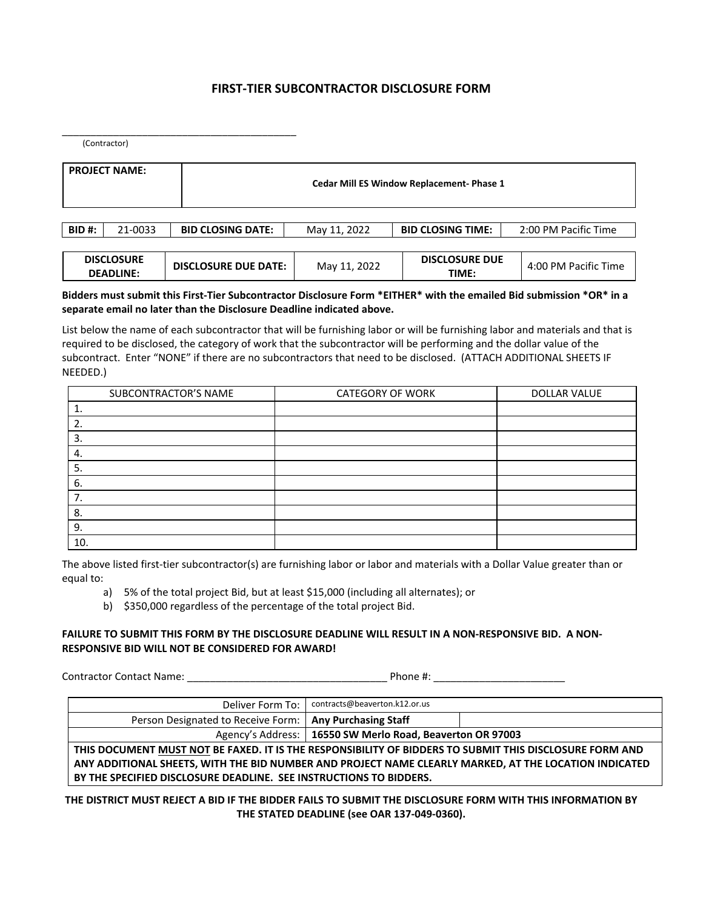# FIRST-TIER SUBCONTRACTOR DISCLOSURE FORM

\_\_\_\_\_\_\_\_\_\_\_\_\_\_\_\_\_\_\_\_\_\_\_\_\_\_\_\_\_\_\_\_\_\_\_\_\_\_\_\_\_\_
(Contractor)

| | |
|---|---|
| **PROJECT NAME:** | **Cedar Mill ES Window Replacement- Phase 1** |

| | | | | | |
|---|---|---|---|---|---|
| **BID #:** | 21-0033 | **BID CLOSING DATE:** | May 11, 2022 | **BID CLOSING TIME:** | 2:00 PM Pacific Time |

| | | | | |
|---|---|---|---|---|
| **DISCLOSURE DEADLINE:** | **DISCLOSURE DUE DATE:** | May 11, 2022 | **DISCLOSURE DUE TIME:** | 4:00 PM Pacific Time |

**Bidders must submit this First-Tier Subcontractor Disclosure Form *EITHER* with the emailed Bid submission *OR* in a separate email no later than the Disclosure Deadline indicated above.**

List below the name of each subcontractor that will be furnishing labor or will be furnishing labor and materials and that is required to be disclosed, the category of work that the subcontractor will be performing and the dollar value of the subcontract. Enter "NONE" if there are no subcontractors that need to be disclosed. (ATTACH ADDITIONAL SHEETS IF NEEDED.)

| SUBCONTRACTOR'S NAME | CATEGORY OF WORK | DOLLAR VALUE |
|---|---|---|
| 1. | | |
| 2. | | |
| 3. | | |
| 4. | | |
| 5. | | |
| 6. | | |
| 7. | | |
| 8. | | |
| 9. | | |
| 10. | | |

The above listed first-tier subcontractor(s) are furnishing labor or labor and materials with a Dollar Value greater than or equal to:

a) 5% of the total project Bid, but at least $15,000 (including all alternates); or
b) $350,000 regardless of the percentage of the total project Bid.

**FAILURE TO SUBMIT THIS FORM BY THE DISCLOSURE DEADLINE WILL RESULT IN A NON-RESPONSIVE BID. A NON-RESPONSIVE BID WILL NOT BE CONSIDERED FOR AWARD!**

Contractor Contact Name: \_\_\_\_\_\_\_\_\_\_\_\_\_\_\_\_\_\_\_\_\_\_\_\_\_\_\_\_\_\_\_\_\_\_\_ Phone #: \_\_\_\_\_\_\_\_\_\_\_\_\_\_\_\_\_\_\_\_\_\_\_

| | | |
|---|---|---|
| Deliver Form To: | contracts@beaverton.k12.or.us | |
| Person Designated to Receive Form: | **Any Purchasing Staff** | |
| Agency's Address: | **16550 SW Merlo Road, Beaverton OR 97003** | |
| **THIS DOCUMENT MUST NOT BE FAXED. IT IS THE RESPONSIBILITY OF BIDDERS TO SUBMIT THIS DISCLOSURE FORM AND ANY ADDITIONAL SHEETS, WITH THE BID NUMBER AND PROJECT NAME CLEARLY MARKED, AT THE LOCATION INDICATED BY THE SPECIFIED DISCLOSURE DEADLINE. SEE INSTRUCTIONS TO BIDDERS.** | | |

**THE DISTRICT MUST REJECT A BID IF THE BIDDER FAILS TO SUBMIT THE DISCLOSURE FORM WITH THIS INFORMATION BY THE STATED DEADLINE (see OAR 137-049-0360).**